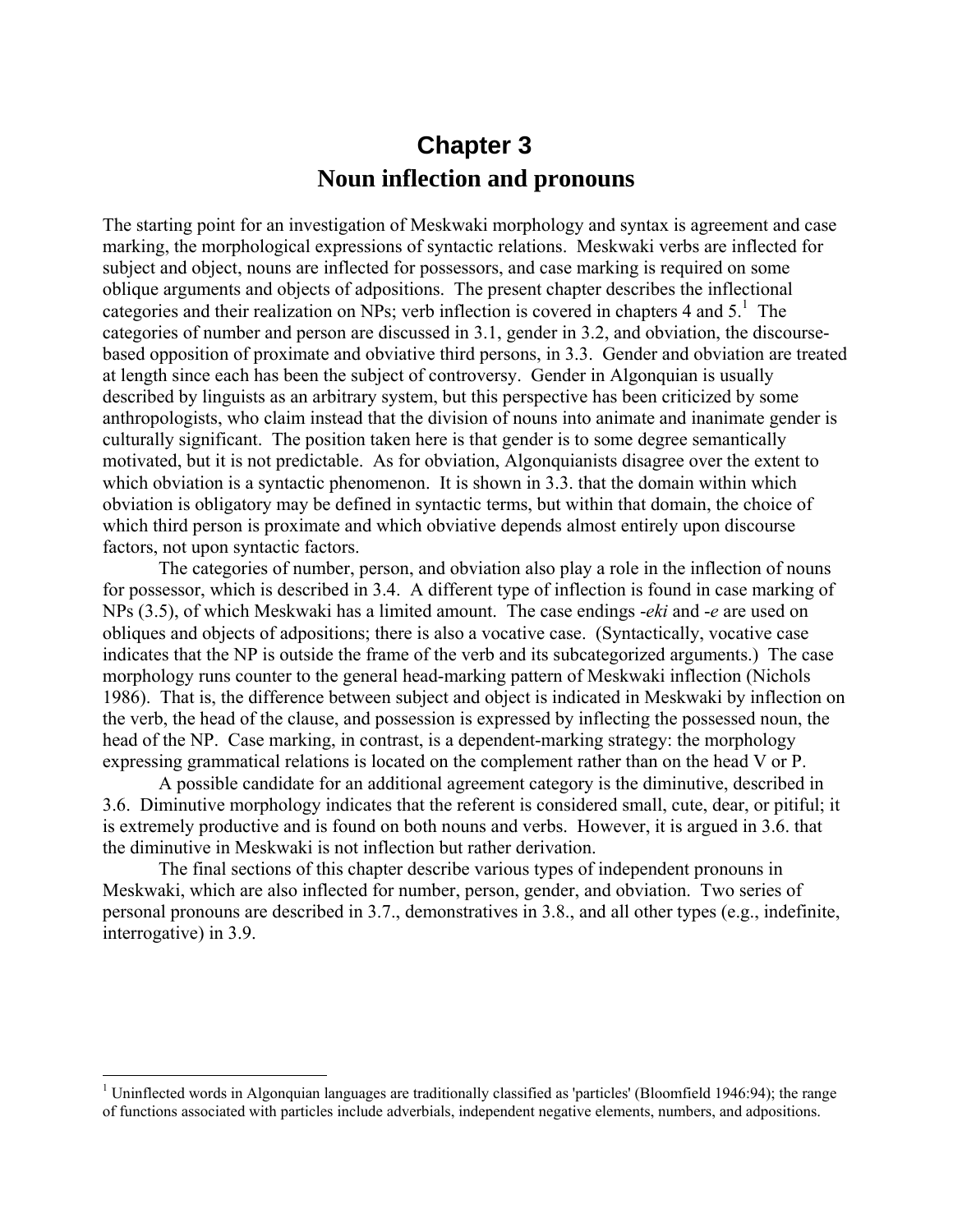# Chapter 3
# Noun inflection and pronouns

The starting point for an investigation of Meskwaki morphology and syntax is agreement and case marking, the morphological expressions of syntactic relations. Meskwaki verbs are inflected for subject and object, nouns are inflected for possessors, and case marking is required on some oblique arguments and objects of adpositions. The present chapter describes the inflectional categories and their realization on NPs; verb inflection is covered in chapters 4 and 5.[1] The categories of number and person are discussed in 3.1, gender in 3.2, and obviation, the discourse-based opposition of proximate and obviative third persons, in 3.3. Gender and obviation are treated at length since each has been the subject of controversy. Gender in Algonquian is usually described by linguists as an arbitrary system, but this perspective has been criticized by some anthropologists, who claim instead that the division of nouns into animate and inanimate gender is culturally significant. The position taken here is that gender is to some degree semantically motivated, but it is not predictable. As for obviation, Algonquianists disagree over the extent to which obviation is a syntactic phenomenon. It is shown in 3.3. that the domain within which obviation is obligatory may be defined in syntactic terms, but within that domain, the choice of which third person is proximate and which obviative depends almost entirely upon discourse factors, not upon syntactic factors.

The categories of number, person, and obviation also play a role in the inflection of nouns for possessor, which is described in 3.4. A different type of inflection is found in case marking of NPs (3.5), of which Meskwaki has a limited amount. The case endings *-eki* and *-e* are used on obliques and objects of adpositions; there is also a vocative case. (Syntactically, vocative case indicates that the NP is outside the frame of the verb and its subcategorized arguments.) The case morphology runs counter to the general head-marking pattern of Meskwaki inflection (Nichols 1986). That is, the difference between subject and object is indicated in Meskwaki by inflection on the verb, the head of the clause, and possession is expressed by inflecting the possessed noun, the head of the NP. Case marking, in contrast, is a dependent-marking strategy: the morphology expressing grammatical relations is located on the complement rather than on the head V or P.

A possible candidate for an additional agreement category is the diminutive, described in 3.6. Diminutive morphology indicates that the referent is considered small, cute, dear, or pitiful; it is extremely productive and is found on both nouns and verbs. However, it is argued in 3.6. that the diminutive in Meskwaki is not inflection but rather derivation.

The final sections of this chapter describe various types of independent pronouns in Meskwaki, which are also inflected for number, person, gender, and obviation. Two series of personal pronouns are described in 3.7., demonstratives in 3.8., and all other types (e.g., indefinite, interrogative) in 3.9.

---

[1] Uninflected words in Algonquian languages are traditionally classified as 'particles' (Bloomfield 1946:94); the range of functions associated with particles include adverbials, independent negative elements, numbers, and adpositions.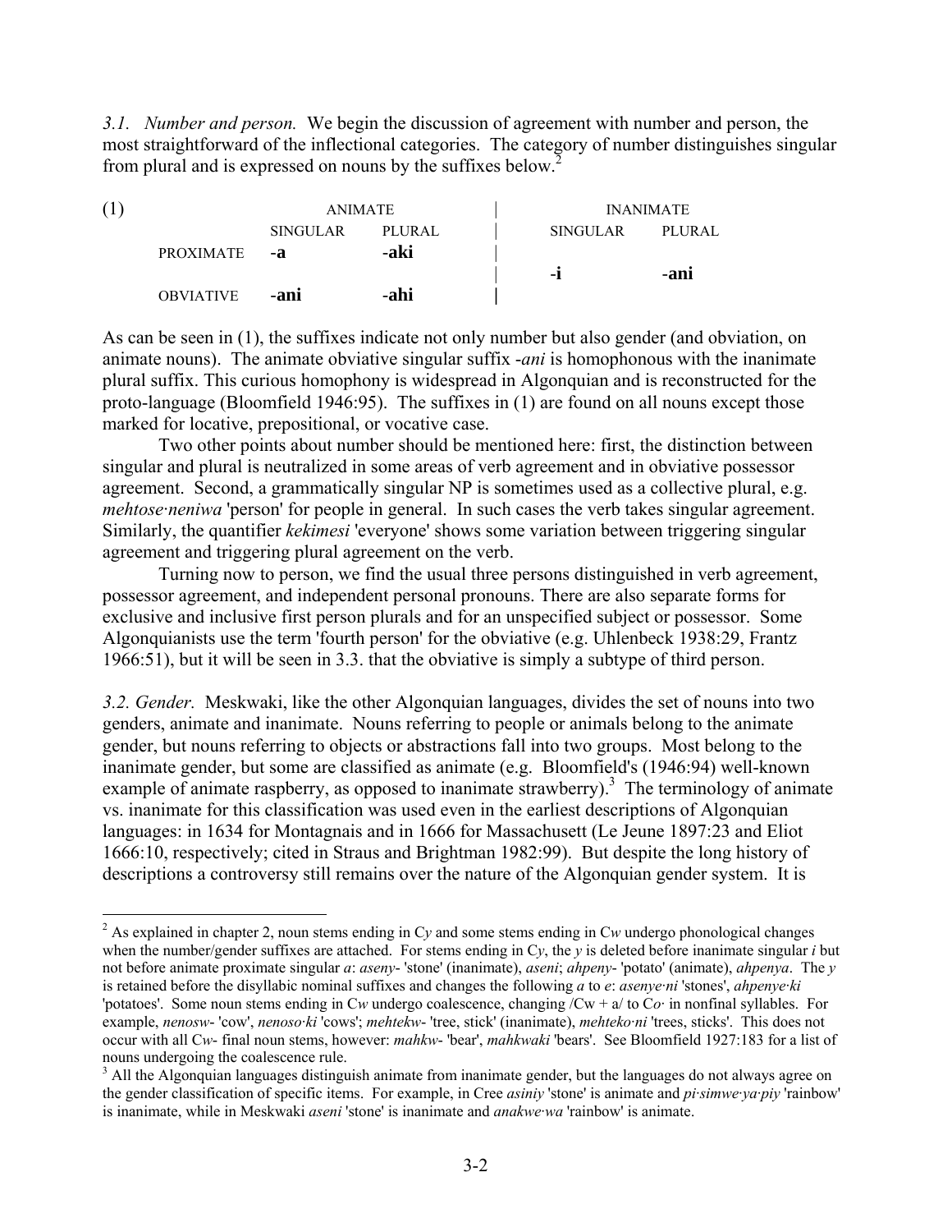*3.1. Number and person.* We begin the discussion of agreement with number and person, the most straightforward of the inflectional categories. The category of number distinguishes singular from plural and is expressed on nouns by the suffixes below.[2]

(1)

| | ANIMATE | | INANIMATE | |
|---|---|---|---|---|
| | SINGULAR | PLURAL | SINGULAR | PLURAL |
| PROXIMATE | **-a** | **-aki** | **-i** | **-ani** |
| OBVIATIVE | **-ani** | **-ahi** | | |

As can be seen in (1), the suffixes indicate not only number but also gender (and obviation, on animate nouns). The animate obviative singular suffix *-ani* is homophonous with the inanimate plural suffix. This curious homophony is widespread in Algonquian and is reconstructed for the proto-language (Bloomfield 1946:95). The suffixes in (1) are found on all nouns except those marked for locative, prepositional, or vocative case.

Two other points about number should be mentioned here: first, the distinction between singular and plural is neutralized in some areas of verb agreement and in obviative possessor agreement. Second, a grammatically singular NP is sometimes used as a collective plural, e.g. *mehtose·neniwa* 'person' for people in general. In such cases the verb takes singular agreement. Similarly, the quantifier *kekimesi* 'everyone' shows some variation between triggering singular agreement and triggering plural agreement on the verb.

Turning now to person, we find the usual three persons distinguished in verb agreement, possessor agreement, and independent personal pronouns. There are also separate forms for exclusive and inclusive first person plurals and for an unspecified subject or possessor. Some Algonquianists use the term 'fourth person' for the obviative (e.g. Uhlenbeck 1938:29, Frantz 1966:51), but it will be seen in 3.3. that the obviative is simply a subtype of third person.

*3.2. Gender.* Meskwaki, like the other Algonquian languages, divides the set of nouns into two genders, animate and inanimate. Nouns referring to people or animals belong to the animate gender, but nouns referring to objects or abstractions fall into two groups. Most belong to the inanimate gender, but some are classified as animate (e.g. Bloomfield's (1946:94) well-known example of animate raspberry, as opposed to inanimate strawberry).[3] The terminology of animate vs. inanimate for this classification was used even in the earliest descriptions of Algonquian languages: in 1634 for Montagnais and in 1666 for Massachusett (Le Jeune 1897:23 and Eliot 1666:10, respectively; cited in Straus and Brightman 1982:99). But despite the long history of descriptions a controversy still remains over the nature of the Algonquian gender system. It is

---

[2] As explained in chapter 2, noun stems ending in C*y* and some stems ending in C*w* undergo phonological changes when the number/gender suffixes are attached. For stems ending in C*y*, the *y* is deleted before inanimate singular *i* but not before animate proximate singular *a*: *aseny-* 'stone' (inanimate), *aseni*; *ahpeny-* 'potato' (animate), *ahpenya*. The *y* is retained before the disyllabic nominal suffixes and changes the following *a* to *e*: *asenye·ni* 'stones', *ahpenye·ki* 'potatoes'. Some noun stems ending in C*w* undergo coalescence, changing /C*w* + a/ to C*o·* in nonfinal syllables. For example, *nenosw-* 'cow', *nenoso·ki* 'cows'; *mehtekw-* 'tree, stick' (inanimate), *mehteko·ni* 'trees, sticks'. This does not occur with all C*w*- final noun stems, however: *mahkw-* 'bear', *mahkwaki* 'bears'. See Bloomfield 1927:183 for a list of nouns undergoing the coalescence rule.

[3] All the Algonquian languages distinguish animate from inanimate gender, but the languages do not always agree on the gender classification of specific items. For example, in Cree *asiniy* 'stone' is animate and *pi·simwe·ya·piy* 'rainbow' is inanimate, while in Meskwaki *aseni* 'stone' is inanimate and *anakwe·wa* 'rainbow' is animate.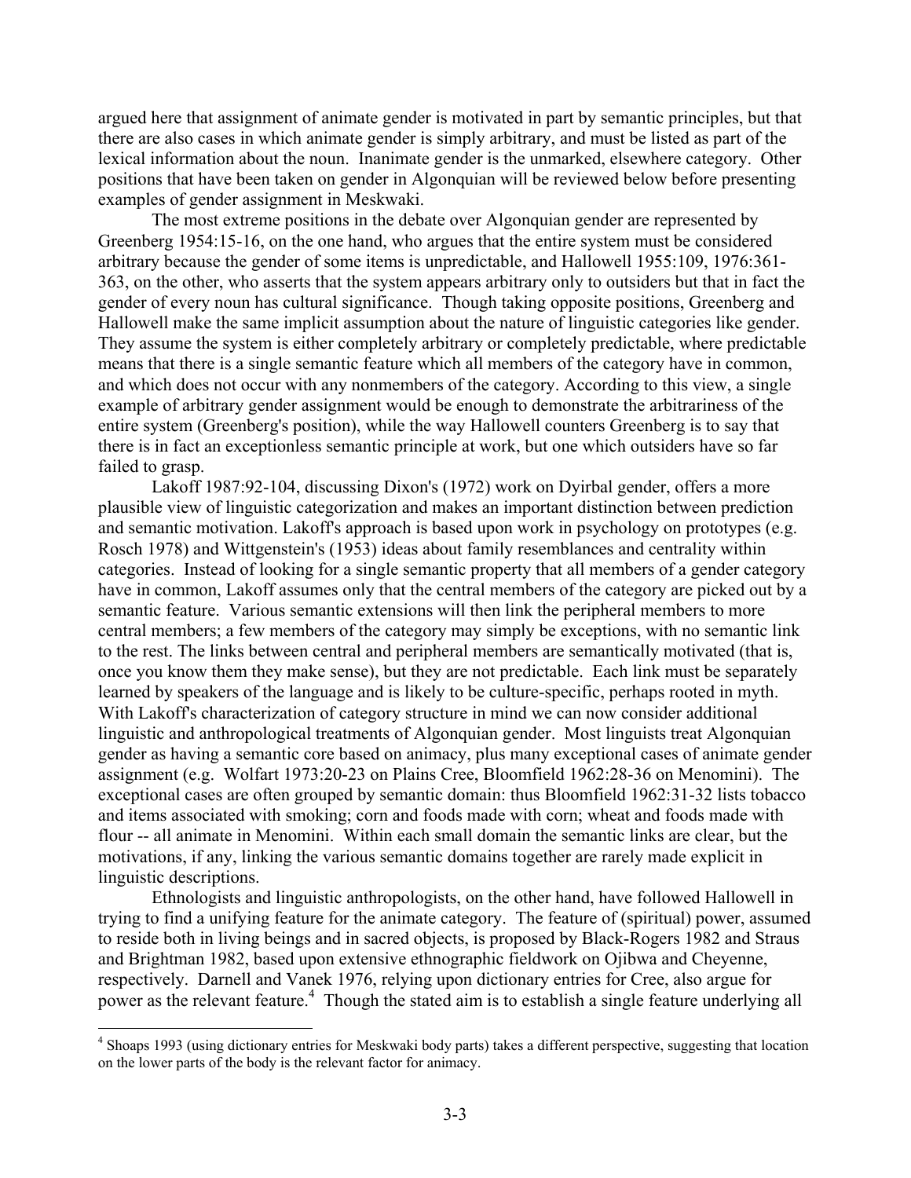argued here that assignment of animate gender is motivated in part by semantic principles, but that there are also cases in which animate gender is simply arbitrary, and must be listed as part of the lexical information about the noun. Inanimate gender is the unmarked, elsewhere category. Other positions that have been taken on gender in Algonquian will be reviewed below before presenting examples of gender assignment in Meskwaki.

The most extreme positions in the debate over Algonquian gender are represented by Greenberg 1954:15-16, on the one hand, who argues that the entire system must be considered arbitrary because the gender of some items is unpredictable, and Hallowell 1955:109, 1976:361-363, on the other, who asserts that the system appears arbitrary only to outsiders but that in fact the gender of every noun has cultural significance. Though taking opposite positions, Greenberg and Hallowell make the same implicit assumption about the nature of linguistic categories like gender. They assume the system is either completely arbitrary or completely predictable, where predictable means that there is a single semantic feature which all members of the category have in common, and which does not occur with any nonmembers of the category. According to this view, a single example of arbitrary gender assignment would be enough to demonstrate the arbitrariness of the entire system (Greenberg's position), while the way Hallowell counters Greenberg is to say that there is in fact an exceptionless semantic principle at work, but one which outsiders have so far failed to grasp.

Lakoff 1987:92-104, discussing Dixon's (1972) work on Dyirbal gender, offers a more plausible view of linguistic categorization and makes an important distinction between prediction and semantic motivation. Lakoff's approach is based upon work in psychology on prototypes (e.g. Rosch 1978) and Wittgenstein's (1953) ideas about family resemblances and centrality within categories. Instead of looking for a single semantic property that all members of a gender category have in common, Lakoff assumes only that the central members of the category are picked out by a semantic feature. Various semantic extensions will then link the peripheral members to more central members; a few members of the category may simply be exceptions, with no semantic link to the rest. The links between central and peripheral members are semantically motivated (that is, once you know them they make sense), but they are not predictable. Each link must be separately learned by speakers of the language and is likely to be culture-specific, perhaps rooted in myth. With Lakoff's characterization of category structure in mind we can now consider additional linguistic and anthropological treatments of Algonquian gender. Most linguists treat Algonquian gender as having a semantic core based on animacy, plus many exceptional cases of animate gender assignment (e.g. Wolfart 1973:20-23 on Plains Cree, Bloomfield 1962:28-36 on Menomini). The exceptional cases are often grouped by semantic domain: thus Bloomfield 1962:31-32 lists tobacco and items associated with smoking; corn and foods made with corn; wheat and foods made with flour -- all animate in Menomini. Within each small domain the semantic links are clear, but the motivations, if any, linking the various semantic domains together are rarely made explicit in linguistic descriptions.

Ethnologists and linguistic anthropologists, on the other hand, have followed Hallowell in trying to find a unifying feature for the animate category. The feature of (spiritual) power, assumed to reside both in living beings and in sacred objects, is proposed by Black-Rogers 1982 and Straus and Brightman 1982, based upon extensive ethnographic fieldwork on Ojibwa and Cheyenne, respectively. Darnell and Vanek 1976, relying upon dictionary entries for Cree, also argue for power as the relevant feature.[4] Though the stated aim is to establish a single feature underlying all

[4] Shoaps 1993 (using dictionary entries for Meskwaki body parts) takes a different perspective, suggesting that location on the lower parts of the body is the relevant factor for animacy.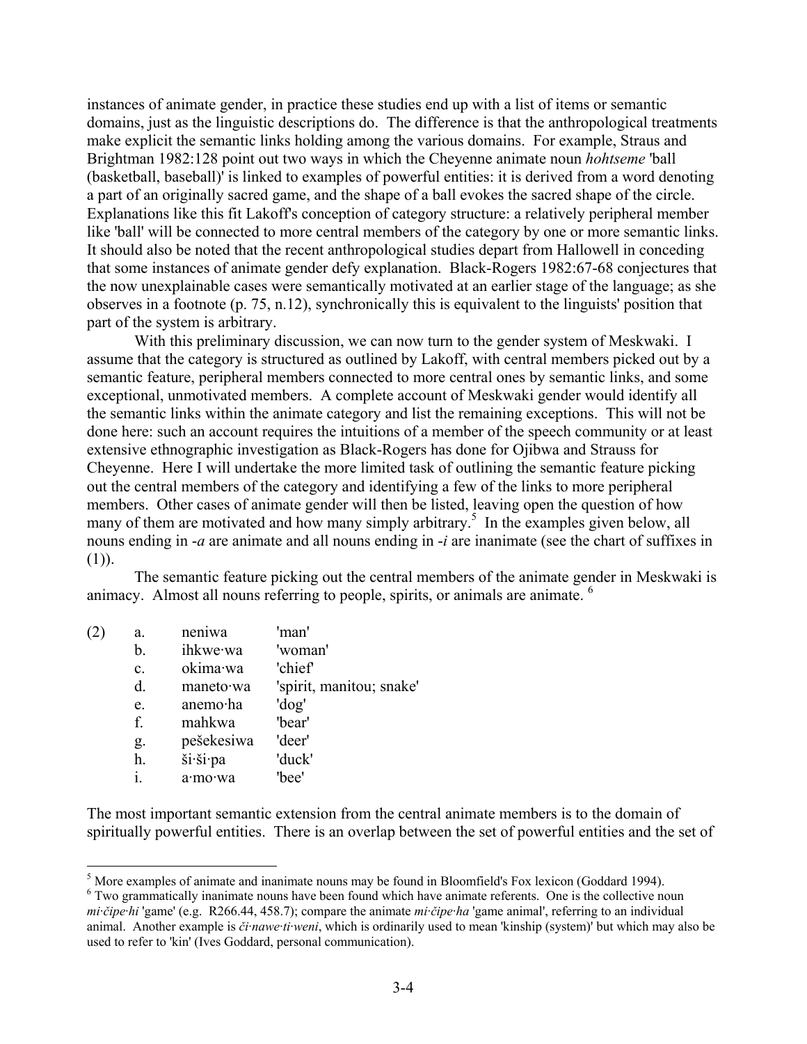instances of animate gender, in practice these studies end up with a list of items or semantic domains, just as the linguistic descriptions do. The difference is that the anthropological treatments make explicit the semantic links holding among the various domains. For example, Straus and Brightman 1982:128 point out two ways in which the Cheyenne animate noun *hohtseme* 'ball (basketball, baseball)' is linked to examples of powerful entities: it is derived from a word denoting a part of an originally sacred game, and the shape of a ball evokes the sacred shape of the circle. Explanations like this fit Lakoff's conception of category structure: a relatively peripheral member like 'ball' will be connected to more central members of the category by one or more semantic links. It should also be noted that the recent anthropological studies depart from Hallowell in conceding that some instances of animate gender defy explanation. Black-Rogers 1982:67-68 conjectures that the now unexplainable cases were semantically motivated at an earlier stage of the language; as she observes in a footnote (p. 75, n.12), synchronically this is equivalent to the linguists' position that part of the system is arbitrary.

With this preliminary discussion, we can now turn to the gender system of Meskwaki. I assume that the category is structured as outlined by Lakoff, with central members picked out by a semantic feature, peripheral members connected to more central ones by semantic links, and some exceptional, unmotivated members. A complete account of Meskwaki gender would identify all the semantic links within the animate category and list the remaining exceptions. This will not be done here: such an account requires the intuitions of a member of the speech community or at least extensive ethnographic investigation as Black-Rogers has done for Ojibwa and Strauss for Cheyenne. Here I will undertake the more limited task of outlining the semantic feature picking out the central members of the category and identifying a few of the links to more peripheral members. Other cases of animate gender will then be listed, leaving open the question of how many of them are motivated and how many simply arbitrary.[5] In the examples given below, all nouns ending in *-a* are animate and all nouns ending in *-i* are inanimate (see the chart of suffixes in (1)).

The semantic feature picking out the central members of the animate gender in Meskwaki is animacy. Almost all nouns referring to people, spirits, or animals are animate.[6]

(2)
a. neniwa 'man'
b. ihkwe·wa 'woman'
c. okima·wa 'chief'
d. maneto·wa 'spirit, manitou; snake'
e. anemo·ha 'dog'
f. mahkwa 'bear'
g. pešekesiwa 'deer'
h. ši·ši·pa 'duck'
i. a·mo·wa 'bee'

The most important semantic extension from the central animate members is to the domain of spiritually powerful entities. There is an overlap between the set of powerful entities and the set of

[5] More examples of animate and inanimate nouns may be found in Bloomfield's Fox lexicon (Goddard 1994).

[6] Two grammatically inanimate nouns have been found which have animate referents. One is the collective noun *mi·čipe·hi* 'game' (e.g. R266.44, 458.7); compare the animate *mi·čipe·ha* 'game animal', referring to an individual animal. Another example is *či·nawe·ti·weni*, which is ordinarily used to mean 'kinship (system)' but which may also be used to refer to 'kin' (Ives Goddard, personal communication).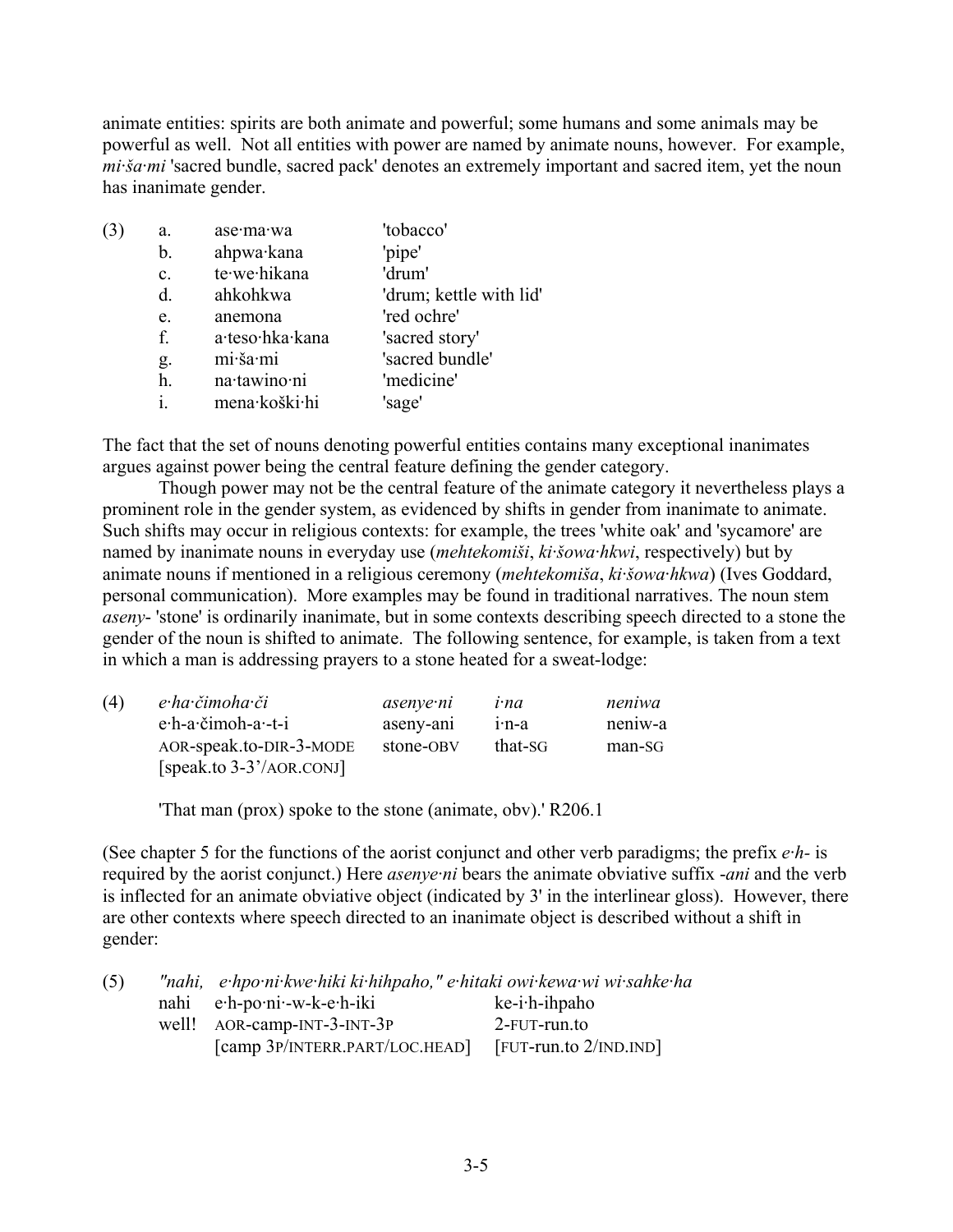animate entities: spirits are both animate and powerful; some humans and some animals may be powerful as well. Not all entities with power are named by animate nouns, however. For example, *mi·ša·mi* 'sacred bundle, sacred pack' denotes an extremely important and sacred item, yet the noun has inanimate gender.

| (3) | | | |
|---|---|---|---|
| | a. | ase·ma·wa | 'tobacco' |
| | b. | ahpwa·kana | 'pipe' |
| | c. | te·we·hikana | 'drum' |
| | d. | ahkohkwa | 'drum; kettle with lid' |
| | e. | anemona | 'red ochre' |
| | f. | a·teso·hka·kana | 'sacred story' |
| | g. | mi·ša·mi | 'sacred bundle' |
| | h. | na·tawino·ni | 'medicine' |
| | i. | mena·koški·hi | 'sage' |

The fact that the set of nouns denoting powerful entities contains many exceptional inanimates argues against power being the central feature defining the gender category.

Though power may not be the central feature of the animate category it nevertheless plays a prominent role in the gender system, as evidenced by shifts in gender from inanimate to animate. Such shifts may occur in religious contexts: for example, the trees 'white oak' and 'sycamore' are named by inanimate nouns in everyday use (*mehtekomiši*, *ki·šowa·hkwi*, respectively) but by animate nouns if mentioned in a religious ceremony (*mehtekomiša*, *ki·šowa·hkwa*) (Ives Goddard, personal communication). More examples may be found in traditional narratives. The noun stem *aseny-* 'stone' is ordinarily inanimate, but in some contexts describing speech directed to a stone the gender of the noun is shifted to animate. The following sentence, for example, is taken from a text in which a man is addressing prayers to a stone heated for a sweat-lodge:

| (4) | *e·ha·čimoha·či* | *asenye·ni* | *i·na* | *neniwa* |
|---|---|---|---|---|
| | e·h-a·čimoh-a·-t-i | aseny-ani | i·n-a | neniw-a |
| | AOR-speak.to-DIR-3-MODE | stone-OBV | that-SG | man-SG |
| | [speak.to 3-3'/AOR.CONJ] | | | |

'That man (prox) spoke to the stone (animate, obv).' R206.1

(See chapter 5 for the functions of the aorist conjunct and other verb paradigms; the prefix *e·h-* is required by the aorist conjunct.) Here *asenye·ni* bears the animate obviative suffix *-ani* and the verb is inflected for an animate obviative object (indicated by 3' in the interlinear gloss). However, there are other contexts where speech directed to an inanimate object is described without a shift in gender:

| (5) | *"nahi,* | *e·hpo·ni·kwe·hiki ki·hihpaho," e·hitaki owi·kewa·wi wi·sahke·ha* | |
|---|---|---|---|
| | nahi | e·h-po·ni·-w-k-e·h-iki | ke-i·h-ihpaho |
| | well! | AOR-camp-INT-3-INT-3P | 2-FUT-run.to |
| | | [camp 3P/INTERR.PART/LOC.HEAD] | [FUT-run.to 2/IND.IND] |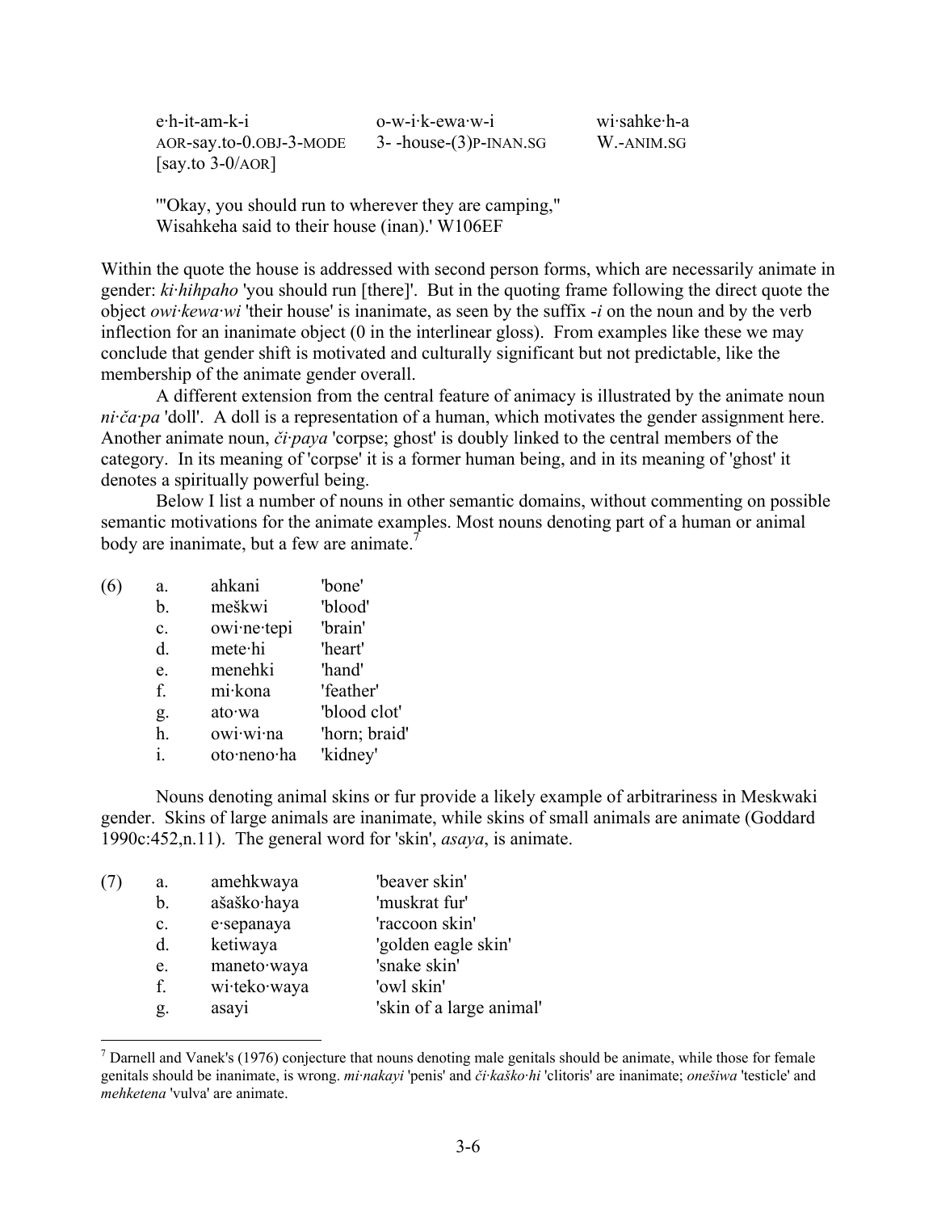| e·h-it-am-k-i | o-w-i·k-ewa·w-i | wi·sahke·h-a |
|---|---|---|
| AOR-say.to-0.OBJ-3-MODE | 3- -house-(3)P-INAN.SG | W.-ANIM.SG |
| [say.to 3-0/AOR] | | |

'"Okay, you should run to wherever they are camping," Wisahkeha said to their house (inan).' W106EF

Within the quote the house is addressed with second person forms, which are necessarily animate in gender: *ki·hihpaho* 'you should run [there]'. But in the quoting frame following the direct quote the object *owi·kewa·wi* 'their house' is inanimate, as seen by the suffix *-i* on the noun and by the verb inflection for an inanimate object (0 in the interlinear gloss). From examples like these we may conclude that gender shift is motivated and culturally significant but not predictable, like the membership of the animate gender overall.

A different extension from the central feature of animacy is illustrated by the animate noun *ni·ča·pa* 'doll'. A doll is a representation of a human, which motivates the gender assignment here. Another animate noun, *či·paya* 'corpse; ghost' is doubly linked to the central members of the category. In its meaning of 'corpse' it is a former human being, and in its meaning of 'ghost' it denotes a spiritually powerful being.

Below I list a number of nouns in other semantic domains, without commenting on possible semantic motivations for the animate examples. Most nouns denoting part of a human or animal body are inanimate, but a few are animate.[7]

(6)
- a. ahkani 'bone'
- b. meškwi 'blood'
- c. owi·ne·tepi 'brain'
- d. mete·hi 'heart'
- e. menehki 'hand'
- f. mi·kona 'feather'
- g. ato·wa 'blood clot'
- h. owi·wi·na 'horn; braid'
- i. oto·neno·ha 'kidney'

Nouns denoting animal skins or fur provide a likely example of arbitrariness in Meskwaki gender. Skins of large animals are inanimate, while skins of small animals are animate (Goddard 1990c:452,n.11). The general word for 'skin', *asaya*, is animate.

(7)
- a. amehkwaya 'beaver skin'
- b. ašaško·haya 'muskrat fur'
- c. e·sepanaya 'raccoon skin'
- d. ketiwaya 'golden eagle skin'
- e. maneto·waya 'snake skin'
- f. wi·teko·waya 'owl skin'
- g. asayi 'skin of a large animal'

---

[7] Darnell and Vanek's (1976) conjecture that nouns denoting male genitals should be animate, while those for female genitals should be inanimate, is wrong. *mi·nakayi* 'penis' and *či·kaško·hi* 'clitoris' are inanimate; *onešiwa* 'testicle' and *mehketena* 'vulva' are animate.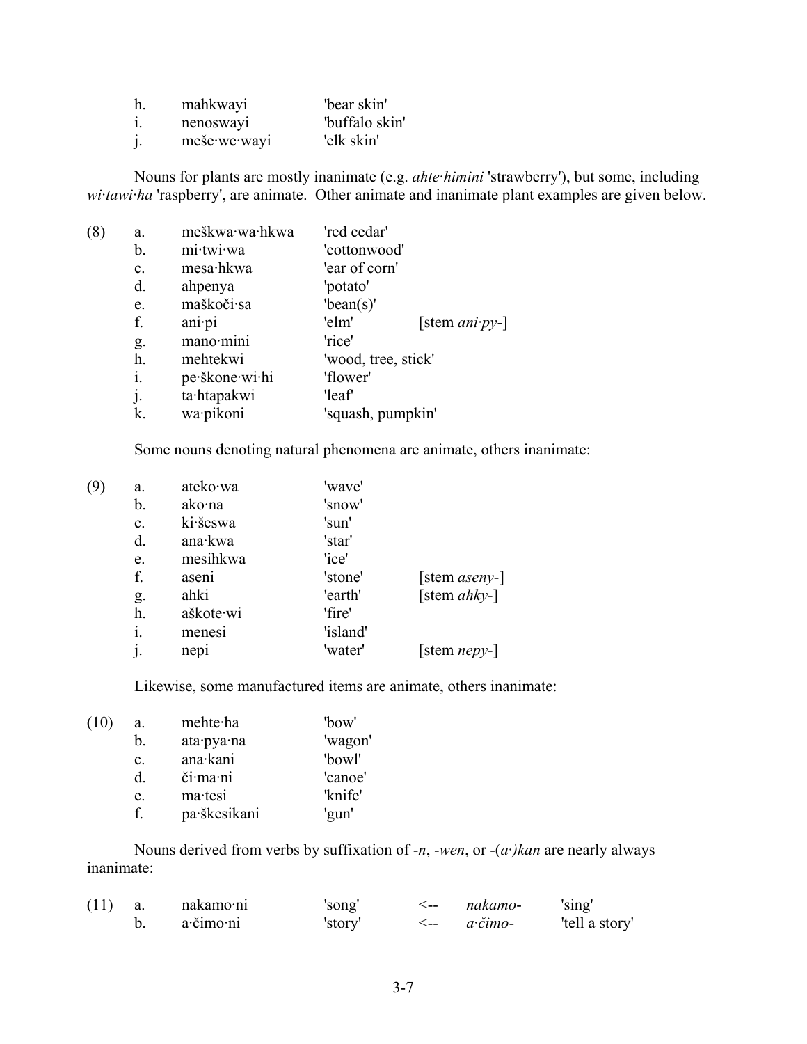| | | |
|---|---|---|
| h. | mahkwayi | 'bear skin' |
| i. | nenoswayi | 'buffalo skin' |
| j. | meše·we·wayi | 'elk skin' |

Nouns for plants are mostly inanimate (e.g. *ahte·himini* 'strawberry'), but some, including *wi·tawi·ha* 'raspberry', are animate. Other animate and inanimate plant examples are given below.

| | | | | |
|---|---|---|---|---|
| (8) | a. | meškwa·wa·hkwa | 'red cedar' | |
| | b. | mi·twi·wa | 'cottonwood' | |
| | c. | mesa·hkwa | 'ear of corn' | |
| | d. | ahpenya | 'potato' | |
| | e. | maškoči·sa | 'bean(s)' | |
| | f. | ani·pi | 'elm' | [stem *ani·py-*] |
| | g. | mano·mini | 'rice' | |
| | h. | mehtekwi | 'wood, tree, stick' | |
| | i. | pe·škone·wi·hi | 'flower' | |
| | j. | ta·htapakwi | 'leaf' | |
| | k. | wa·pikoni | 'squash, pumpkin' | |

Some nouns denoting natural phenomena are animate, others inanimate:

| | | | | |
|---|---|---|---|---|
| (9) | a. | ateko·wa | 'wave' | |
| | b. | ako·na | 'snow' | |
| | c. | ki·šeswa | 'sun' | |
| | d. | ana·kwa | 'star' | |
| | e. | mesihkwa | 'ice' | |
| | f. | aseni | 'stone' | [stem *aseny-*] |
| | g. | ahki | 'earth' | [stem *ahky-*] |
| | h. | aškote·wi | 'fire' | |
| | i. | menesi | 'island' | |
| | j. | nepi | 'water' | [stem *nepy-*] |

Likewise, some manufactured items are animate, others inanimate:

| | | | |
|---|---|---|---|
| (10) | a. | mehte·ha | 'bow' |
| | b. | ata·pya·na | 'wagon' |
| | c. | ana·kani | 'bowl' |
| | d. | či·ma·ni | 'canoe' |
| | e. | ma·tesi | 'knife' |
| | f. | pa·škesikani | 'gun' |

Nouns derived from verbs by suffixation of *-n*, *-wen*, or *-(a·)kan* are nearly always inanimate:

| | | | | | | |
|---|---|---|---|---|---|---|
| (11) | a. | nakamo·ni | 'song' | <-- | *nakamo-* | 'sing' |
| | b. | a·čimo·ni | 'story' | <-- | *a·čimo-* | 'tell a story' |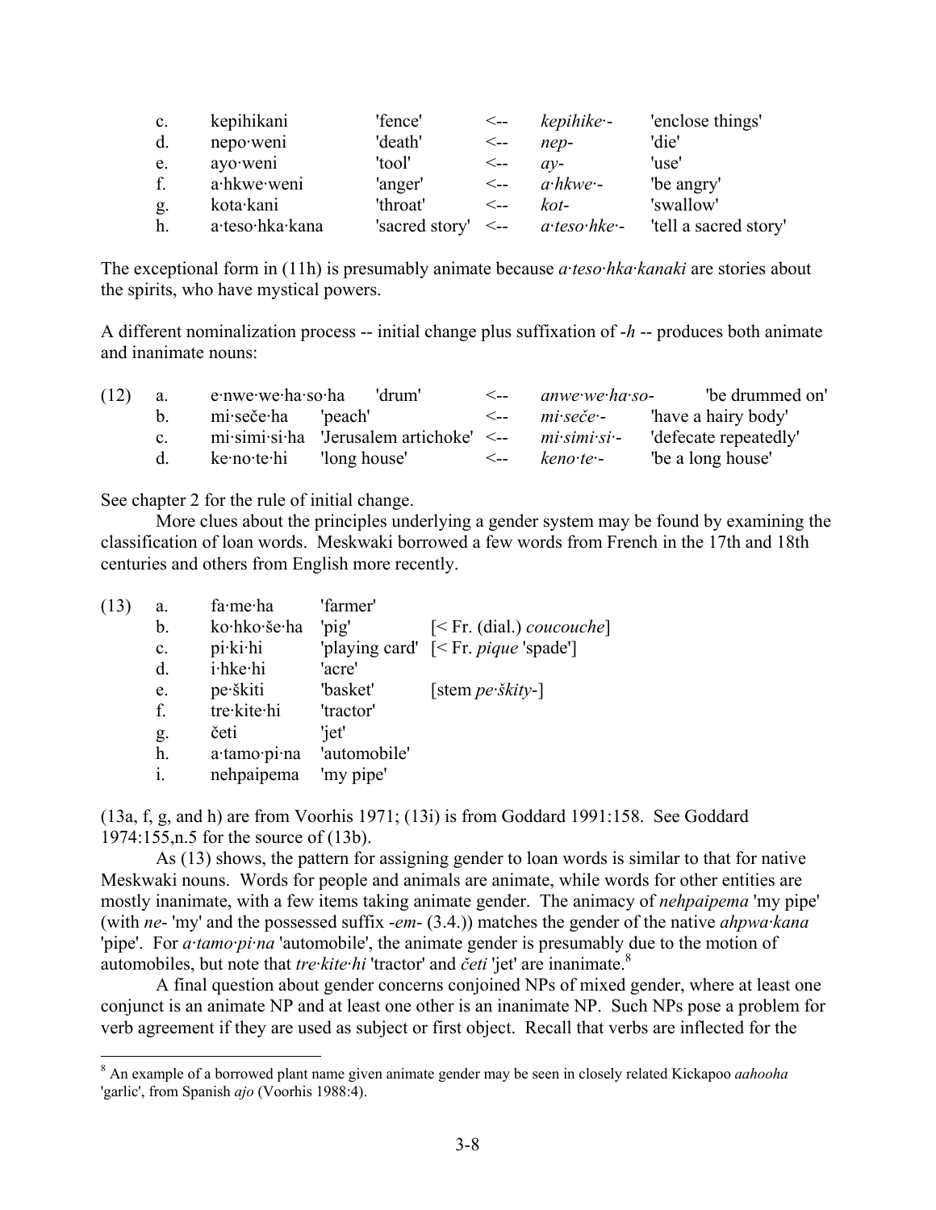| | | | | | |
|---|---|---|---|---|---|
| c. | kepihikani | 'fence' | <-- | *kepihike·-* | 'enclose things' |
| d. | nepo·weni | 'death' | <-- | *nep-* | 'die' |
| e. | ayo·weni | 'tool' | <-- | *ay-* | 'use' |
| f. | a·hkwe·weni | 'anger' | <-- | *a·hkwe·-* | 'be angry' |
| g. | kota·kani | 'throat' | <-- | *kot-* | 'swallow' |
| h. | a·teso·hka·kana | 'sacred story' | <-- | *a·teso·hke·-* | 'tell a sacred story' |

The exceptional form in (11h) is presumably animate because *a·teso·hka·kanaki* are stories about the spirits, who have mystical powers.

A different nominalization process -- initial change plus suffixation of *-h* -- produces both animate and inanimate nouns:

| | | | | | | |
|---|---|---|---|---|---|---|
| (12) | a. | e·nwe·we·ha·so·ha | 'drum' | <-- | *anwe·we·ha·so-* | 'be drummed on' |
| | b. | mi·seče·ha | 'peach' | <-- | *mi·seče·-* | 'have a hairy body' |
| | c. | mi·simi·si·ha | 'Jerusalem artichoke' | <-- | *mi·simi·si·-* | 'defecate repeatedly' |
| | d. | ke·no·te·hi | 'long house' | <-- | *keno·te·-* | 'be a long house' |

See chapter 2 for the rule of initial change.

More clues about the principles underlying a gender system may be found by examining the classification of loan words. Meskwaki borrowed a few words from French in the 17th and 18th centuries and others from English more recently.

| | | | | |
|---|---|---|---|---|
| (13) | a. | fa·me·ha | 'farmer' | |
| | b. | ko·hko·še·ha | 'pig' | [< Fr. (dial.) *coucouche*] |
| | c. | pi·ki·hi | 'playing card' | [< Fr. *pique* 'spade'] |
| | d. | i·hke·hi | 'acre' | |
| | e. | pe·škiti | 'basket' | [stem *pe·škity-*] |
| | f. | tre·kite·hi | 'tractor' | |
| | g. | četi | 'jet' | |
| | h. | a·tamo·pi·na | 'automobile' | |
| | i. | nehpaipema | 'my pipe' | |

(13a, f, g, and h) are from Voorhis 1971; (13i) is from Goddard 1991:158. See Goddard 1974:155,n.5 for the source of (13b).

As (13) shows, the pattern for assigning gender to loan words is similar to that for native Meskwaki nouns. Words for people and animals are animate, while words for other entities are mostly inanimate, with a few items taking animate gender. The animacy of *nehpaipema* 'my pipe' (with *ne-* 'my' and the possessed suffix *-em-* (3.4.)) matches the gender of the native *ahpwa·kana* 'pipe'. For *a·tamo·pi·na* 'automobile', the animate gender is presumably due to the motion of automobiles, but note that *tre·kite·hi* 'tractor' and *četi* 'jet' are inanimate.[8]

A final question about gender concerns conjoined NPs of mixed gender, where at least one conjunct is an animate NP and at least one other is an inanimate NP. Such NPs pose a problem for verb agreement if they are used as subject or first object. Recall that verbs are inflected for the

[8] An example of a borrowed plant name given animate gender may be seen in closely related Kickapoo *aahooha* 'garlic', from Spanish *ajo* (Voorhis 1988:4).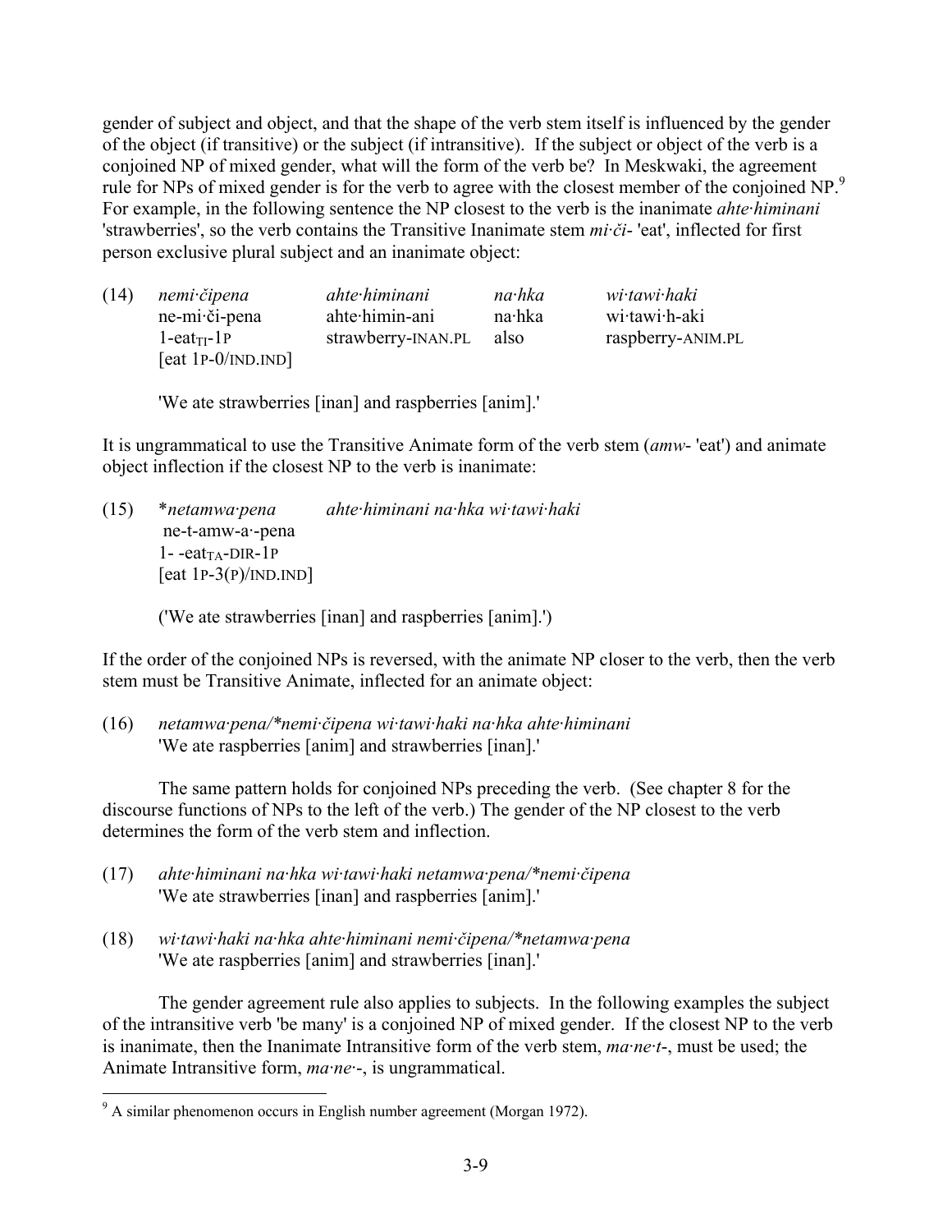gender of subject and object, and that the shape of the verb stem itself is influenced by the gender of the object (if transitive) or the subject (if intransitive). If the subject or object of the verb is a conjoined NP of mixed gender, what will the form of the verb be? In Meskwaki, the agreement rule for NPs of mixed gender is for the verb to agree with the closest member of the conjoined NP.[9] For example, in the following sentence the NP closest to the verb is the inanimate *ahte·himinani* 'strawberries', so the verb contains the Transitive Inanimate stem *mi·či-* 'eat', inflected for first person exclusive plural subject and an inanimate object:

(14)

| *nemi·čipena* | *ahte·himinani* | *na·hka* | *wi·tawi·haki* |
|---|---|---|---|
| ne-mi·či-pena | ahte·himin-ani | na·hka | wi·tawi·h-aki |
| 1-eat$_{TI}$-1P | strawberry-INAN.PL | also | raspberry-ANIM.PL |
| [eat 1P-0/IND.IND] | | | |

'We ate strawberries [inan] and raspberries [anim].'

It is ungrammatical to use the Transitive Animate form of the verb stem (*amw-* 'eat') and animate object inflection if the closest NP to the verb is inanimate:

(15) \**netamwa·pena* *ahte·himinani na·hka wi·tawi·haki*
ne-t-amw-a·-pena
1- -eat$_{TA}$-DIR-1P
[eat 1P-3(P)/IND.IND]

('We ate strawberries [inan] and raspberries [anim].')

If the order of the conjoined NPs is reversed, with the animate NP closer to the verb, then the verb stem must be Transitive Animate, inflected for an animate object:

(16) *netamwa·pena/\*nemi·čipena wi·tawi·haki na·hka ahte·himinani*
'We ate raspberries [anim] and strawberries [inan].'

The same pattern holds for conjoined NPs preceding the verb. (See chapter 8 for the discourse functions of NPs to the left of the verb.) The gender of the NP closest to the verb determines the form of the verb stem and inflection.

(17) *ahte·himinani na·hka wi·tawi·haki netamwa·pena/\*nemi·čipena*
'We ate strawberries [inan] and raspberries [anim].'

(18) *wi·tawi·haki na·hka ahte·himinani nemi·čipena/\*netamwa·pena*
'We ate raspberries [anim] and strawberries [inan].'

The gender agreement rule also applies to subjects. In the following examples the subject of the intransitive verb 'be many' is a conjoined NP of mixed gender. If the closest NP to the verb is inanimate, then the Inanimate Intransitive form of the verb stem, *ma·ne·t-*, must be used; the Animate Intransitive form, *ma·ne·-*, is ungrammatical.

[9] A similar phenomenon occurs in English number agreement (Morgan 1972).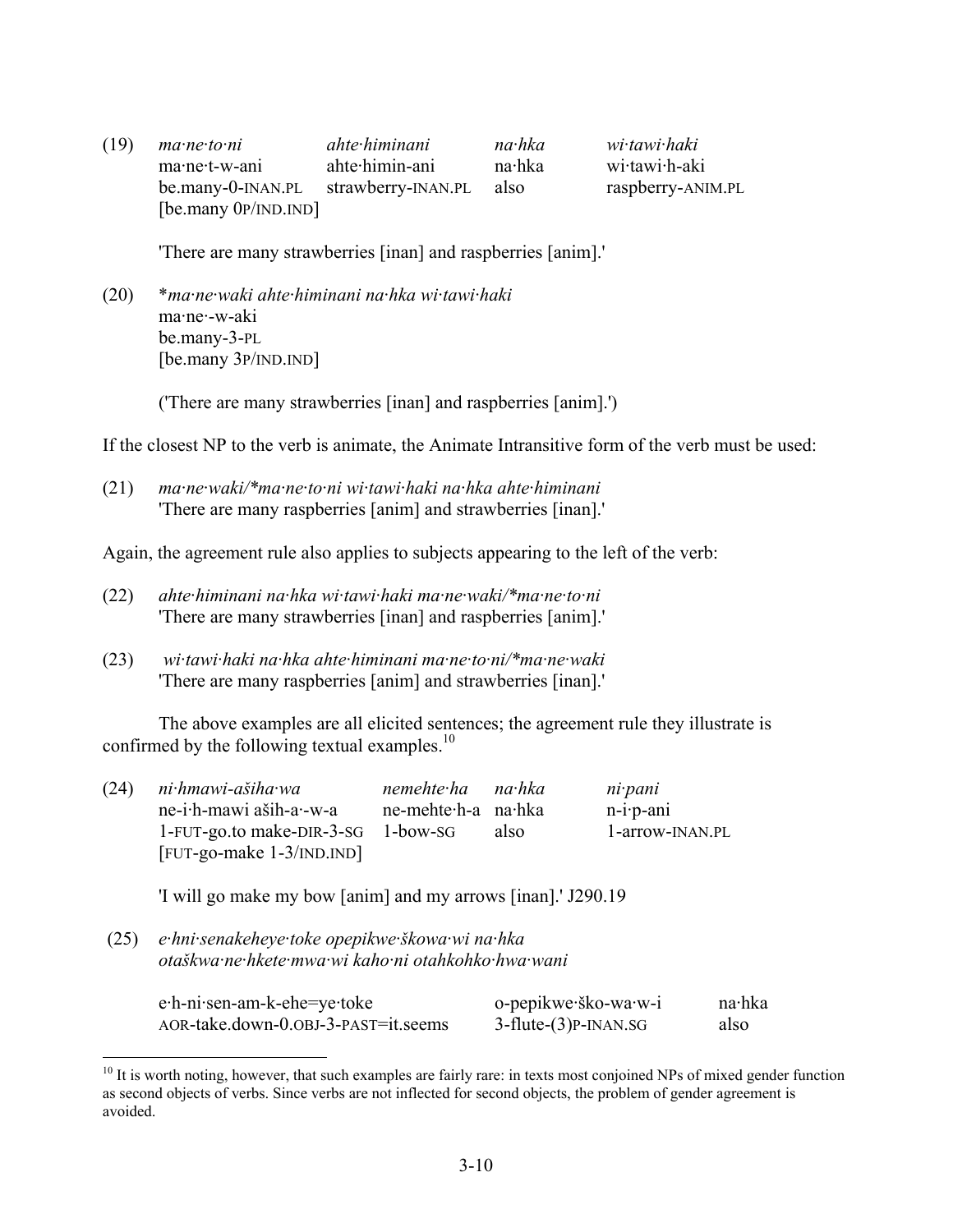(19) *ma·ne·to·ni* *ahte·himinani* *na·hka* *wi·tawi·haki*

| | | | |
|---|---|---|---|
| *ma·ne·to·ni* | *ahte·himinani* | *na·hka* | *wi·tawi·haki* |
| ma·ne·t-w-ani | ahte·himin-ani | na·hka | wi·tawi·h-aki |
| be.many-0-INAN.PL | strawberry-INAN.PL | also | raspberry-ANIM.PL |
| [be.many 0P/IND.IND] | | | |

'There are many strawberries [inan] and raspberries [anim].'

(20) *\*ma·ne·waki ahte·himinani na·hka wi·tawi·haki*
ma·ne·-w-aki
be.many-3-PL
[be.many 3P/IND.IND]

('There are many strawberries [inan] and raspberries [anim].')

If the closest NP to the verb is animate, the Animate Intransitive form of the verb must be used:

(21) *ma·ne·waki/\*ma·ne·to·ni wi·tawi·haki na·hka ahte·himinani*
'There are many raspberries [anim] and strawberries [inan].'

Again, the agreement rule also applies to subjects appearing to the left of the verb:

(22) *ahte·himinani na·hka wi·tawi·haki ma·ne·waki/\*ma·ne·to·ni*
'There are many strawberries [inan] and raspberries [anim].'

(23) *wi·tawi·haki na·hka ahte·himinani ma·ne·to·ni/\*ma·ne·waki*
'There are many raspberries [anim] and strawberries [inan].'

The above examples are all elicited sentences; the agreement rule they illustrate is confirmed by the following textual examples.[10]

(24)

| | | | |
|---|---|---|---|
| *ni·hmawi-ašiha·wa* | *nemehte·ha* | *na·hka* | *ni·pani* |
| ne-i·h-mawi aših-a·-w-a | ne-mehte·h-a | na·hka | n-i·p-ani |
| 1-FUT-go.to make-DIR-3-SG | 1-bow-SG | also | 1-arrow-INAN.PL |
| [FUT-go-make 1-3/IND.IND] | | | |

'I will go make my bow [anim] and my arrows [inan].' J290.19

(25) *e·hni·senakeheye·toke opepikwe·škowa·wi na·hka otaškwa·ne·hkete·mwa·wi kaho·ni otahkohko·hwa·wani*

| | | |
|---|---|---|
| e·h-ni·sen-am-k-ehe=ye·toke | o-pepikwe·ško-wa·w-i | na·hka |
| AOR-take.down-0.OBJ-3-PAST=it.seems | 3-flute-(3)P-INAN.SG | also |

[10] It is worth noting, however, that such examples are fairly rare: in texts most conjoined NPs of mixed gender function as second objects of verbs. Since verbs are not inflected for second objects, the problem of gender agreement is avoided.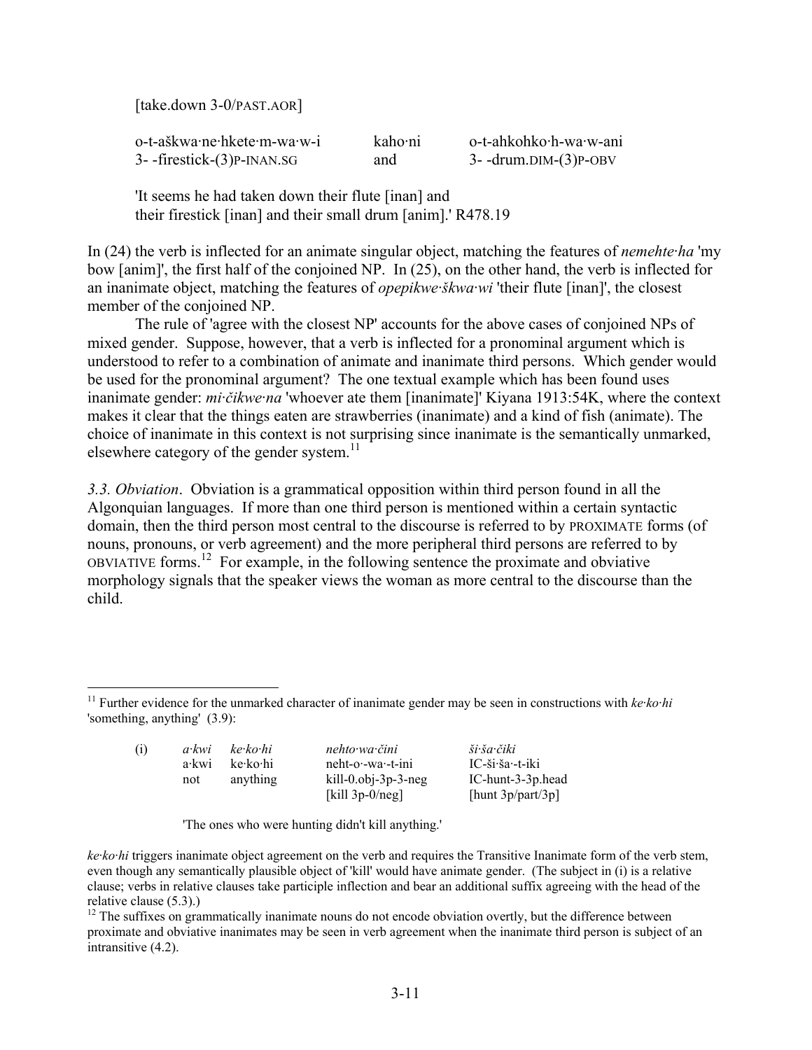[take.down 3-0/PAST.AOR]

| o-t-aškwa·ne·hkete·m-wa·w-i | kaho·ni | o-t-ahkohko·h-wa·w-ani |
|---|---|---|
| 3- -firestick-(3)P-INAN.SG | and | 3- -drum.DIM-(3)P-OBV |

'It seems he had taken down their flute [inan] and
their firestick [inan] and their small drum [anim].' R478.19

In (24) the verb is inflected for an animate singular object, matching the features of *nemehte·ha* 'my bow [anim]', the first half of the conjoined NP. In (25), on the other hand, the verb is inflected for an inanimate object, matching the features of *opepikwe·škwa·wi* 'their flute [inan]', the closest member of the conjoined NP.

The rule of 'agree with the closest NP' accounts for the above cases of conjoined NPs of mixed gender. Suppose, however, that a verb is inflected for a pronominal argument which is understood to refer to a combination of animate and inanimate third persons. Which gender would be used for the pronominal argument? The one textual example which has been found uses inanimate gender: *mi·čikwe·na* 'whoever ate them [inanimate]' Kiyana 1913:54K, where the context makes it clear that the things eaten are strawberries (inanimate) and a kind of fish (animate). The choice of inanimate in this context is not surprising since inanimate is the semantically unmarked, elsewhere category of the gender system.[11]

*3.3. Obviation*. Obviation is a grammatical opposition within third person found in all the Algonquian languages. If more than one third person is mentioned within a certain syntactic domain, then the third person most central to the discourse is referred to by PROXIMATE forms (of nouns, pronouns, or verb agreement) and the more peripheral third persons are referred to by OBVIATIVE forms.[12] For example, in the following sentence the proximate and obviative morphology signals that the speaker views the woman as more central to the discourse than the child.

---

[11] Further evidence for the unmarked character of inanimate gender may be seen in constructions with *ke·ko·hi* 'something, anything' (3.9):

| (i) | *a·kwi* | *ke·ko·hi* | *nehto·wa·čini* | *ši·ša·čiki* |
|---|---|---|---|---|
| | a·kwi | ke·ko·hi | neht-o·-wa·-t-ini | IC-ši·ša·-t-iki |
| | not | anything | kill-0.obj-3p-3-neg | IC-hunt-3-3p.head |
| | | | [kill 3p-0/neg] | [hunt 3p/part/3p] |

'The ones who were hunting didn't kill anything.'

*ke·ko·hi* triggers inanimate object agreement on the verb and requires the Transitive Inanimate form of the verb stem, even though any semantically plausible object of 'kill' would have animate gender. (The subject in (i) is a relative clause; verbs in relative clauses take participle inflection and bear an additional suffix agreeing with the head of the relative clause (5.3).)

[12] The suffixes on grammatically inanimate nouns do not encode obviation overtly, but the difference between proximate and obviative inanimates may be seen in verb agreement when the inanimate third person is subject of an intransitive (4.2).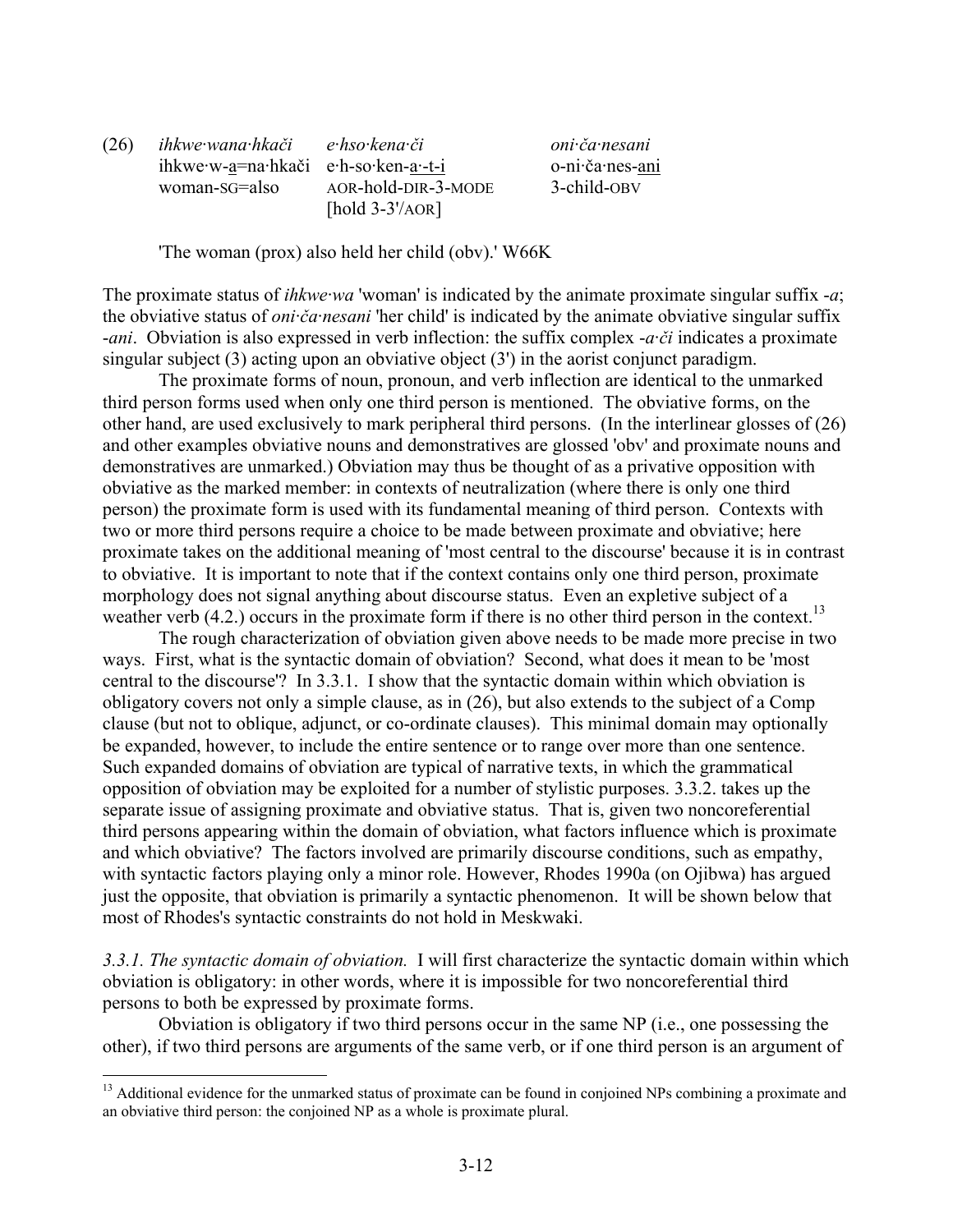(26) *ihkwe·wana·hkači* *e·hso·kena·či* *oni·ča·nesani*
ihkwe·w-<u>a</u>=na·hkači e·h-so·ken-<u>a·-t-i</u> o-ni·ča·nes-<u>ani</u>
woman-SG=also AOR-hold-DIR-3-MODE 3-child-OBV
[hold 3-3'/AOR]

'The woman (prox) also held her child (obv).' W66K

The proximate status of *ihkwe·wa* 'woman' is indicated by the animate proximate singular suffix *-a*; the obviative status of *oni·ča·nesani* 'her child' is indicated by the animate obviative singular suffix *-ani*. Obviation is also expressed in verb inflection: the suffix complex *-a·či* indicates a proximate singular subject (3) acting upon an obviative object (3') in the aorist conjunct paradigm.

The proximate forms of noun, pronoun, and verb inflection are identical to the unmarked third person forms used when only one third person is mentioned. The obviative forms, on the other hand, are used exclusively to mark peripheral third persons. (In the interlinear glosses of (26) and other examples obviative nouns and demonstratives are glossed 'obv' and proximate nouns and demonstratives are unmarked.) Obviation may thus be thought of as a privative opposition with obviative as the marked member: in contexts of neutralization (where there is only one third person) the proximate form is used with its fundamental meaning of third person. Contexts with two or more third persons require a choice to be made between proximate and obviative; here proximate takes on the additional meaning of 'most central to the discourse' because it is in contrast to obviative. It is important to note that if the context contains only one third person, proximate morphology does not signal anything about discourse status. Even an expletive subject of a weather verb (4.2.) occurs in the proximate form if there is no other third person in the context.[13]

The rough characterization of obviation given above needs to be made more precise in two ways. First, what is the syntactic domain of obviation? Second, what does it mean to be 'most central to the discourse'? In 3.3.1. I show that the syntactic domain within which obviation is obligatory covers not only a simple clause, as in (26), but also extends to the subject of a Comp clause (but not to oblique, adjunct, or co-ordinate clauses). This minimal domain may optionally be expanded, however, to include the entire sentence or to range over more than one sentence. Such expanded domains of obviation are typical of narrative texts, in which the grammatical opposition of obviation may be exploited for a number of stylistic purposes. 3.3.2. takes up the separate issue of assigning proximate and obviative status. That is, given two noncoreferential third persons appearing within the domain of obviation, what factors influence which is proximate and which obviative? The factors involved are primarily discourse conditions, such as empathy, with syntactic factors playing only a minor role. However, Rhodes 1990a (on Ojibwa) has argued just the opposite, that obviation is primarily a syntactic phenomenon. It will be shown below that most of Rhodes's syntactic constraints do not hold in Meskwaki.

*3.3.1. The syntactic domain of obviation.* I will first characterize the syntactic domain within which obviation is obligatory: in other words, where it is impossible for two noncoreferential third persons to both be expressed by proximate forms.

Obviation is obligatory if two third persons occur in the same NP (i.e., one possessing the other), if two third persons are arguments of the same verb, or if one third person is an argument of

[13] Additional evidence for the unmarked status of proximate can be found in conjoined NPs combining a proximate and an obviative third person: the conjoined NP as a whole is proximate plural.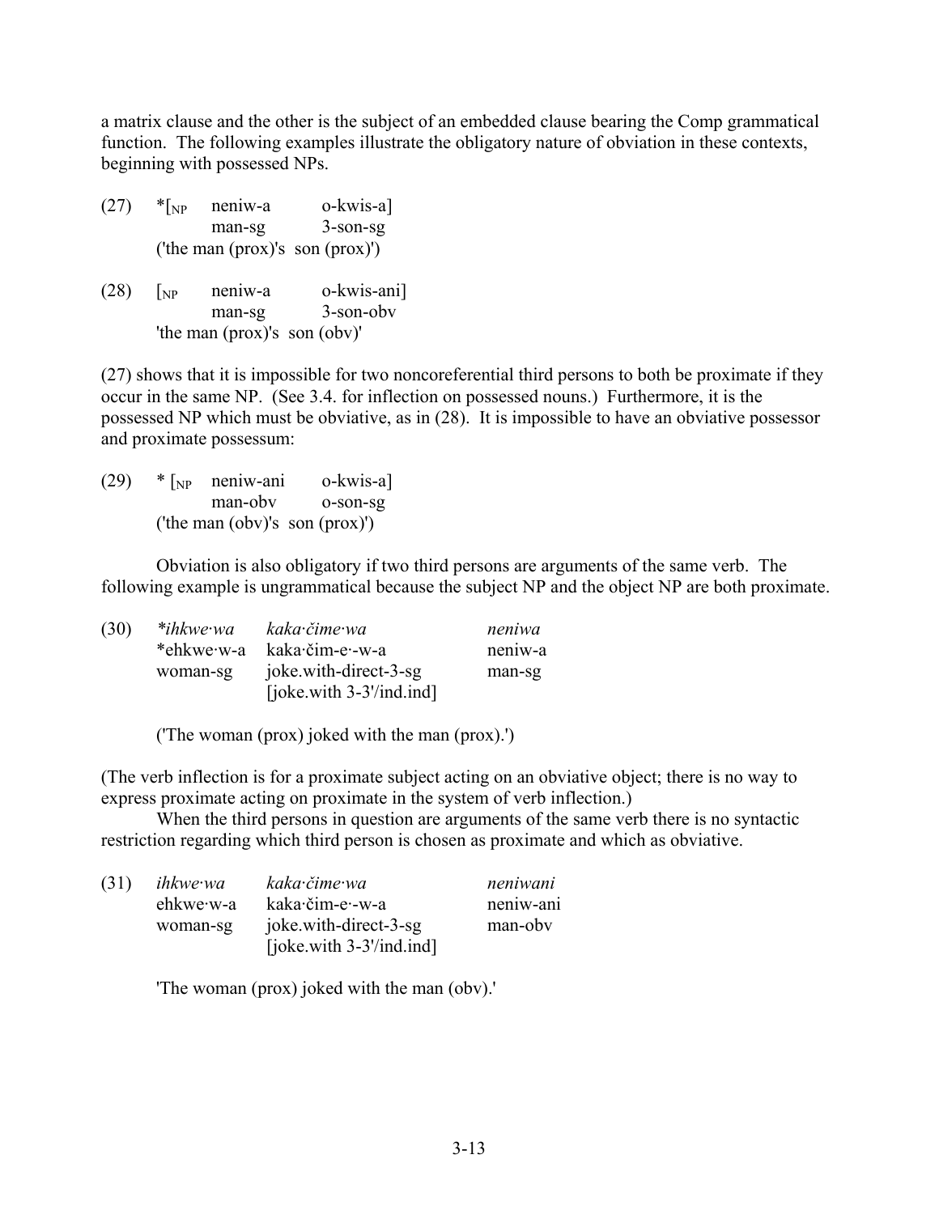a matrix clause and the other is the subject of an embedded clause bearing the Comp grammatical function. The following examples illustrate the obligatory nature of obviation in these contexts, beginning with possessed NPs.

```
(27)  *[NP  neniw-a      o-kwis-a]
            man-sg       3-son-sg
      ('the man (prox)'s  son (prox)')

(28)  [NP   neniw-a      o-kwis-ani]
            man-sg       3-son-obv
      'the man (prox)'s  son (obv)'
```

(27) shows that it is impossible for two noncoreferential third persons to both be proximate if they occur in the same NP. (See 3.4. for inflection on possessed nouns.) Furthermore, it is the possessed NP which must be obviative, as in (28). It is impossible to have an obviative possessor and proximate possessum:

```
(29)  * [NP  neniw-ani    o-kwis-a]
             man-obv      o-son-sg
      ('the man (obv)'s  son (prox)')
```

Obviation is also obligatory if two third persons are arguments of the same verb. The following example is ungrammatical because the subject NP and the object NP are both proximate.

```
(30)  *ihkwe·wa    kaka·čime·wa                 neniwa
      *ehkwe·w-a   kaka·čim-e·-w-a              neniw-a
      woman-sg     joke.with-direct-3-sg        man-sg
                   [joke.with 3-3'/ind.ind]

      ('The woman (prox) joked with the man (prox).')
```

(The verb inflection is for a proximate subject acting on an obviative object; there is no way to express proximate acting on proximate in the system of verb inflection.)

When the third persons in question are arguments of the same verb there is no syntactic restriction regarding which third person is chosen as proximate and which as obviative.

```
(31)  ihkwe·wa     kaka·čime·wa                 neniwani
      ehkwe·w-a    kaka·čim-e·-w-a              neniw-ani
      woman-sg     joke.with-direct-3-sg        man-obv
                   [joke.with 3-3'/ind.ind]

      'The woman (prox) joked with the man (obv).'
```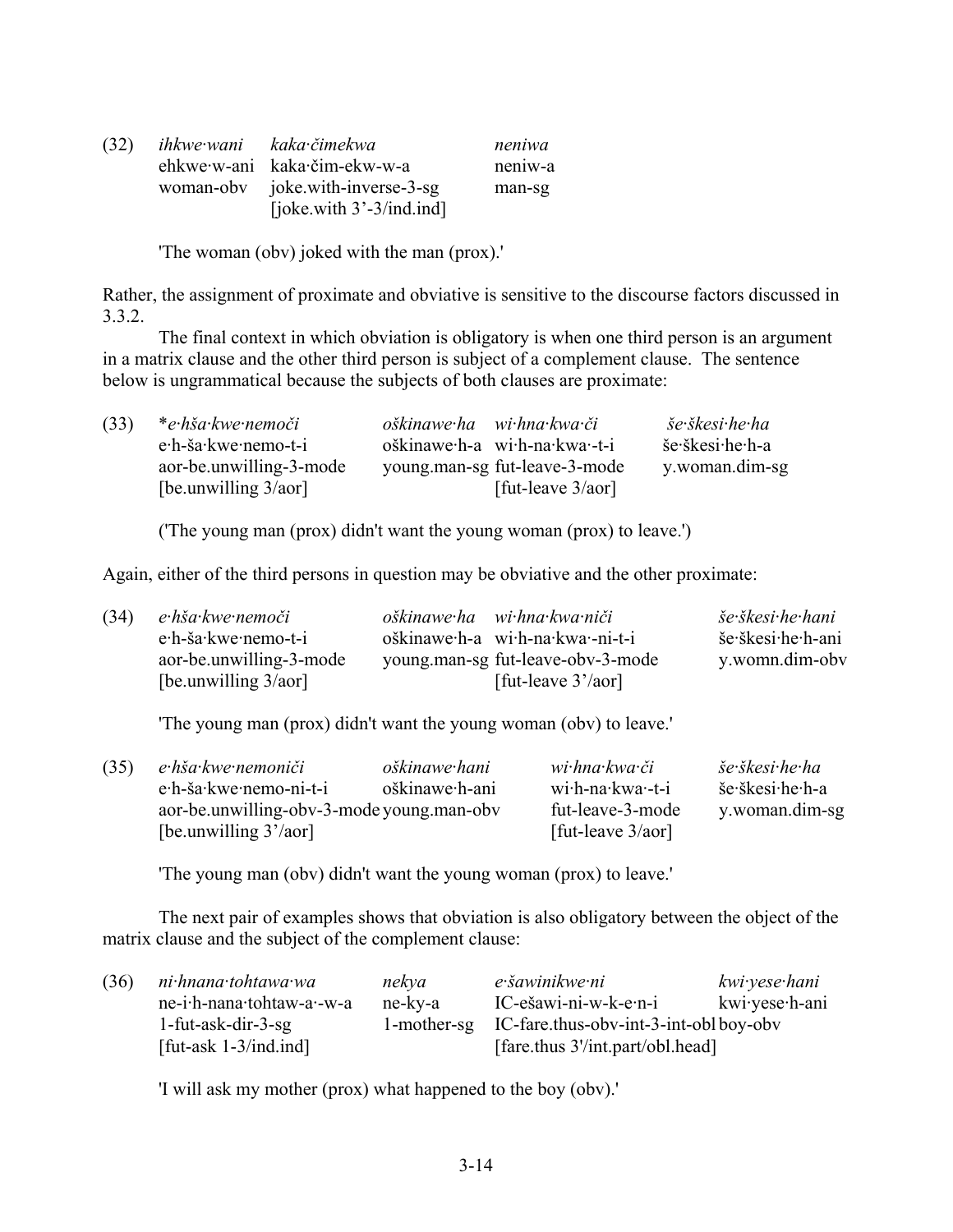(32) *ihkwe·wani kaka·čimekwa neniwa*
ehkwe·w-ani kaka·čim-ekw-w-a neniw-a
woman-obv joke.with-inverse-3-sg man-sg
[joke.with 3'-3/ind.ind]

'The woman (obv) joked with the man (prox).'

Rather, the assignment of proximate and obviative is sensitive to the discourse factors discussed in 3.3.2.

The final context in which obviation is obligatory is when one third person is an argument in a matrix clause and the other third person is subject of a complement clause. The sentence below is ungrammatical because the subjects of both clauses are proximate:

(33) **e·hša·kwe·nemoči oškinawe·ha wi·hna·kwa·či še·škesi·he·ha*
e·h-ša·kwe·nemo-t-i oškinawe·h-a wi·h-na·kwa·-t-i še·škesi·he·h-a
aor-be.unwilling-3-mode young.man-sg fut-leave-3-mode y.woman.dim-sg
[be.unwilling 3/aor] [fut-leave 3/aor]

('The young man (prox) didn't want the young woman (prox) to leave.')

Again, either of the third persons in question may be obviative and the other proximate:

(34) *e·hša·kwe·nemoči oškinawe·ha wi·hna·kwa·niči še·škesi·he·hani*
e·h-ša·kwe·nemo-t-i oškinawe·h-a wi·h-na·kwa·-ni-t-i še·škesi·he·h-ani
aor-be.unwilling-3-mode young.man-sg fut-leave-obv-3-mode y.womn.dim-obv
[be.unwilling 3/aor] [fut-leave 3'/aor]

'The young man (prox) didn't want the young woman (obv) to leave.'

(35) *e·hša·kwe·nemoniči oškinawe·hani wi·hna·kwa·či še·škesi·he·ha*
e·h-ša·kwe·nemo-ni-t-i oškinawe·h-ani wi·h-na·kwa·-t-i še·škesi·he·h-a
aor-be.unwilling-obv-3-mode young.man-obv fut-leave-3-mode y.woman.dim-sg
[be.unwilling 3'/aor] [fut-leave 3/aor]

'The young man (obv) didn't want the young woman (prox) to leave.'

The next pair of examples shows that obviation is also obligatory between the object of the matrix clause and the subject of the complement clause:

(36) *ni·hnana·tohtawa·wa nekya e·šawinikwe·ni kwi·yese·hani*
ne-i·h-nana·tohtaw-a·-w-a ne-ky-a IC-ešawi-ni-w-k-e-n-i kwi·yese·h-ani
1-fut-ask-dir-3-sg 1-mother-sg IC-fare.thus-obv-int-3-int-obl boy-obv
[fut-ask 1-3/ind.ind] [fare.thus 3'/int.part/obl.head]

'I will ask my mother (prox) what happened to the boy (obv).'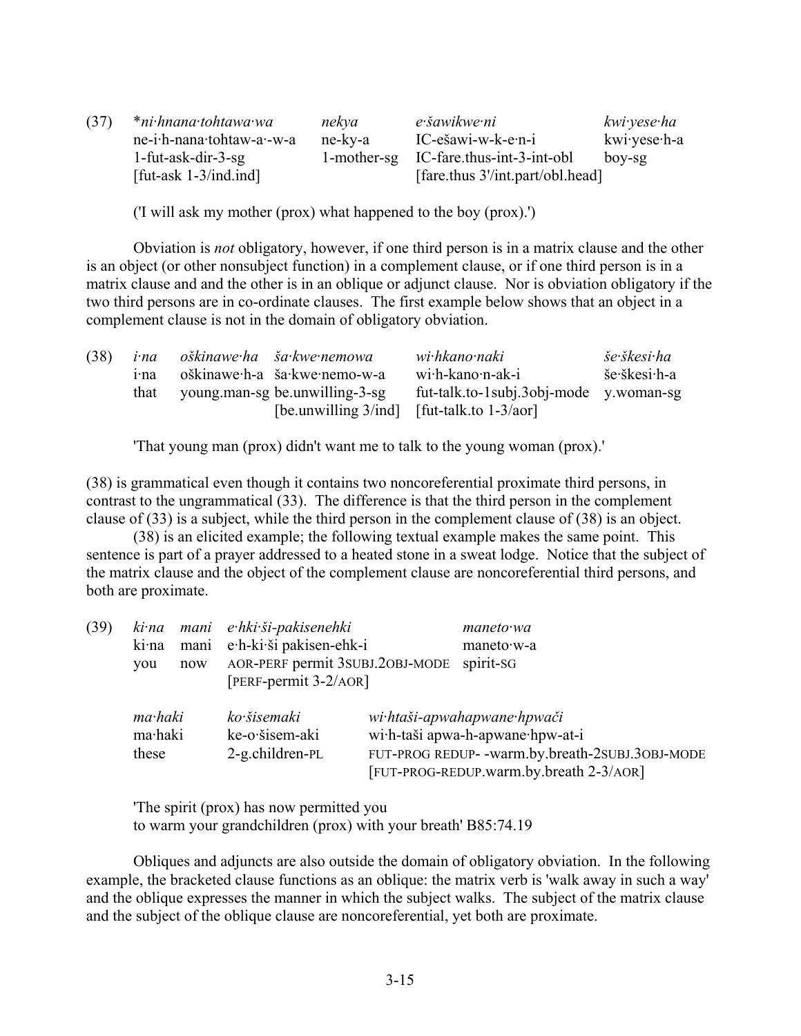(37) *ni·hnana·tohtawa·wa nekya e·šawikwe·ni kwi·yese·ha

| | | | |
|---|---|---|---|
| *ni·hnana·tohtawa·wa* | *nekya* | *e·šawikwe·ni* | *kwi·yese·ha* |
| ne-i·h-nana·tohtaw-a·-w-a | ne-ky-a | IC-ešawi-w-k-e·n-i | kwi·yese·h-a |
| 1-fut-ask-dir-3-sg | 1-mother-sg | IC-fare.thus-int-3-int-obl | boy-sg |
| [fut-ask 1-3/ind.ind] | | [fare.thus 3'/int.part/obl.head] | |

('I will ask my mother (prox) what happened to the boy (prox).')

Obviation is *not* obligatory, however, if one third person is in a matrix clause and the other is an object (or other nonsubject function) in a complement clause, or if one third person is in a matrix clause and and the other is in an oblique or adjunct clause. Nor is obviation obligatory if the two third persons are in co-ordinate clauses. The first example below shows that an object in a complement clause is not in the domain of obligatory obviation.

(38)

| | | | | |
|---|---|---|---|---|
| *i·na* | *oškinawe·ha* | *ša·kwe·nemowa* | *wi·hkano·naki* | *še·škesi·ha* |
| i·na | oškinawe·h-a | ša·kwe·nemo-w-a | wi·h-kano·n-ak-i | še·škesi·h-a |
| that | young.man-sg | be.unwilling-3-sg | fut-talk.to-1subj.3obj-mode | y.woman-sg |
| | | [be.unwilling 3/ind] | [fut-talk.to 1-3/aor] | |

'That young man (prox) didn't want me to talk to the young woman (prox).'

(38) is grammatical even though it contains two noncoreferential proximate third persons, in contrast to the ungrammatical (33). The difference is that the third person in the complement clause of (33) is a subject, while the third person in the complement clause of (38) is an object.

(38) is an elicited example; the following textual example makes the same point. This sentence is part of a prayer addressed to a heated stone in a sweat lodge. Notice that the subject of the matrix clause and the object of the complement clause are noncoreferential third persons, and both are proximate.

(39)

| | | | |
|---|---|---|---|
| *ki·na* | *mani* | *e·hki·ši-pakisenehki* | *maneto·wa* |
| ki·na | mani | e·h-ki·ši pakisen-ehk-i | maneto·w-a |
| you | now | AOR-PERF permit 3SUBJ.2OBJ-MODE | spirit-SG |
| | | [PERF-permit 3-2/AOR] | |

| | | |
|---|---|---|
| *ma·haki* | *ko·šisemaki* | *wi·htaši-apwahapwane·hpwači* |
| ma·haki | ke-o·šisem-aki | wi·h-taši apwa-h-apwane·hpw-at-i |
| these | 2-g.children-PL | FUT-PROG REDUP- -warm.by.breath-2SUBJ.3OBJ-MODE |
| | | [FUT-PROG-REDUP.warm.by.breath 2-3/AOR] |

'The spirit (prox) has now permitted you
to warm your grandchildren (prox) with your breath' B85:74.19

Obliques and adjuncts are also outside the domain of obligatory obviation. In the following example, the bracketed clause functions as an oblique: the matrix verb is 'walk away in such a way' and the oblique expresses the manner in which the subject walks. The subject of the matrix clause and the subject of the oblique clause are noncoreferential, yet both are proximate.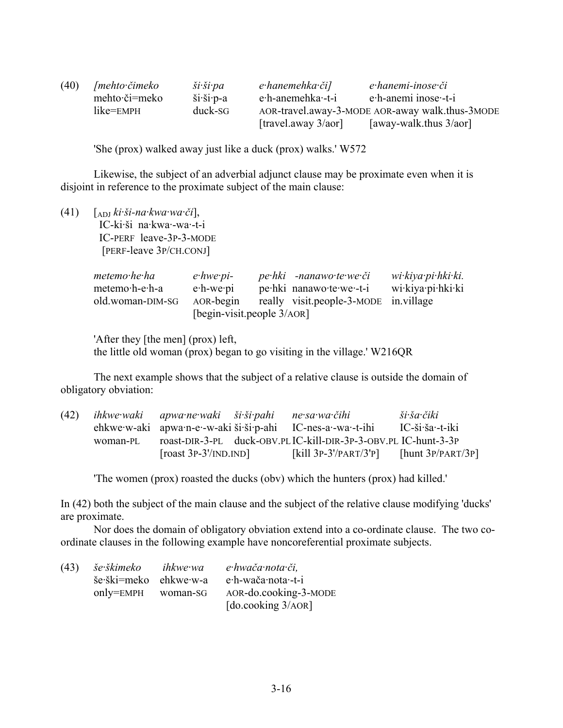(40) *[mehto·čimeko ši·ši·pa e·hanemehka·či] e·hanemi-inose·či*
mehto·či=meko ši·ši·p-a e·h-anemehka·-t-i e·h-anemi inose·-t-i
like=EMPH duck-SG AOR-travel.away-3-MODE AOR-away walk.thus-3MODE
[travel.away 3/aor] [away-walk.thus 3/aor]

'She (prox) walked away just like a duck (prox) walks.' W572

Likewise, the subject of an adverbial adjunct clause may be proximate even when it is disjoint in reference to the proximate subject of the main clause:

(41) [ADJ *ki·ši-na·kwa·wa·či*],
IC-ki·ši na·kwa·-wa·-t-i
IC-PERF leave-3P-3-MODE
[PERF-leave 3P/CH.CONJ]

*metemo·he·ha e·hwe·pi- pe·hki -nanawo·te·we·či wi·kiya·pi·hki·ki.*
metemo·h-e·h-a e·h-we·pi pe·hki nanawo·te·we·-t-i wi·kiya·pi·hki·ki
old.woman-DIM-SG AOR-begin really visit.people-3-MODE in.village
[begin-visit.people 3/AOR]

'After they [the men] (prox) left,
the little old woman (prox) began to go visiting in the village.' W216QR

The next example shows that the subject of a relative clause is outside the domain of obligatory obviation:

(42) *ihkwe·waki apwa·ne·waki ši·ši·pahi ne·sa·wa·čihi ši·ša·čiki*
ehkwe·w-aki apwa·n-e·-w-aki ši·ši·p-ahi IC-nes-a·-wa·-t-ihi IC-ši·ša·-t-iki
woman-PL roast-DIR-3-PL duck-OBV.PL IC-kill-DIR-3P-3-OBV.PL IC-hunt-3-3P
[roast 3P-3'/IND.IND] [kill 3P-3'/PART/3'P] [hunt 3P/PART/3P]

'The women (prox) roasted the ducks (obv) which the hunters (prox) had killed.'

In (42) both the subject of the main clause and the subject of the relative clause modifying 'ducks' are proximate.

Nor does the domain of obligatory obviation extend into a co-ordinate clause. The two co-ordinate clauses in the following example have noncoreferential proximate subjects.

(43) *še·škimeko ihkwe·wa e·hwača·nota·či,*
še·ški=meko ehkwe·w-a e·h-wača·nota·-t-i
only=EMPH woman-SG AOR-do.cooking-3-MODE
[do.cooking 3/AOR]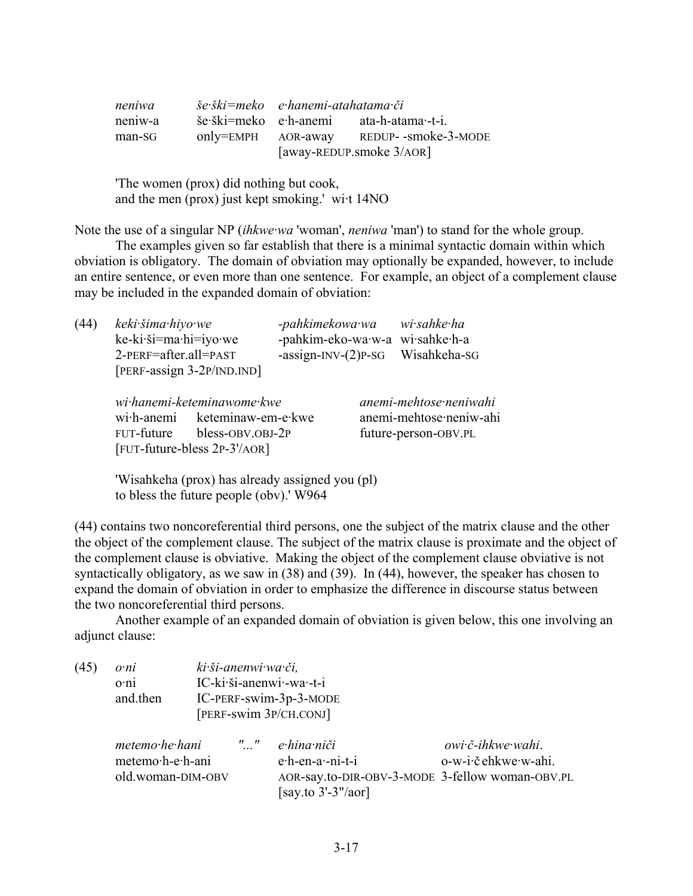| | | | |
|---|---|---|---|
| *neniwa* | *še·ški=meko* | *e·hanemi-atahatama·či* | |
| neniw-a | še·ški=meko | e·h-anemi | ata-h-atama·-t-i. |
| man-SG | only=EMPH | AOR-away | REDUP- -smoke-3-MODE |
| | | [away-REDUP.smoke 3/AOR] | |

'The women (prox) did nothing but cook,
and the men (prox) just kept smoking.' wi·t 14NO

Note the use of a singular NP (*ihkwe·wa* 'woman', *neniwa* 'man') to stand for the whole group.

The examples given so far establish that there is a minimal syntactic domain within which obviation is obligatory. The domain of obviation may optionally be expanded, however, to include an entire sentence, or even more than one sentence. For example, an object of a complement clause may be included in the expanded domain of obviation:

(44)

| | | |
|---|---|---|
| *keki·šima·hiyo·we* | *-pahkimekowa·wa* | *wi·sahke·ha* |
| ke-ki·ši=ma·hi=iyo·we | -pahkim-eko-wa·w-a | wi·sahke·h-a |
| 2-PERF=after.all=PAST | -assign-INV-(2)P-SG | Wisahkeha-SG |
| [PERF-assign 3-2P/IND.IND] | | |

| | | |
|---|---|---|
| *wi·hanemi-keteminawome·kwe* | | *anemi-mehtose·neniwahi* |
| wi·h-anemi | keteminaw-em-e·kwe | anemi-mehtose·neniw-ahi |
| FUT-future | bless-OBV.OBJ-2P | future-person-OBV.PL |
| [FUT-future-bless 2P-3'/AOR] | | |

'Wisahkeha (prox) has already assigned you (pl)
to bless the future people (obv).' W964

(44) contains two noncoreferential third persons, one the subject of the matrix clause and the other the object of the complement clause. The subject of the matrix clause is proximate and the object of the complement clause is obviative. Making the object of the complement clause obviative is not syntactically obligatory, as we saw in (38) and (39). In (44), however, the speaker has chosen to expand the domain of obviation in order to emphasize the difference in discourse status between the two noncoreferential third persons.

Another example of an expanded domain of obviation is given below, this one involving an adjunct clause:

(45)

| | |
|---|---|
| *o·ni* | *ki·ši-anenwi·wa·či,* |
| o·ni | IC-ki·ši-anenwi·-wa·-t-i |
| and.then | IC-PERF-swim-3p-3-MODE |
| | [PERF-swim 3P/CH.CONJ] |

| | | | |
|---|---|---|---|
| *metemo·he·hani* | "..." | *e·hina·niči* | *owi·č-ihkwe·wahi.* |
| metemo·h-e·h-ani | | e·h-en-a·-ni-t-i | o-w-i·čehkwe·w-ahi. |
| old.woman-DIM-OBV | | AOR-say.to-DIR-OBV-3-MODE | 3-fellow woman-OBV.PL |
| | | [say.to 3'-3"/aor] | |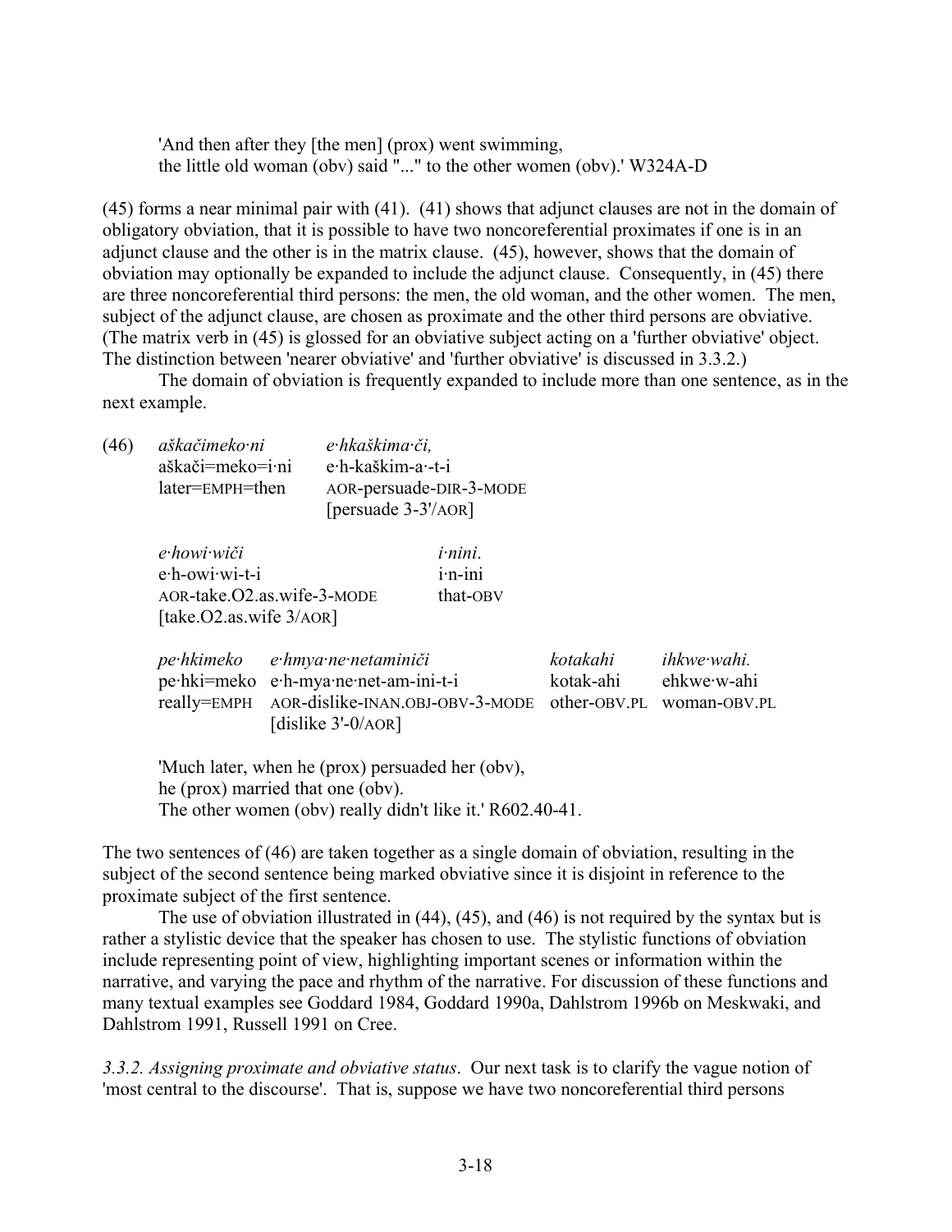'And then after they [the men] (prox) went swimming,
the little old woman (obv) said "..." to the other women (obv).' W324A-D

(45) forms a near minimal pair with (41). (41) shows that adjunct clauses are not in the domain of obligatory obviation, that it is possible to have two noncoreferential proximates if one is in an adjunct clause and the other is in the matrix clause. (45), however, shows that the domain of obviation may optionally be expanded to include the adjunct clause. Consequently, in (45) there are three noncoreferential third persons: the men, the old woman, and the other women. The men, subject of the adjunct clause, are chosen as proximate and the other third persons are obviative. (The matrix verb in (45) is glossed for an obviative subject acting on a 'further obviative' object. The distinction between 'nearer obviative' and 'further obviative' is discussed in 3.3.2.)

The domain of obviation is frequently expanded to include more than one sentence, as in the next example.

(46) *aškačimeko·ni* *e·hkaškima·či,*
aškači=meko=i·ni e·h-kaškim-a·-t-i
later=EMPH=then AOR-persuade-DIR-3-MODE
[persuade 3-3'/AOR]

*e·howi·wiči* *i·nini.*
e·h-owi·wi-t-i i·n-ini
AOR-take.O2.as.wife-3-MODE that-OBV
[take.O2.as.wife 3/AOR]

*pe·hkimeko* *e·hmya·ne·netaminiči* *kotakahi* *ihkwe·wahi.*
pe·hki=meko e·h-mya·ne·net-am-ini-t-i kotak-ahi ehkwe·w-ahi
really=EMPH AOR-dislike-INAN.OBJ-OBV-3-MODE other-OBV.PL woman-OBV.PL
[dislike 3'-0/AOR]

'Much later, when he (prox) persuaded her (obv),
he (prox) married that one (obv).
The other women (obv) really didn't like it.' R602.40-41.

The two sentences of (46) are taken together as a single domain of obviation, resulting in the subject of the second sentence being marked obviative since it is disjoint in reference to the proximate subject of the first sentence.

The use of obviation illustrated in (44), (45), and (46) is not required by the syntax but is rather a stylistic device that the speaker has chosen to use. The stylistic functions of obviation include representing point of view, highlighting important scenes or information within the narrative, and varying the pace and rhythm of the narrative. For discussion of these functions and many textual examples see Goddard 1984, Goddard 1990a, Dahlstrom 1996b on Meskwaki, and Dahlstrom 1991, Russell 1991 on Cree.

*3.3.2. Assigning proximate and obviative status*. Our next task is to clarify the vague notion of 'most central to the discourse'. That is, suppose we have two noncoreferential third persons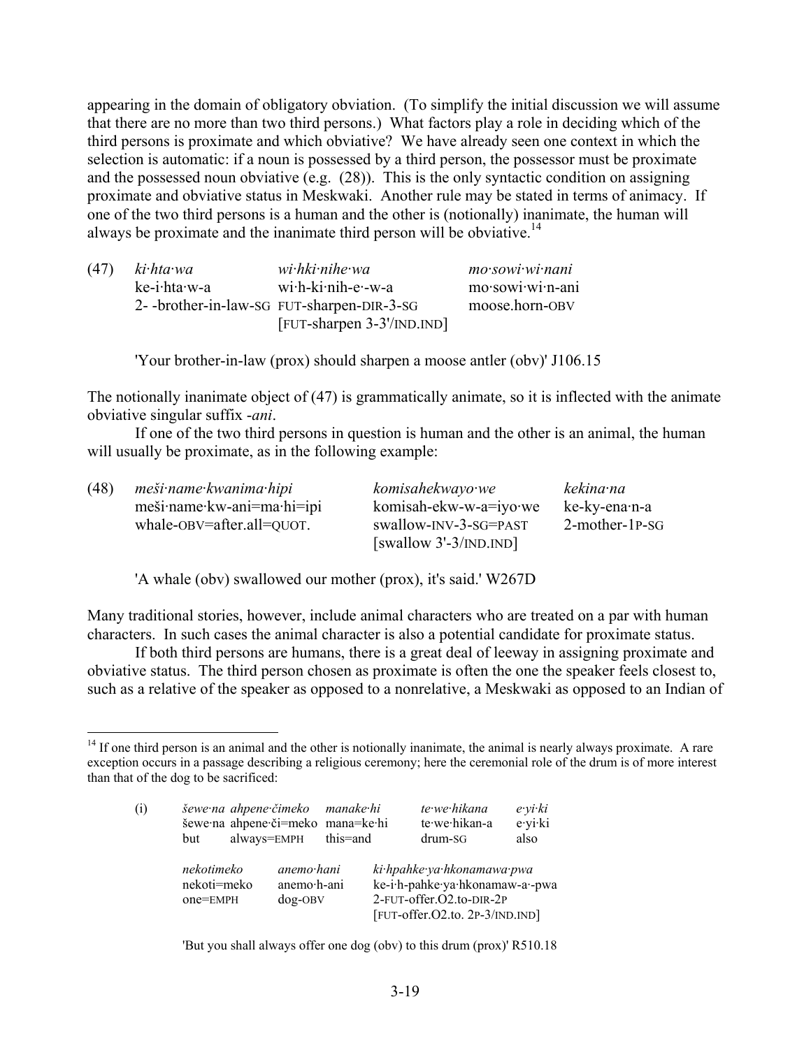appearing in the domain of obligatory obviation. (To simplify the initial discussion we will assume that there are no more than two third persons.) What factors play a role in deciding which of the third persons is proximate and which obviative? We have already seen one context in which the selection is automatic: if a noun is possessed by a third person, the possessor must be proximate and the possessed noun obviative (e.g. (28)). This is the only syntactic condition on assigning proximate and obviative status in Meskwaki. Another rule may be stated in terms of animacy. If one of the two third persons is a human and the other is (notionally) inanimate, the human will always be proximate and the inanimate third person will be obviative.[14]

(47) *ki·hta·wa* *wi·hki·nihe·wa* *mo·sowi·wi·nani*
ke-i·hta·w-a wi·h-ki·nih-e·-w-a mo·sowi·wi·n-ani
2- -brother-in-law-SG FUT-sharpen-DIR-3-SG moose.horn-OBV
[FUT-sharpen 3-3'/IND.IND]

'Your brother-in-law (prox) should sharpen a moose antler (obv)' J106.15

The notionally inanimate object of (47) is grammatically animate, so it is inflected with the animate obviative singular suffix *-ani*.

If one of the two third persons in question is human and the other is an animal, the human will usually be proximate, as in the following example:

(48) *meši·name·kwanima·hipi* *komisahekwayo·we* *kekina·na*
meši·name·kw-ani=ma·hi=ipi komisah-ekw-w-a=iyo·we ke-ky-ena·n-a
whale-OBV=after.all=QUOT. swallow-INV-3-SG=PAST 2-mother-1P-SG
[swallow 3'-3/IND.IND]

'A whale (obv) swallowed our mother (prox), it's said.' W267D

Many traditional stories, however, include animal characters who are treated on a par with human characters. In such cases the animal character is also a potential candidate for proximate status.

If both third persons are humans, there is a great deal of leeway in assigning proximate and obviative status. The third person chosen as proximate is often the one the speaker feels closest to, such as a relative of the speaker as opposed to a nonrelative, a Meskwaki as opposed to an Indian of

---

[14] If one third person is an animal and the other is notionally inanimate, the animal is nearly always proximate. A rare exception occurs in a passage describing a religious ceremony; here the ceremonial role of the drum is of more interest than that of the dog to be sacrificed:

(i) *šewe·na ahpene·čimeko* *manake·hi* *te·we·hikana* *e·yi·ki*
šewe·na ahpene·či=meko mana=ke·hi te·we·hikan-a e·yi·ki
but always=EMPH this=and drum-SG also

*nekotimeko* *anemo·hani* *ki·hpahke·ya·hkonamawa·pwa*
nekoti=meko anemo·h-ani ke-i·h-pahke·ya·hkonamaw-a·-pwa
one=EMPH dog-OBV 2-FUT-offer.O2.to-DIR-2P
[FUT-offer.O2.to. 2P-3/IND.IND]

'But you shall always offer one dog (obv) to this drum (prox)' R510.18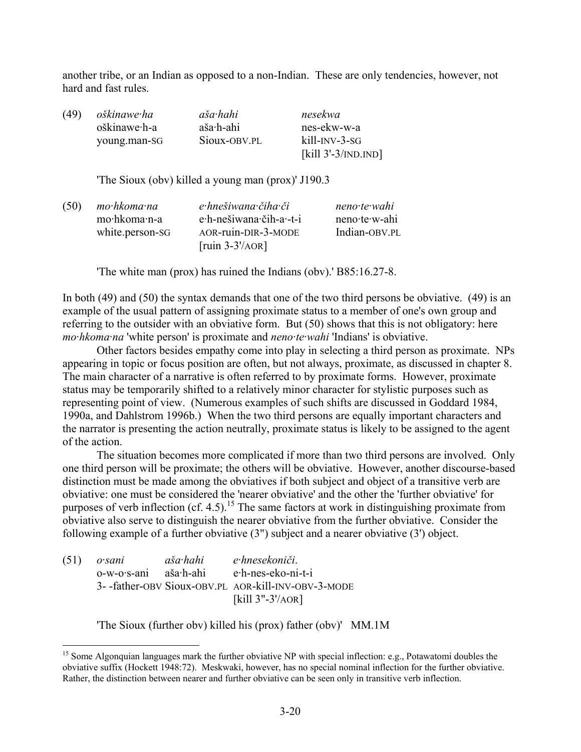another tribe, or an Indian as opposed to a non-Indian. These are only tendencies, however, not hard and fast rules.

(49) *oškinawe·ha* *aša·hahi* *nesekwa*
oškinawe·h-a aša·h-ahi nes-ekw-w-a
young.man-SG Sioux-OBV.PL kill-INV-3-SG
[kill 3'-3/IND.IND]

'The Sioux (obv) killed a young man (prox)' J190.3

(50) *mo·hkoma·na* *e·hnešiwana·čiha·či* *neno·te·wahi*
mo·hkoma·n-a e·h-nešiwana·čih-a·-t-i neno·te·w-ahi
white.person-SG AOR-ruin-DIR-3-MODE Indian-OBV.PL
[ruin 3-3'/AOR]

'The white man (prox) has ruined the Indians (obv).' B85:16.27-8.

In both (49) and (50) the syntax demands that one of the two third persons be obviative. (49) is an example of the usual pattern of assigning proximate status to a member of one's own group and referring to the outsider with an obviative form. But (50) shows that this is not obligatory: here *mo·hkoma·na* 'white person' is proximate and *neno·te·wahi* 'Indians' is obviative.

Other factors besides empathy come into play in selecting a third person as proximate. NPs appearing in topic or focus position are often, but not always, proximate, as discussed in chapter 8. The main character of a narrative is often referred to by proximate forms. However, proximate status may be temporarily shifted to a relatively minor character for stylistic purposes such as representing point of view. (Numerous examples of such shifts are discussed in Goddard 1984, 1990a, and Dahlstrom 1996b.) When the two third persons are equally important characters and the narrator is presenting the action neutrally, proximate status is likely to be assigned to the agent of the action.

The situation becomes more complicated if more than two third persons are involved. Only one third person will be proximate; the others will be obviative. However, another discourse-based distinction must be made among the obviatives if both subject and object of a transitive verb are obviative: one must be considered the 'nearer obviative' and the other the 'further obviative' for purposes of verb inflection (cf. 4.5).[15] The same factors at work in distinguishing proximate from obviative also serve to distinguish the nearer obviative from the further obviative. Consider the following example of a further obviative (3") subject and a nearer obviative (3') object.

(51) *o·sani* *aša·hahi* *e·hnesekoniči*.
o-w-o·s-ani aša·h-ahi e·h-nes-eko-ni-t-i
3- -father-OBV Sioux-OBV.PL AOR-kill-INV-OBV-3-MODE
[kill 3"-3'/AOR]

'The Sioux (further obv) killed his (prox) father (obv)' MM.1M

[15] Some Algonquian languages mark the further obviative NP with special inflection: e.g., Potawatomi doubles the obviative suffix (Hockett 1948:72). Meskwaki, however, has no special nominal inflection for the further obviative. Rather, the distinction between nearer and further obviative can be seen only in transitive verb inflection.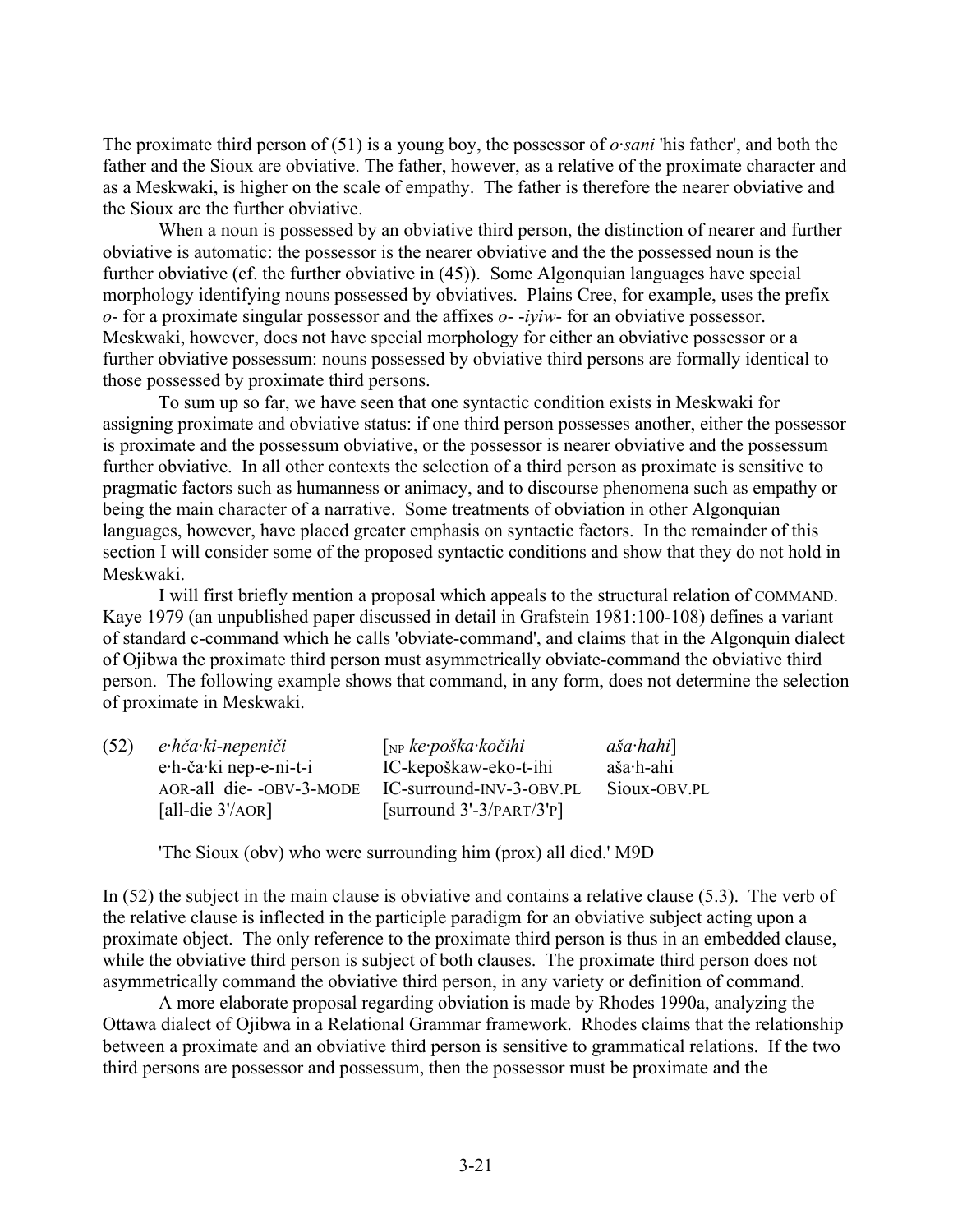The proximate third person of (51) is a young boy, the possessor of *o·sani* 'his father', and both the father and the Sioux are obviative. The father, however, as a relative of the proximate character and as a Meskwaki, is higher on the scale of empathy. The father is therefore the nearer obviative and the Sioux are the further obviative.

When a noun is possessed by an obviative third person, the distinction of nearer and further obviative is automatic: the possessor is the nearer obviative and the the possessed noun is the further obviative (cf. the further obviative in (45)). Some Algonquian languages have special morphology identifying nouns possessed by obviatives. Plains Cree, for example, uses the prefix *o-* for a proximate singular possessor and the affixes *o- -iyiw-* for an obviative possessor. Meskwaki, however, does not have special morphology for either an obviative possessor or a further obviative possessum: nouns possessed by obviative third persons are formally identical to those possessed by proximate third persons.

To sum up so far, we have seen that one syntactic condition exists in Meskwaki for assigning proximate and obviative status: if one third person possesses another, either the possessor is proximate and the possessum obviative, or the possessor is nearer obviative and the possessum further obviative. In all other contexts the selection of a third person as proximate is sensitive to pragmatic factors such as humanness or animacy, and to discourse phenomena such as empathy or being the main character of a narrative. Some treatments of obviation in other Algonquian languages, however, have placed greater emphasis on syntactic factors. In the remainder of this section I will consider some of the proposed syntactic conditions and show that they do not hold in Meskwaki.

I will first briefly mention a proposal which appeals to the structural relation of COMMAND. Kaye 1979 (an unpublished paper discussed in detail in Grafstein 1981:100-108) defines a variant of standard c-command which he calls 'obviate-command', and claims that in the Algonquin dialect of Ojibwa the proximate third person must asymmetrically obviate-command the obviative third person. The following example shows that command, in any form, does not determine the selection of proximate in Meskwaki.

(52) *e·hča·ki-nepeniči* [$_{NP}$ *ke·poška·kočihi* *aša·hahi*]
e·h-ča·ki nep-e-ni-t-i IC-kepoškaw-eko-t-ihi aša·h-ahi
AOR-all die- -OBV-3-MODE IC-surround-INV-3-OBV.PL Sioux-OBV.PL
[all-die 3'/AOR] [surround 3'-3/PART/3'P]

'The Sioux (obv) who were surrounding him (prox) all died.' M9D

In (52) the subject in the main clause is obviative and contains a relative clause (5.3). The verb of the relative clause is inflected in the participle paradigm for an obviative subject acting upon a proximate object. The only reference to the proximate third person is thus in an embedded clause, while the obviative third person is subject of both clauses. The proximate third person does not asymmetrically command the obviative third person, in any variety or definition of command.

A more elaborate proposal regarding obviation is made by Rhodes 1990a, analyzing the Ottawa dialect of Ojibwa in a Relational Grammar framework. Rhodes claims that the relationship between a proximate and an obviative third person is sensitive to grammatical relations. If the two third persons are possessor and possessum, then the possessor must be proximate and the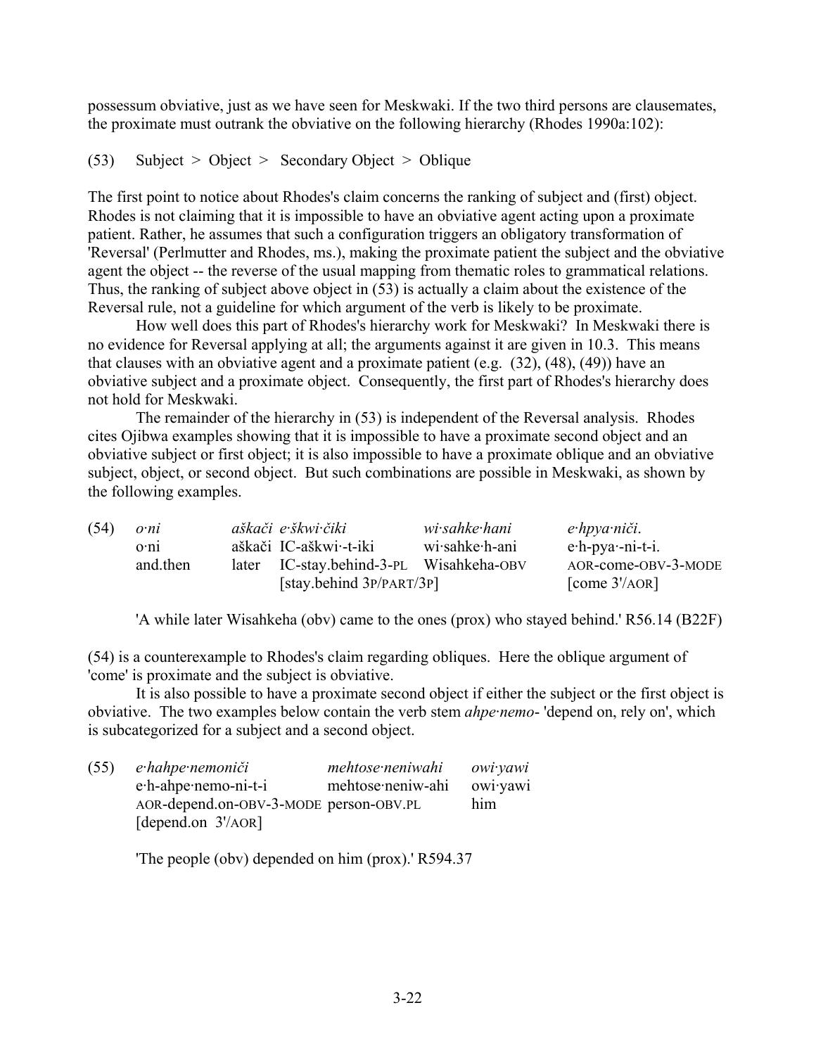possessum obviative, just as we have seen for Meskwaki. If the two third persons are clausemates, the proximate must outrank the obviative on the following hierarchy (Rhodes 1990a:102):

(53) Subject > Object > Secondary Object > Oblique

The first point to notice about Rhodes's claim concerns the ranking of subject and (first) object. Rhodes is not claiming that it is impossible to have an obviative agent acting upon a proximate patient. Rather, he assumes that such a configuration triggers an obligatory transformation of 'Reversal' (Perlmutter and Rhodes, ms.), making the proximate patient the subject and the obviative agent the object -- the reverse of the usual mapping from thematic roles to grammatical relations. Thus, the ranking of subject above object in (53) is actually a claim about the existence of the Reversal rule, not a guideline for which argument of the verb is likely to be proximate.

How well does this part of Rhodes's hierarchy work for Meskwaki? In Meskwaki there is no evidence for Reversal applying at all; the arguments against it are given in 10.3. This means that clauses with an obviative agent and a proximate patient (e.g. (32), (48), (49)) have an obviative subject and a proximate object. Consequently, the first part of Rhodes's hierarchy does not hold for Meskwaki.

The remainder of the hierarchy in (53) is independent of the Reversal analysis. Rhodes cites Ojibwa examples showing that it is impossible to have a proximate second object and an obviative subject or first object; it is also impossible to have a proximate oblique and an obviative subject, object, or second object. But such combinations are possible in Meskwaki, as shown by the following examples.

(54)

| *o·ni* | *aškači* | *e·škwi·čiki* | *wi·sahke·hani* | *e·hpya·niči*. |
|---|---|---|---|---|
| o·ni | aškači | IC-aškwi·-t-iki | wi·sahke·h-ani | e·h-pya·-ni-t-i. |
| and.then | later | IC-stay.behind-3-PL | Wisahkeha-OBV | AOR-come-OBV-3-MODE |
| | | [stay.behind 3P/PART/3P] | | [come 3'/AOR] |

'A while later Wisahkeha (obv) came to the ones (prox) who stayed behind.' R56.14 (B22F)

(54) is a counterexample to Rhodes's claim regarding obliques. Here the oblique argument of 'come' is proximate and the subject is obviative.

It is also possible to have a proximate second object if either the subject or the first object is obviative. The two examples below contain the verb stem *ahpe·nemo-* 'depend on, rely on', which is subcategorized for a subject and a second object.

(55)

| *e·hahpe·nemoniči* | *mehtose·neniwahi* | *owi·yawi* |
|---|---|---|
| e·h-ahpe·nemo-ni-t-i | mehtose·neniw-ahi | owi·yawi |
| AOR-depend.on-OBV-3-MODE | person-OBV.PL | him |
| [depend.on 3'/AOR] | | |

'The people (obv) depended on him (prox).' R594.37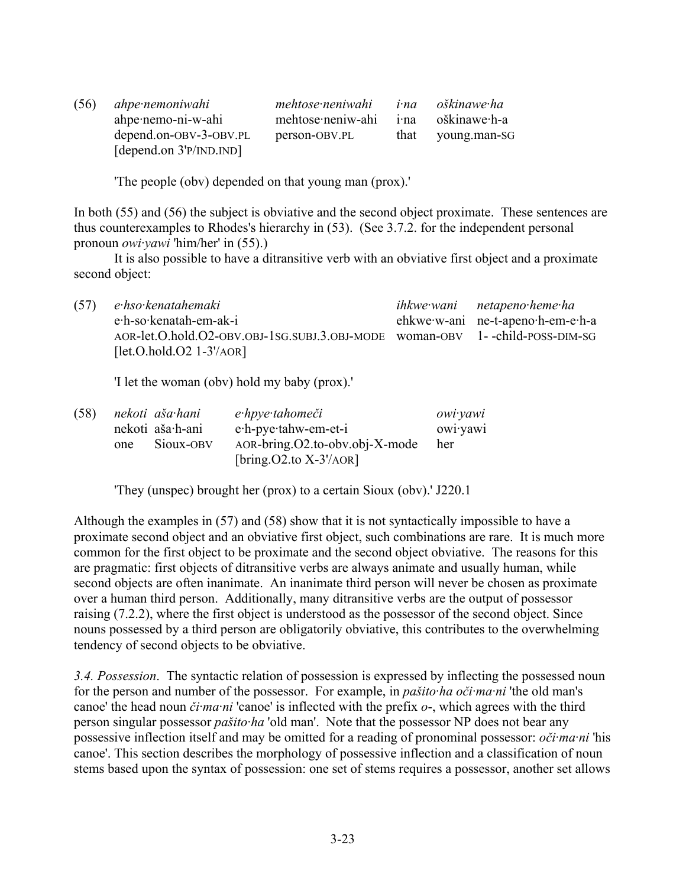(56) *ahpe·nemoniwahi* *mehtose·neniwahi* *i·na* *oškinawe·ha*
ahpe·nemo-ni-w-ahi mehtose·neniw-ahi i·na oškinawe·h-a
depend.on-OBV-3-OBV.PL person-OBV.PL that young.man-SG
[depend.on 3'P/IND.IND]

'The people (obv) depended on that young man (prox).'

In both (55) and (56) the subject is obviative and the second object proximate. These sentences are thus counterexamples to Rhodes's hierarchy in (53). (See 3.7.2. for the independent personal pronoun *owi·yawi* 'him/her' in (55).)

It is also possible to have a ditransitive verb with an obviative first object and a proximate second object:

(57) *e·hso·kenatahemaki* *ihkwe·wani* *netapeno·heme·ha*
e·h-so·kenatah-em-ak-i ehkwe·w-ani ne-t-apeno·h-em-e·h-a
AOR-let.O.hold.O2-OBV.OBJ-1SG.SUBJ.3.OBJ-MODE woman-OBV 1- -child-POSS-DIM-SG
[let.O.hold.O2 1-3'/AOR]

'I let the woman (obv) hold my baby (prox).'

(58) *nekoti aša·hani* *e·hpye·tahomeči* *owi·yawi*
nekoti aša·h-ani e·h-pye·tahw-em-et-i owi·yawi
one Sioux-OBV AOR-bring.O2.to-obv.obj-X-mode her
[bring.O2.to X-3'/AOR]

'They (unspec) brought her (prox) to a certain Sioux (obv).' J220.1

Although the examples in (57) and (58) show that it is not syntactically impossible to have a proximate second object and an obviative first object, such combinations are rare. It is much more common for the first object to be proximate and the second object obviative. The reasons for this are pragmatic: first objects of ditransitive verbs are always animate and usually human, while second objects are often inanimate. An inanimate third person will never be chosen as proximate over a human third person. Additionally, many ditransitive verbs are the output of possessor raising (7.2.2), where the first object is understood as the possessor of the second object. Since nouns possessed by a third person are obligatorily obviative, this contributes to the overwhelming tendency of second objects to be obviative.

*3.4. Possession*. The syntactic relation of possession is expressed by inflecting the possessed noun for the person and number of the possessor. For example, in *pašito·ha oči·ma·ni* 'the old man's canoe' the head noun *či·ma·ni* 'canoe' is inflected with the prefix *o*-, which agrees with the third person singular possessor *pašito·ha* 'old man'. Note that the possessor NP does not bear any possessive inflection itself and may be omitted for a reading of pronominal possessor: *oči·ma·ni* 'his canoe'. This section describes the morphology of possessive inflection and a classification of noun stems based upon the syntax of possession: one set of stems requires a possessor, another set allows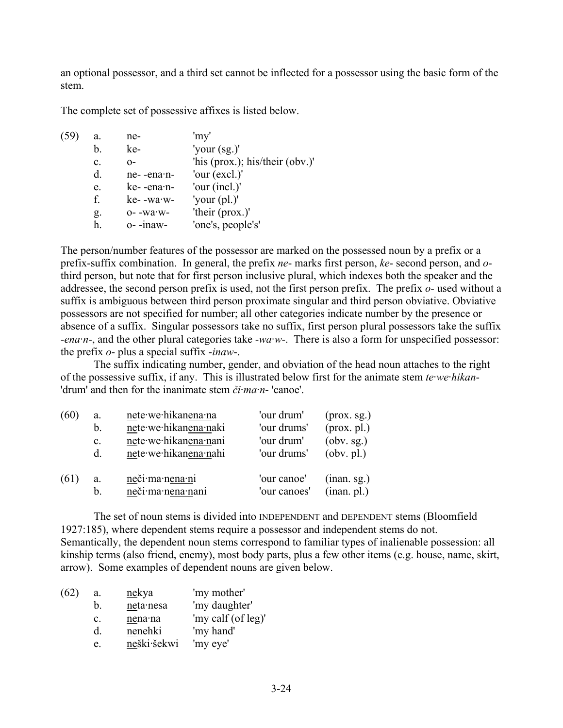an optional possessor, and a third set cannot be inflected for a possessor using the basic form of the stem.

The complete set of possessive affixes is listed below.

| | | | |
|---|---|---|---|
| (59) | a. | ne- | 'my' |
| | b. | ke- | 'your (sg.)' |
| | c. | o- | 'his (prox.); his/their (obv.)' |
| | d. | ne- -ena·n- | 'our (excl.)' |
| | e. | ke- -ena·n- | 'our (incl.)' |
| | f. | ke- -wa·w- | 'your (pl.)' |
| | g. | o- -wa·w- | 'their (prox.)' |
| | h. | o- -inaw- | 'one's, people's' |

The person/number features of the possessor are marked on the possessed noun by a prefix or a prefix-suffix combination. In general, the prefix *ne-* marks first person, *ke-* second person, and *o-* third person, but note that for first person inclusive plural, which indexes both the speaker and the addressee, the second person prefix is used, not the first person prefix. The prefix *o-* used without a suffix is ambiguous between third person proximate singular and third person obviative. Obviative possessors are not specified for number; all other categories indicate number by the presence or absence of a suffix. Singular possessors take no suffix, first person plural possessors take the suffix *-ena·n-*, and the other plural categories take *-wa·w-*. There is also a form for unspecified possessor: the prefix *o-* plus a special suffix *-inaw-*.

The suffix indicating number, gender, and obviation of the head noun attaches to the right of the possessive suffix, if any. This is illustrated below first for the animate stem *te·we·hikan-* 'drum' and then for the inanimate stem *či·ma·n-* 'canoe'.

| | | | | |
|---|---|---|---|---|
| (60) | a. | nete·we·hikanena·na | 'our drum' | (prox. sg.) |
| | b. | nete·we·hikanena·naki | 'our drums' | (prox. pl.) |
| | c. | nete·we·hikanena·nani | 'our drum' | (obv. sg.) |
| | d. | nete·we·hikanena·nahi | 'our drums' | (obv. pl.) |
| (61) | a. | neči·ma·nena·ni | 'our canoe' | (inan. sg.) |
| | b. | neči·ma·nena·nani | 'our canoes' | (inan. pl.) |

The set of noun stems is divided into INDEPENDENT and DEPENDENT stems (Bloomfield 1927:185), where dependent stems require a possessor and independent stems do not. Semantically, the dependent noun stems correspond to familiar types of inalienable possession: all kinship terms (also friend, enemy), most body parts, plus a few other items (e.g. house, name, skirt, arrow). Some examples of dependent nouns are given below.

| | | | |
|---|---|---|---|
| (62) | a. | nekya | 'my mother' |
| | b. | neta·nesa | 'my daughter' |
| | c. | nena·na | 'my calf (of leg)' |
| | d. | nenehki | 'my hand' |
| | e. | neški·šekwi | 'my eye' |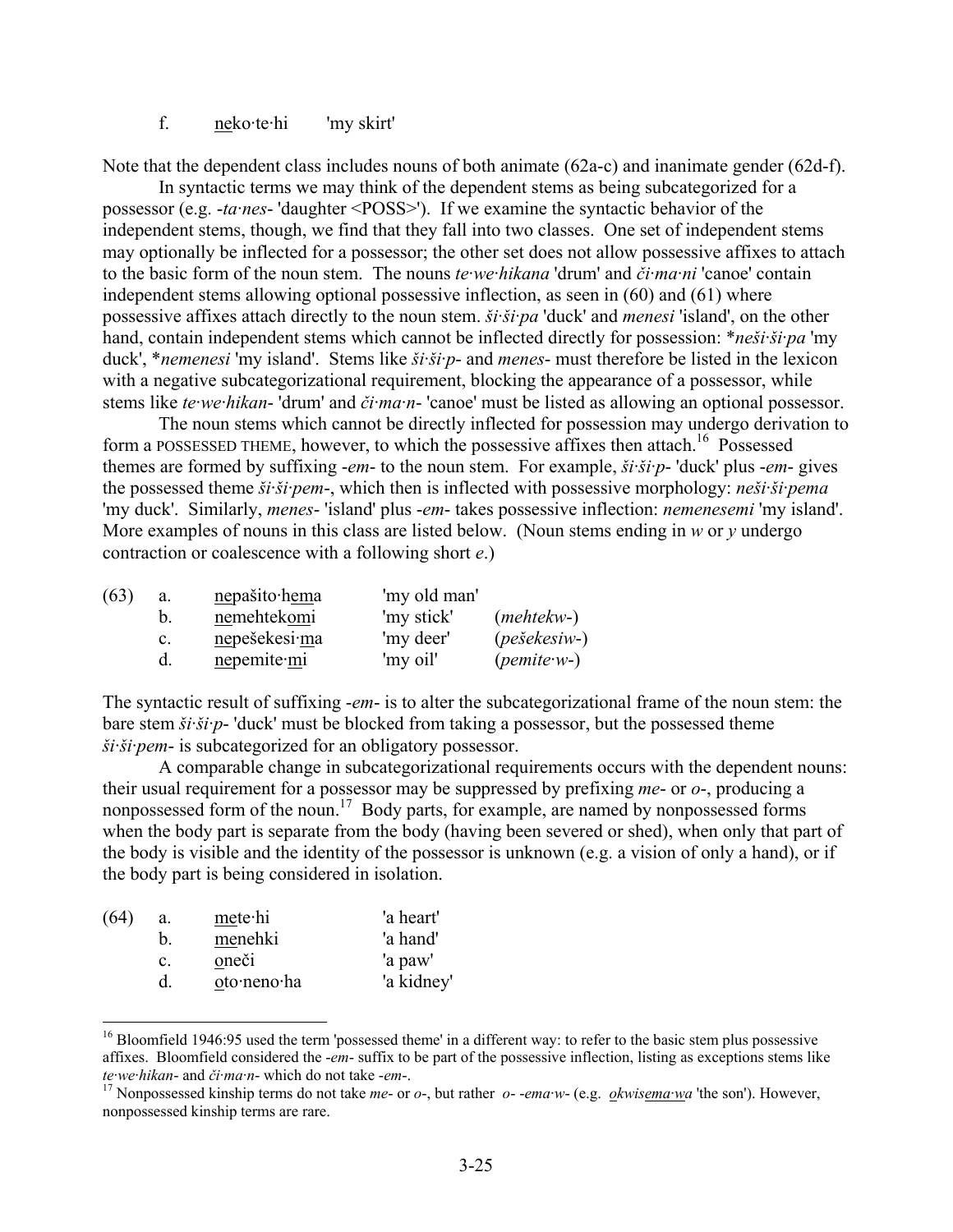f. <u>ne</u>ko·te·hi 'my skirt'

Note that the dependent class includes nouns of both animate (62a-c) and inanimate gender (62d-f).

In syntactic terms we may think of the dependent stems as being subcategorized for a possessor (e.g. *-ta·nes-* 'daughter <POSS>'). If we examine the syntactic behavior of the independent stems, though, we find that they fall into two classes. One set of independent stems may optionally be inflected for a possessor; the other set does not allow possessive affixes to attach to the basic form of the noun stem. The nouns *te·we·hikana* 'drum' and *či·ma·ni* 'canoe' contain independent stems allowing optional possessive inflection, as seen in (60) and (61) where possessive affixes attach directly to the noun stem. *ši·ši·pa* 'duck' and *menesi* 'island', on the other hand, contain independent stems which cannot be inflected directly for possession: \**neši·ši·pa* 'my duck', \**nemenesi* 'my island'. Stems like *ši·ši·p-* and *menes-* must therefore be listed in the lexicon with a negative subcategorizational requirement, blocking the appearance of a possessor, while stems like *te·we·hikan-* 'drum' and *či·ma·n-* 'canoe' must be listed as allowing an optional possessor.

The noun stems which cannot be directly inflected for possession may undergo derivation to form a POSSESSED THEME, however, to which the possessive affixes then attach.[16] Possessed themes are formed by suffixing *-em-* to the noun stem. For example, *ši·ši·p-* 'duck' plus *-em-* gives the possessed theme *ši·ši·pem-*, which then is inflected with possessive morphology: *neši·ši·pema* 'my duck'. Similarly, *menes-* 'island' plus *-em-* takes possessive inflection: *nemenesemi* 'my island'. More examples of nouns in this class are listed below. (Noun stems ending in *w* or *y* undergo contraction or coalescence with a following short *e*.)

| (63) | a. | <u>ne</u>pašito·h<u>em</u>a | 'my old man' | |
|---|---|---|---|---|
| | b. | <u>ne</u>mehtek<u>om</u>i | 'my stick' | (*mehtekw-*) |
| | c. | <u>ne</u>pešekesi·<u>m</u>a | 'my deer' | (*pešekesiw-*) |
| | d. | <u>ne</u>pemite·<u>m</u>i | 'my oil' | (*pemite·w-*) |

The syntactic result of suffixing *-em-* is to alter the subcategorizational frame of the noun stem: the bare stem *ši·ši·p-* 'duck' must be blocked from taking a possessor, but the possessed theme *ši·ši·pem-* is subcategorized for an obligatory possessor.

A comparable change in subcategorizational requirements occurs with the dependent nouns: their usual requirement for a possessor may be suppressed by prefixing *me-* or *o-*, producing a nonpossessed form of the noun.[17] Body parts, for example, are named by nonpossessed forms when the body part is separate from the body (having been severed or shed), when only that part of the body is visible and the identity of the possessor is unknown (e.g. a vision of only a hand), or if the body part is being considered in isolation.

| (64) | a. | <u>me</u>te·hi | 'a heart' |
|---|---|---|---|
| | b. | <u>me</u>nehki | 'a hand' |
| | c. | <u>o</u>neči | 'a paw' |
| | d. | <u>o</u>to·neno·ha | 'a kidney' |

---

[16] Bloomfield 1946:95 used the term 'possessed theme' in a different way: to refer to the basic stem plus possessive affixes. Bloomfield considered the *-em-* suffix to be part of the possessive inflection, listing as exceptions stems like *te·we·hikan-* and *či·ma·n-* which do not take *-em-*.

[17] Nonpossessed kinship terms do not take *me-* or *o-*, but rather *o-* *-ema·w-* (e.g. <u>o</u>kwis<u>ema·w</u>a 'the son'). However, nonpossessed kinship terms are rare.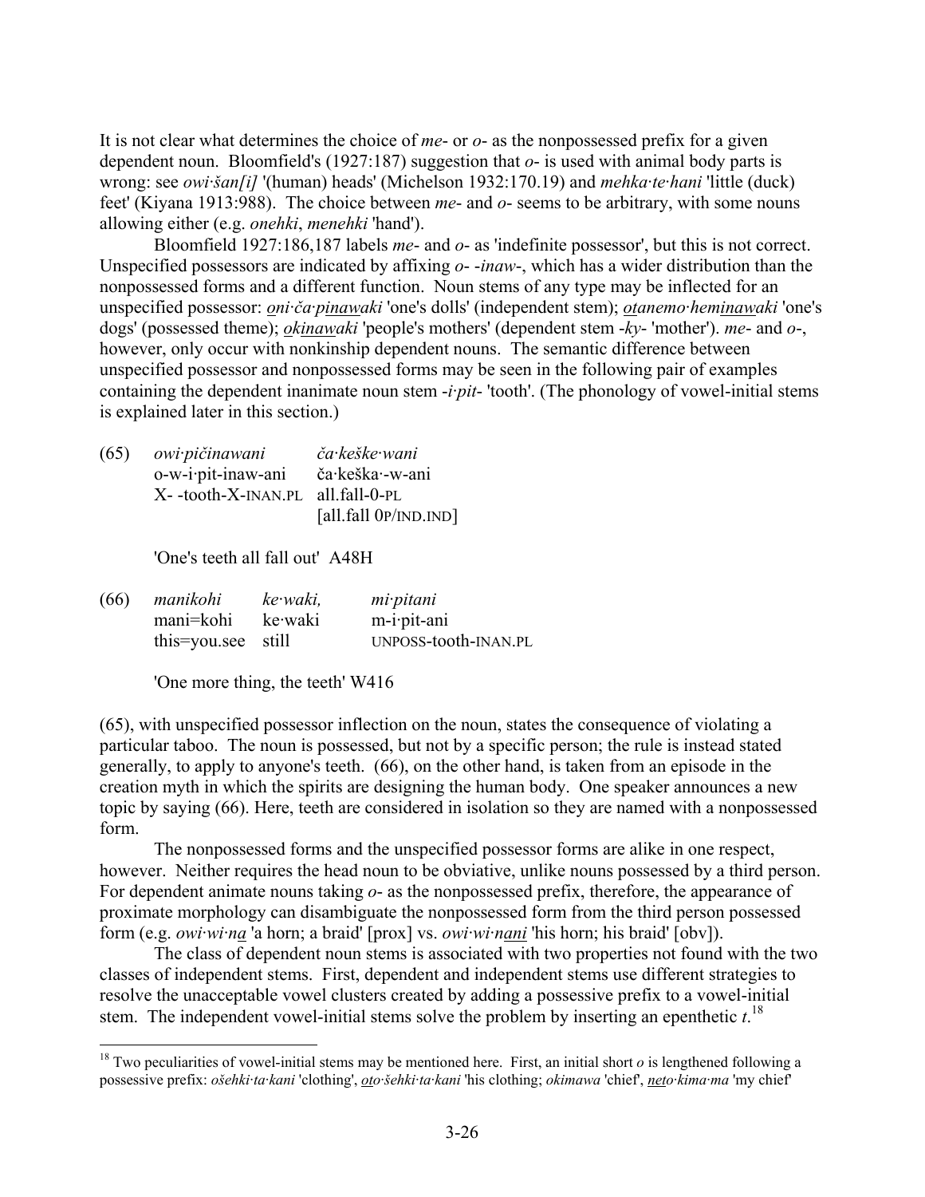It is not clear what determines the choice of *me-* or *o-* as the nonpossessed prefix for a given dependent noun. Bloomfield's (1927:187) suggestion that *o-* is used with animal body parts is wrong: see *owi·šan[i]* '(human) heads' (Michelson 1932:170.19) and *mehka·te·hani* 'little (duck) feet' (Kiyana 1913:988). The choice between *me-* and *o-* seems to be arbitrary, with some nouns allowing either (e.g. *onehki*, *menehki* 'hand').

Bloomfield 1927:186,187 labels *me-* and *o-* as 'indefinite possessor', but this is not correct. Unspecified possessors are indicated by affixing *o- -inaw-*, which has a wider distribution than the nonpossessed forms and a different function. Noun stems of any type may be inflected for an unspecified possessor: ***o****ni·ča·p****inaw****aki* 'one's dolls' (independent stem); ***ot****anemo·hem****inaw****aki* 'one's dogs' (possessed theme); ***o****k****inaw****aki* 'people's mothers' (dependent stem *-ky-* 'mother'). *me-* and *o-*, however, only occur with nonkinship dependent nouns. The semantic difference between unspecified possessor and nonpossessed forms may be seen in the following pair of examples containing the dependent inanimate noun stem *-i·pit-* 'tooth'. (The phonology of vowel-initial stems is explained later in this section.)

(65) *owi·pičinawani* *ča·keške·wani*
o-w-i·pit-inaw-ani ča·keška·-w-ani
X- -tooth-X-INAN.PL all.fall-0-PL
[all.fall 0P/IND.IND]

'One's teeth all fall out' A48H

(66) *manikohi* *ke·waki,* *mi·pitani*
mani=kohi ke·waki m-i·pit-ani
this=you.see still UNPOSS-tooth-INAN.PL

'One more thing, the teeth' W416

(65), with unspecified possessor inflection on the noun, states the consequence of violating a particular taboo. The noun is possessed, but not by a specific person; the rule is instead stated generally, to apply to anyone's teeth. (66), on the other hand, is taken from an episode in the creation myth in which the spirits are designing the human body. One speaker announces a new topic by saying (66). Here, teeth are considered in isolation so they are named with a nonpossessed form.

The nonpossessed forms and the unspecified possessor forms are alike in one respect, however. Neither requires the head noun to be obviative, unlike nouns possessed by a third person. For dependent animate nouns taking *o-* as the nonpossessed prefix, therefore, the appearance of proximate morphology can disambiguate the nonpossessed form from the third person possessed form (e.g. *owi·wi·n****a*** 'a horn; a braid' [prox] vs. *owi·wi·n****ani*** 'his horn; his braid' [obv]).

The class of dependent noun stems is associated with two properties not found with the two classes of independent stems. First, dependent and independent stems use different strategies to resolve the unacceptable vowel clusters created by adding a possessive prefix to a vowel-initial stem. The independent vowel-initial stems solve the problem by inserting an epenthetic *t*.[18]

[18] Two peculiarities of vowel-initial stems may be mentioned here. First, an initial short *o* is lengthened following a possessive prefix: *ošehki·ta·kani* 'clothing', ***oto****·šehki·ta·kani* 'his clothing; *okimawa* 'chief', ***neto****·kima·ma* 'my chief'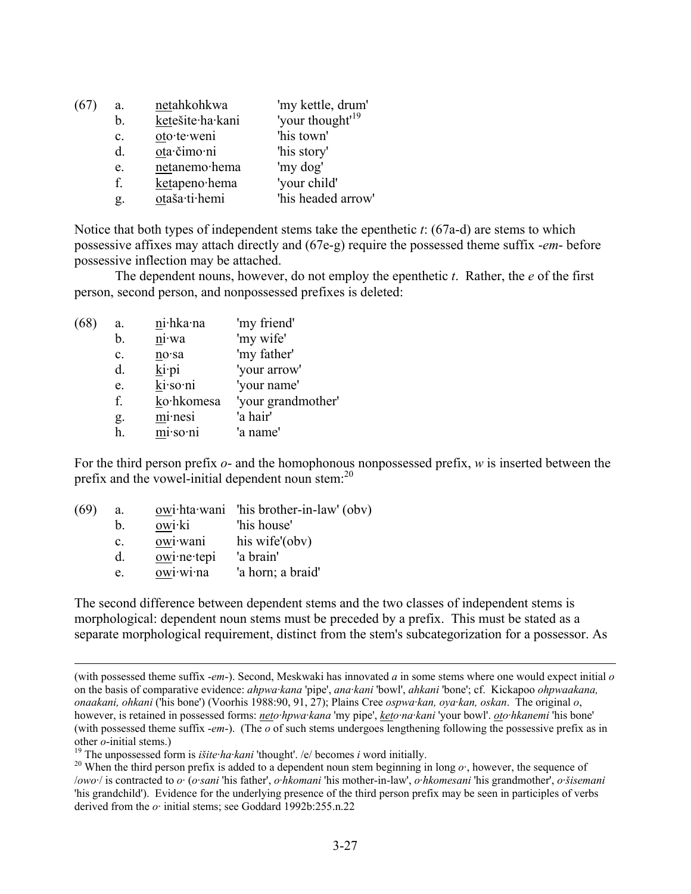(67) a. <u>net</u>ahkohkwa 'my kettle, drum'
b. <u>ket</u>ešite·ha·kani 'your thought'[19]
c. <u>ot</u>o·te·weni 'his town'
d. <u>ot</u>a·čimo·ni 'his story'
e. <u>net</u>anemo·hema 'my dog'
f. <u>ket</u>apeno·hema 'your child'
g. <u>ot</u>aša·ti·hemi 'his headed arrow'

Notice that both types of independent stems take the epenthetic *t*: (67a-d) are stems to which possessive affixes may attach directly and (67e-g) require the possessed theme suffix -*em*- before possessive inflection may be attached.

The dependent nouns, however, do not employ the epenthetic *t*. Rather, the *e* of the first person, second person, and nonpossessed prefixes is deleted:

(68) a. <u>n</u>i·hka·na 'my friend'
b. <u>n</u>i·wa 'my wife'
c. <u>n</u>o·sa 'my father'
d. <u>k</u>i·pi 'your arrow'
e. <u>k</u>i·so·ni 'your name'
f. <u>k</u>o·hkomesa 'your grandmother'
g. <u>m</u>i·nesi 'a hair'
h. <u>m</u>i·so·ni 'a name'

For the third person prefix *o*- and the homophonous nonpossessed prefix, *w* is inserted between the prefix and the vowel-initial dependent noun stem:[20]

(69) a. <u>ow</u>i·hta·wani 'his brother-in-law' (obv)
b. <u>ow</u>i·ki 'his house'
c. <u>ow</u>i·wani his wife'(obv)
d. <u>ow</u>i·ne·tepi 'a brain'
e. <u>ow</u>i·wi·na 'a horn; a braid'

The second difference between dependent stems and the two classes of independent stems is morphological: dependent noun stems must be preceded by a prefix. This must be stated as a separate morphological requirement, distinct from the stem's subcategorization for a possessor. As

---

(with possessed theme suffix -*em*-). Second, Meskwaki has innovated *a* in some stems where one would expect initial *o* on the basis of comparative evidence: *ahpwa·kana* 'pipe', *ana·kani* 'bowl', *ahkani* 'bone'; cf. Kickapoo *ohpwaakana, onaakani, ohkani* ('his bone') (Voorhis 1988:90, 91, 27); Plains Cree *ospwa·kan, oya·kan, oskan*. The original *o*, however, is retained in possessed forms: *<u>net</u>o·hpwa·kana* 'my pipe', *<u>ket</u>o·na·kani* 'your bowl'. *<u>ot</u>o·hkanemi* 'his bone' (with possessed theme suffix -*em*-). (The *o* of such stems undergoes lengthening following the possessive prefix as in other *o*-initial stems.)

[19] The unpossessed form is *išite·ha·kani* 'thought'. /e/ becomes *i* word initially.

[20] When the third person prefix is added to a dependent noun stem beginning in long *o·*, however, the sequence of /*owo·*/ is contracted to *o·* (*o·sani* 'his father', *o·hkomani* 'his mother-in-law', *o·hkomesani* 'his grandmother', *o·šisemani* 'his grandchild'). Evidence for the underlying presence of the third person prefix may be seen in participles of verbs derived from the *o·* initial stems; see Goddard 1992b:255.n.22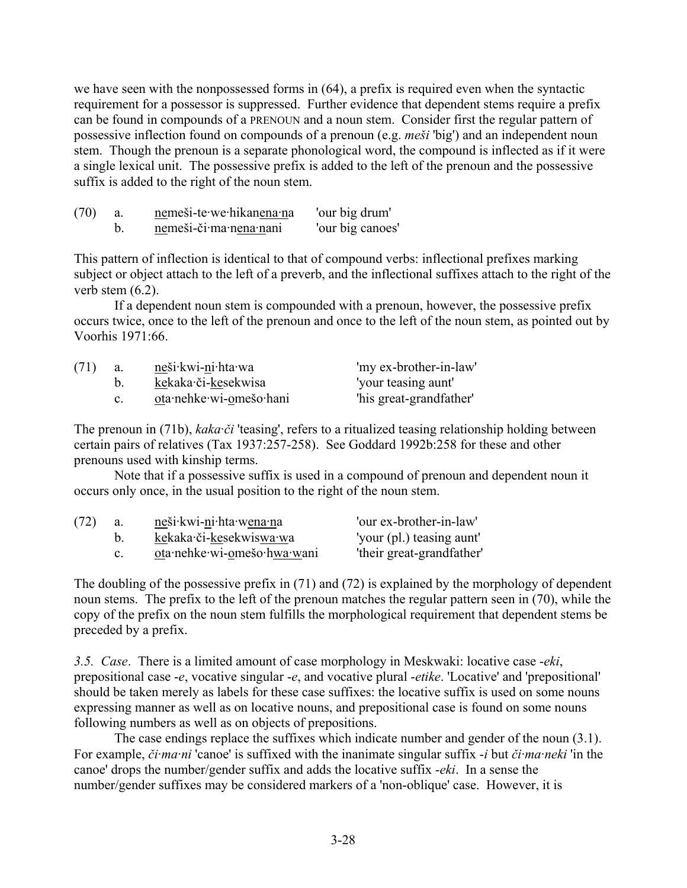we have seen with the nonpossessed forms in (64), a prefix is required even when the syntactic requirement for a possessor is suppressed. Further evidence that dependent stems require a prefix can be found in compounds of a PRENOUN and a noun stem. Consider first the regular pattern of possessive inflection found on compounds of a prenoun (e.g. *meši* 'big') and an independent noun stem. Though the prenoun is a separate phonological word, the compound is inflected as if it were a single lexical unit. The possessive prefix is added to the left of the prenoun and the possessive suffix is added to the right of the noun stem.

(70) a. <u>ne</u>meši-te·we·hikan<u>ena·n</u>a 'our big drum'
b. <u>ne</u>meši-či·ma·n<u>ena·n</u>ani 'our big canoes'

This pattern of inflection is identical to that of compound verbs: inflectional prefixes marking subject or object attach to the left of a preverb, and the inflectional suffixes attach to the right of the verb stem (6.2).

If a dependent noun stem is compounded with a prenoun, however, the possessive prefix occurs twice, once to the left of the prenoun and once to the left of the noun stem, as pointed out by Voorhis 1971:66.

(71) a. <u>ne</u>ši·kwi-<u>ni</u>·hta·wa 'my ex-brother-in-law'
b. <u>ke</u>kaka·či-<u>ke</u>sekwisa 'your teasing aunt'
c. <u>ot</u>a·nehke·wi-<u>o</u>mešo·hani 'his great-grandfather'

The prenoun in (71b), *kaka·či* 'teasing', refers to a ritualized teasing relationship holding between certain pairs of relatives (Tax 1937:257-258). See Goddard 1992b:258 for these and other prenouns used with kinship terms.

Note that if a possessive suffix is used in a compound of prenoun and dependent noun it occurs only once, in the usual position to the right of the noun stem.

(72) a. <u>ne</u>ši·kwi-<u>ni</u>·hta·w<u>ena·n</u>a 'our ex-brother-in-law'
b. <u>ke</u>kaka·či-<u>ke</u>sekwis<u>wa·w</u>a 'your (pl.) teasing aunt'
c. <u>ot</u>a·nehke·wi-<u>o</u>mešo·h<u>wa·w</u>ani 'their great-grandfather'

The doubling of the possessive prefix in (71) and (72) is explained by the morphology of dependent noun stems. The prefix to the left of the prenoun matches the regular pattern seen in (70), while the copy of the prefix on the noun stem fulfills the morphological requirement that dependent stems be preceded by a prefix.

*3.5. Case*. There is a limited amount of case morphology in Meskwaki: locative case -*eki*, prepositional case -*e*, vocative singular -*e*, and vocative plural -*etike*. 'Locative' and 'prepositional' should be taken merely as labels for these case suffixes: the locative suffix is used on some nouns expressing manner as well as on locative nouns, and prepositional case is found on some nouns following numbers as well as on objects of prepositions.

The case endings replace the suffixes which indicate number and gender of the noun (3.1). For example, *či·ma·ni* 'canoe' is suffixed with the inanimate singular suffix -*i* but *či·ma·neki* 'in the canoe' drops the number/gender suffix and adds the locative suffix -*eki*. In a sense the number/gender suffixes may be considered markers of a 'non-oblique' case. However, it is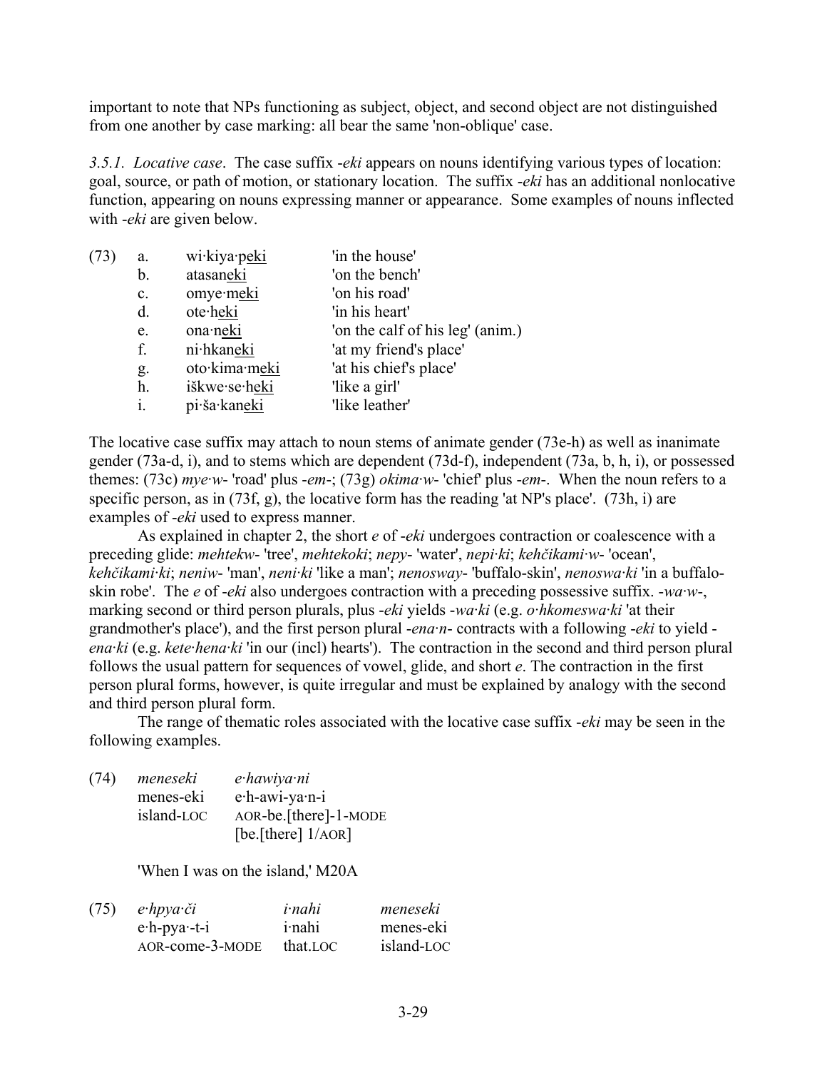important to note that NPs functioning as subject, object, and second object are not distinguished from one another by case marking: all bear the same 'non-oblique' case.

*3.5.1. Locative case*. The case suffix -*eki* appears on nouns identifying various types of location: goal, source, or path of motion, or stationary location. The suffix -*eki* has an additional nonlocative function, appearing on nouns expressing manner or appearance. Some examples of nouns inflected with -*eki* are given below.

| (73) | a. | wi·kiya·p<u>eki</u> | 'in the house' |
|---|---|---|---|
| | b. | atasan<u>eki</u> | 'on the bench' |
| | c. | omye·m<u>eki</u> | 'on his road' |
| | d. | ote·h<u>eki</u> | 'in his heart' |
| | e. | ona·n<u>eki</u> | 'on the calf of his leg' (anim.) |
| | f. | ni·hkan<u>eki</u> | 'at my friend's place' |
| | g. | oto·kima·m<u>eki</u> | 'at his chief's place' |
| | h. | iškwe·se·h<u>eki</u> | 'like a girl' |
| | i. | pi·ša·kan<u>eki</u> | 'like leather' |

The locative case suffix may attach to noun stems of animate gender (73e-h) as well as inanimate gender (73a-d, i), and to stems which are dependent (73d-f), independent (73a, b, h, i), or possessed themes: (73c) *mye·w-* 'road' plus -*em*-; (73g) *okima·w-* 'chief' plus -*em*-. When the noun refers to a specific person, as in (73f, g), the locative form has the reading 'at NP's place'. (73h, i) are examples of -*eki* used to express manner.

As explained in chapter 2, the short *e* of -*eki* undergoes contraction or coalescence with a preceding glide: *mehtekw-* 'tree', *mehtekoki*; *nepy-* 'water', *nepi·ki*; *kehčikami·w-* 'ocean', *kehčikami·ki*; *neniw-* 'man', *neni·ki* 'like a man'; *nenosway-* 'buffalo-skin', *nenoswa·ki* 'in a buffalo-skin robe'. The *e* of -*eki* also undergoes contraction with a preceding possessive suffix. -*wa·w*-, marking second or third person plurals, plus -*eki* yields -*wa·ki* (e.g. *o·hkomeswa·ki* 'at their grandmother's place'), and the first person plural -*ena·n*- contracts with a following -*eki* to yield -*ena·ki* (e.g. *kete·hena·ki* 'in our (incl) hearts'). The contraction in the second and third person plural follows the usual pattern for sequences of vowel, glide, and short *e*. The contraction in the first person plural forms, however, is quite irregular and must be explained by analogy with the second and third person plural form.

The range of thematic roles associated with the locative case suffix -*eki* may be seen in the following examples.

| (74) | *meneseki* | *e·hawiya·ni* |
|---|---|---|
| | menes-eki | e·h-awi-ya·n-i |
| | island-LOC | AOR-be.[there]-1-MODE |
| | | [be.[there] 1/AOR] |

'When I was on the island,' M20A

| (75) | *e·hpya·či* | *i·nahi* | *meneseki* |
|---|---|---|---|
| | e·h-pya·-t-i | i·nahi | menes-eki |
| | AOR-come-3-MODE | that.LOC | island-LOC |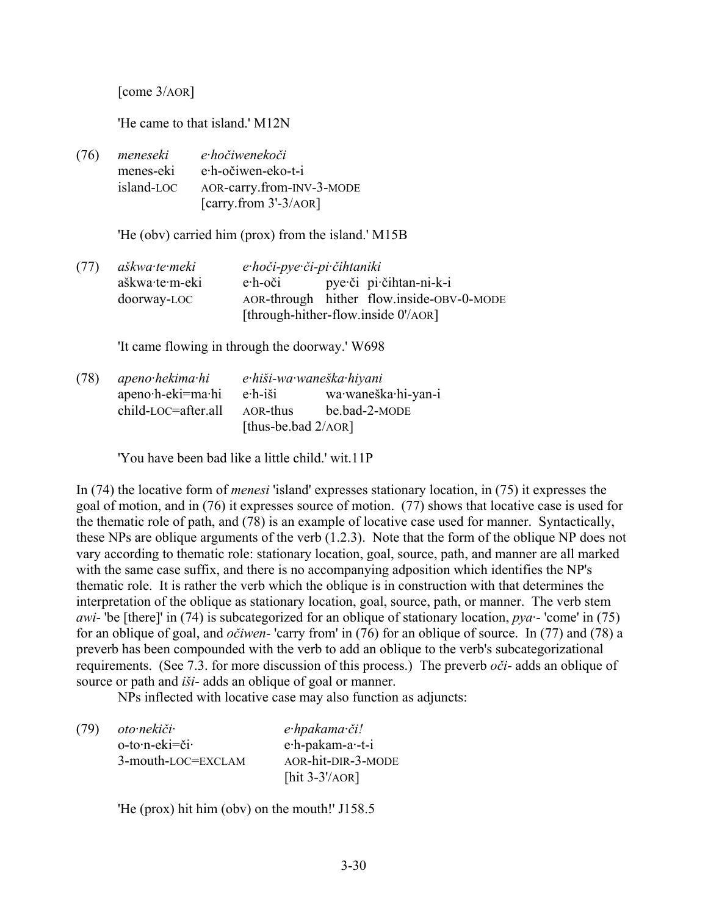[come 3/AOR]

'He came to that island.' M12N

(76) *meneseki* *e·hočiwenekoči*
menes-eki e·h-očiwen-eko-t-i
island-LOC AOR-carry.from-INV-3-MODE
[carry.from 3'-3/AOR]

'He (obv) carried him (prox) from the island.' M15B

(77) *aškwa·te·meki* *e·hoči-pye·či-pi·čihtaniki*
aškwa·te·m-eki e·h-oči pye·či pi·čihtan-ni-k-i
doorway-LOC AOR-through hither flow.inside-OBV-0-MODE
[through-hither-flow.inside 0'/AOR]

'It came flowing in through the doorway.' W698

(78) *apeno·hekima·hi* *e·hiši-wa·waneška·hiyani*
apeno·h-eki=ma·hi e·h-iši wa·waneška·hi-yan-i
child-LOC=after.all AOR-thus be.bad-2-MODE
[thus-be.bad 2/AOR]

'You have been bad like a little child.' wit.11P

In (74) the locative form of *menesi* 'island' expresses stationary location, in (75) it expresses the goal of motion, and in (76) it expresses source of motion. (77) shows that locative case is used for the thematic role of path, and (78) is an example of locative case used for manner. Syntactically, these NPs are oblique arguments of the verb (1.2.3). Note that the form of the oblique NP does not vary according to thematic role: stationary location, goal, source, path, and manner are all marked with the same case suffix, and there is no accompanying adposition which identifies the NP's thematic role. It is rather the verb which the oblique is in construction with that determines the interpretation of the oblique as stationary location, goal, source, path, or manner. The verb stem *awi*- 'be [there]' in (74) is subcategorized for an oblique of stationary location, *pya·*- 'come' in (75) for an oblique of goal, and *očiwen*- 'carry from' in (76) for an oblique of source. In (77) and (78) a preverb has been compounded with the verb to add an oblique to the verb's subcategorizational requirements. (See 7.3. for more discussion of this process.) The preverb *oči*- adds an oblique of source or path and *iši*- adds an oblique of goal or manner.

NPs inflected with locative case may also function as adjuncts:

(79) *oto·nekiči·* *e·hpakama·či!*
o-to·n-eki=či· e·h-pakam-a·-t-i
3-mouth-LOC=EXCLAM AOR-hit-DIR-3-MODE
[hit 3-3'/AOR]

'He (prox) hit him (obv) on the mouth!' J158.5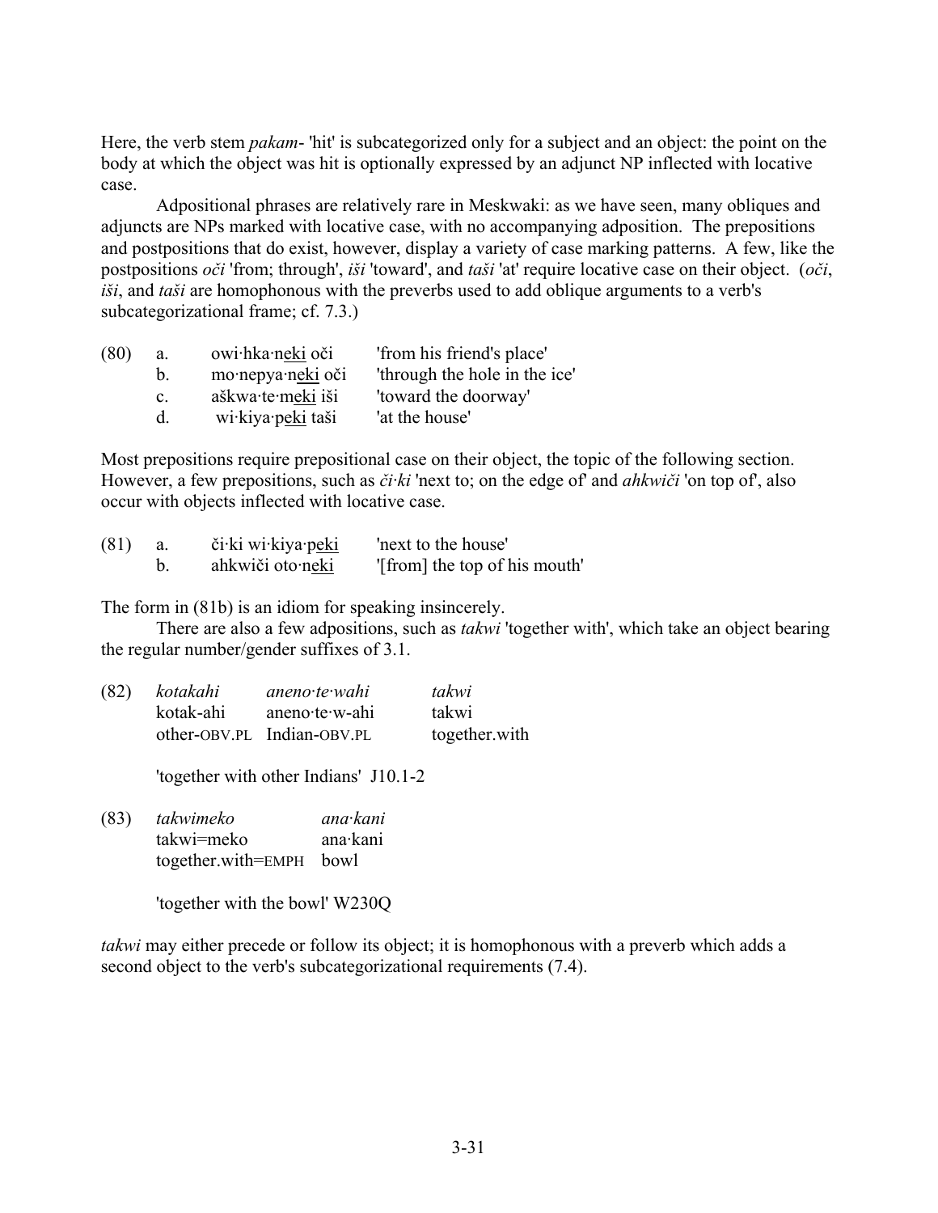Here, the verb stem *pakam-* 'hit' is subcategorized only for a subject and an object: the point on the body at which the object was hit is optionally expressed by an adjunct NP inflected with locative case.

Adpositional phrases are relatively rare in Meskwaki: as we have seen, many obliques and adjuncts are NPs marked with locative case, with no accompanying adposition. The prepositions and postpositions that do exist, however, display a variety of case marking patterns. A few, like the postpositions *oči* 'from; through', *iši* 'toward', and *taši* 'at' require locative case on their object. (*oči*, *iši*, and *taši* are homophonous with the preverbs used to add oblique arguments to a verb's subcategorizational frame; cf. 7.3.)

(80) a. owi·hka·n<u>eki</u> oči 'from his friend's place'
b. mo·nepya·n<u>eki</u> oči 'through the hole in the ice'
c. aškwa·te·m<u>eki</u> iši 'toward the doorway'
d. wi·kiya·p<u>eki</u> taši 'at the house'

Most prepositions require prepositional case on their object, the topic of the following section. However, a few prepositions, such as *či·ki* 'next to; on the edge of' and *ahkwiči* 'on top of', also occur with objects inflected with locative case.

(81) a. či·ki wi·kiya·p<u>eki</u> 'next to the house'
b. ahkwiči oto·n<u>eki</u> '[from] the top of his mouth'

The form in (81b) is an idiom for speaking insincerely.

There are also a few adpositions, such as *takwi* 'together with', which take an object bearing the regular number/gender suffixes of 3.1.

(82) *kotakahi* *aneno·te·wahi* *takwi*
kotak-ahi aneno·te·w-ahi takwi
other-OBV.PL Indian-OBV.PL together.with

'together with other Indians' J10.1-2

(83) *takwimeko* *ana·kani*
takwi=meko ana·kani
together.with=EMPH bowl

'together with the bowl' W230Q

*takwi* may either precede or follow its object; it is homophonous with a preverb which adds a second object to the verb's subcategorizational requirements (7.4).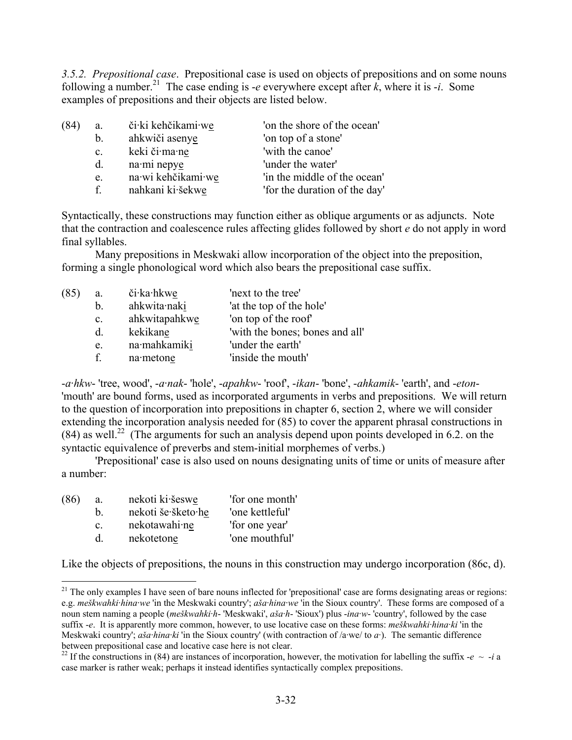*3.5.2. Prepositional case*. Prepositional case is used on objects of prepositions and on some nouns following a number.[21] The case ending is *-e* everywhere except after *k*, where it is *-i*. Some examples of prepositions and their objects are listed below.

| (84) | | | |
|---|---|---|---|
| | a. | či·ki kehčikami·we | 'on the shore of the ocean' |
| | b. | ahkwiči asenye | 'on top of a stone' |
| | c. | keki či·ma·ne | 'with the canoe' |
| | d. | na·mi nepye | 'under the water' |
| | e. | na·wi kehčikami·we | 'in the middle of the ocean' |
| | f. | nahkani ki·šekwe | 'for the duration of the day' |

Syntactically, these constructions may function either as oblique arguments or as adjuncts. Note that the contraction and coalescence rules affecting glides followed by short *e* do not apply in word final syllables.

Many prepositions in Meskwaki allow incorporation of the object into the preposition, forming a single phonological word which also bears the prepositional case suffix.

| (85) | | | |
|---|---|---|---|
| | a. | či·ka·hkwe | 'next to the tree' |
| | b. | ahkwita·naki | 'at the top of the hole' |
| | c. | ahkwitapahkwe | 'on top of the roof' |
| | d. | kekikane | 'with the bones; bones and all' |
| | e. | na·mahkamiki | 'under the earth' |
| | f. | na·metone | 'inside the mouth' |

*-a·hkw-* 'tree, wood', *-a·nak-* 'hole', *-apahkw-* 'roof', *-ikan-* 'bone', *-ahkamik-* 'earth', and *-eton-* 'mouth' are bound forms, used as incorporated arguments in verbs and prepositions. We will return to the question of incorporation into prepositions in chapter 6, section 2, where we will consider extending the incorporation analysis needed for (85) to cover the apparent phrasal constructions in (84) as well.[22] (The arguments for such an analysis depend upon points developed in 6.2. on the syntactic equivalence of preverbs and stem-initial morphemes of verbs.)

'Prepositional' case is also used on nouns designating units of time or units of measure after a number:

| (86) | | | |
|---|---|---|---|
| | a. | nekoti ki·šeswe | 'for one month' |
| | b. | nekoti še·šketo·he | 'one kettleful' |
| | c. | nekotawahi·ne | 'for one year' |
| | d. | nekotetone | 'one mouthful' |

Like the objects of prepositions, the nouns in this construction may undergo incorporation (86c, d).

---

[21] The only examples I have seen of bare nouns inflected for 'prepositional' case are forms designating areas or regions: e.g. *meškwahki·hina·we* 'in the Meskwaki country'; *aša·hina·we* 'in the Sioux country'. These forms are composed of a noun stem naming a people (*meškwahki·h-* 'Meskwaki', *aša·h-* 'Sioux') plus *-ina·w-* 'country', followed by the case suffix *-e*. It is apparently more common, however, to use locative case on these forms: *meškwahki·hina·ki* 'in the Meskwaki country'; *aša·hina·ki* 'in the Sioux country' (with contraction of /a·we/ to *a·*). The semantic difference between prepositional case and locative case here is not clear.

[22] If the constructions in (84) are instances of incorporation, however, the motivation for labelling the suffix *-e ~ -i* a case marker is rather weak; perhaps it instead identifies syntactically complex prepositions.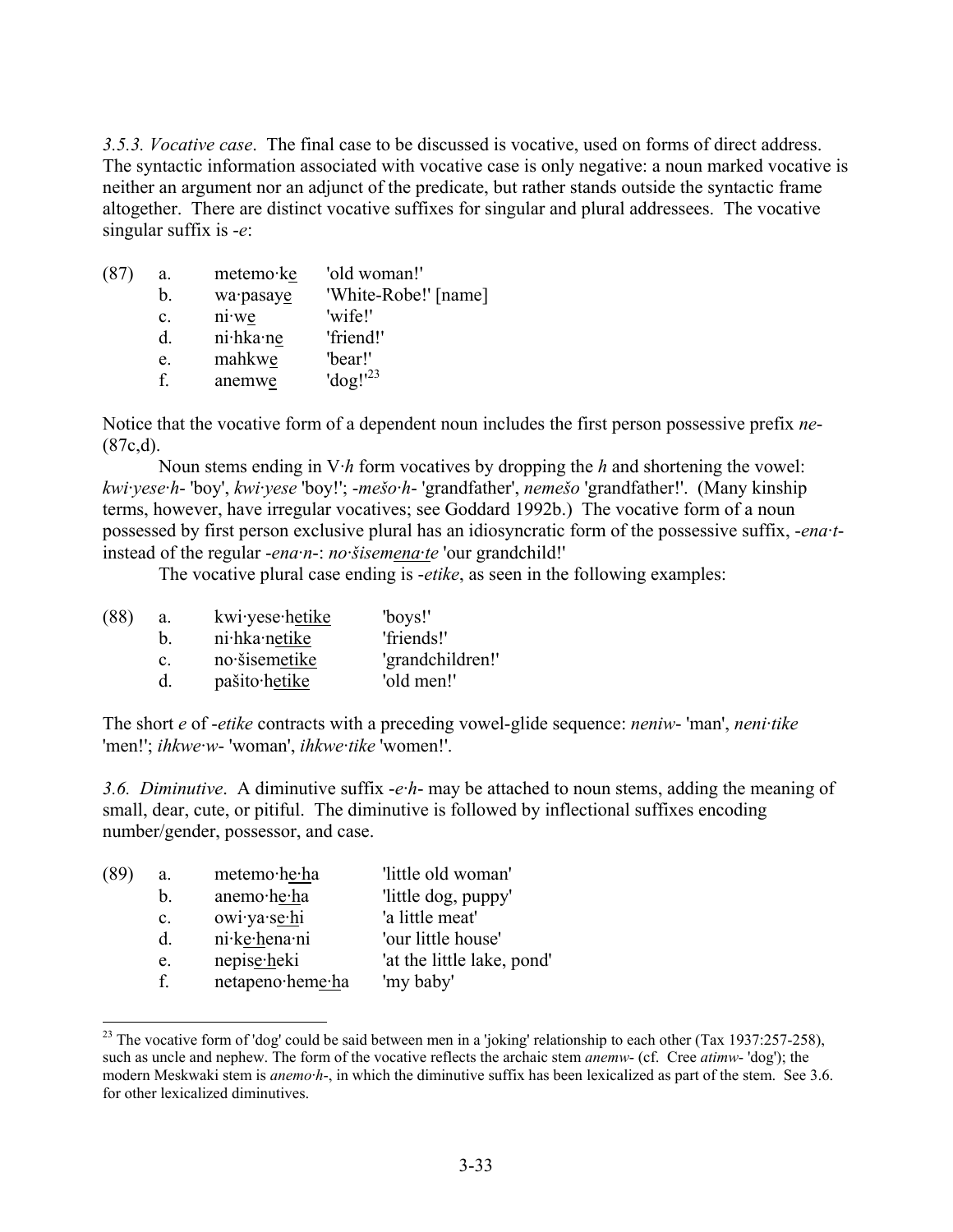*3.5.3. Vocative case*. The final case to be discussed is vocative, used on forms of direct address. The syntactic information associated with vocative case is only negative: a noun marked vocative is neither an argument nor an adjunct of the predicate, but rather stands outside the syntactic frame altogether. There are distinct vocative suffixes for singular and plural addressees. The vocative singular suffix is *-e*:

(87) a. metemo·k<u>e</u> 'old woman!'
b. wa·pasay<u>e</u> 'White-Robe!' [name]
c. ni·w<u>e</u> 'wife!'
d. ni·hka·n<u>e</u> 'friend!'
e. mahkw<u>e</u> 'bear!'
f. anemw<u>e</u> 'dog!'[23]

Notice that the vocative form of a dependent noun includes the first person possessive prefix *ne-* (87c,d).

Noun stems ending in V·*h* form vocatives by dropping the *h* and shortening the vowel: *kwi·yese·h-* 'boy', *kwi·yese* 'boy!'; *-mešo·h-* 'grandfather', *nemešo* 'grandfather!'. (Many kinship terms, however, have irregular vocatives; see Goddard 1992b.) The vocative form of a noun possessed by first person exclusive plural has an idiosyncratic form of the possessive suffix, *-ena·t-* instead of the regular *-ena·n-*: *no·šisem<u>ena·t</u>e* 'our grandchild!'

The vocative plural case ending is *-etike*, as seen in the following examples:

(88) a. kwi·yese·h<u>etike</u> 'boys!'
b. ni·hka·n<u>etike</u> 'friends!'
c. no·šisem<u>etike</u> 'grandchildren!'
d. pašito·h<u>etike</u> 'old men!'

The short *e* of *-etike* contracts with a preceding vowel-glide sequence: *neniw-* 'man', *neni·tike* 'men!'; *ihkwe·w-* 'woman', *ihkwe·tike* 'women!'.

*3.6. Diminutive*. A diminutive suffix *-e·h-* may be attached to noun stems, adding the meaning of small, dear, cute, or pitiful. The diminutive is followed by inflectional suffixes encoding number/gender, possessor, and case.

(89) a. metemo·h<u>e·h</u>a 'little old woman'
b. anemo·h<u>e·h</u>a 'little dog, puppy'
c. owi·ya·s<u>e·h</u>i 'a little meat'
d. ni·k<u>e·h</u>ena·ni 'our little house'
e. nepis<u>e·h</u>eki 'at the little lake, pond'
f. netapeno·hem<u>e·h</u>a 'my baby'

[23] The vocative form of 'dog' could be said between men in a 'joking' relationship to each other (Tax 1937:257-258), such as uncle and nephew. The form of the vocative reflects the archaic stem *anemw-* (cf. Cree *atimw-* 'dog'); the modern Meskwaki stem is *anemo·h-*, in which the diminutive suffix has been lexicalized as part of the stem. See 3.6. for other lexicalized diminutives.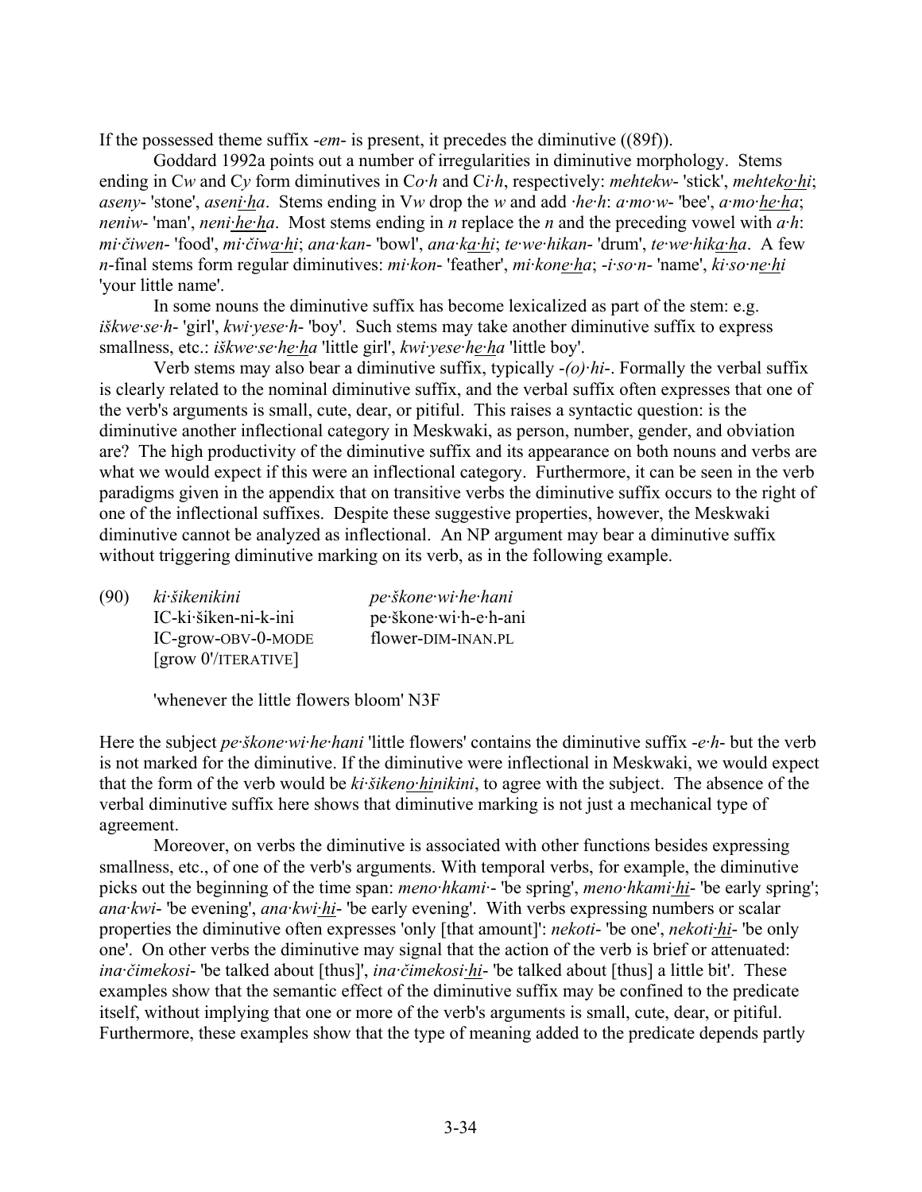If the possessed theme suffix *-em-* is present, it precedes the diminutive ((89f)).

Goddard 1992a points out a number of irregularities in diminutive morphology. Stems ending in C*w* and C*y* form diminutives in C*o·h* and C*i·h*, respectively: *mehtekw-* 'stick', *mehteko·hi*; *aseny-* 'stone', *aseni·ha*. Stems ending in V*w* drop the *w* and add *·he·h*: *a·mo·w-* 'bee', *a·mo·he·ha*; *neniw-* 'man', *neni·he·ha*. Most stems ending in *n* replace the *n* and the preceding vowel with *a·h*: *mi·čiwen-* 'food', *mi·čiwa·hi*; *ana·kan-* 'bowl', *ana·ka·hi*; *te·we·hikan-* 'drum', *te·we·hika·ha*. A few *n*-final stems form regular diminutives: *mi·kon-* 'feather', *mi·kone·ha*; *-i·so·n-* 'name', *ki·so·ne·hi* 'your little name'.

In some nouns the diminutive suffix has become lexicalized as part of the stem: e.g. *iškwe·se·h-* 'girl', *kwi·yese·h-* 'boy'. Such stems may take another diminutive suffix to express smallness, etc.: *iškwe·se·he·ha* 'little girl', *kwi·yese·he·ha* 'little boy'.

Verb stems may also bear a diminutive suffix, typically *-(o)·hi-*. Formally the verbal suffix is clearly related to the nominal diminutive suffix, and the verbal suffix often expresses that one of the verb's arguments is small, cute, dear, or pitiful. This raises a syntactic question: is the diminutive another inflectional category in Meskwaki, as person, number, gender, and obviation are? The high productivity of the diminutive suffix and its appearance on both nouns and verbs are what we would expect if this were an inflectional category. Furthermore, it can be seen in the verb paradigms given in the appendix that on transitive verbs the diminutive suffix occurs to the right of one of the inflectional suffixes. Despite these suggestive properties, however, the Meskwaki diminutive cannot be analyzed as inflectional. An NP argument may bear a diminutive suffix without triggering diminutive marking on its verb, as in the following example.

(90)
*ki·šikenikini* — *pe·škone·wi·he·hani*
IC-ki·šiken-ni-k-ini — pe·škone·wi·h-e·h-ani
IC-grow-OBV-0-MODE — flower-DIM-INAN.PL
[grow 0'/ITERATIVE]

'whenever the little flowers bloom' N3F

Here the subject *pe·škone·wi·he·hani* 'little flowers' contains the diminutive suffix *-e·h-* but the verb is not marked for the diminutive. If the diminutive were inflectional in Meskwaki, we would expect that the form of the verb would be *ki·šikeno·hinikini*, to agree with the subject. The absence of the verbal diminutive suffix here shows that diminutive marking is not just a mechanical type of agreement.

Moreover, on verbs the diminutive is associated with other functions besides expressing smallness, etc., of one of the verb's arguments. With temporal verbs, for example, the diminutive picks out the beginning of the time span: *meno·hkami·-* 'be spring', *meno·hkami·hi-* 'be early spring'; *ana·kwi-* 'be evening', *ana·kwi·hi-* 'be early evening'. With verbs expressing numbers or scalar properties the diminutive often expresses 'only [that amount]': *nekoti-* 'be one', *nekoti·hi-* 'be only one'. On other verbs the diminutive may signal that the action of the verb is brief or attenuated: *ina·čimekosi-* 'be talked about [thus]', *ina·čimekosi·hi-* 'be talked about [thus] a little bit'. These examples show that the semantic effect of the diminutive suffix may be confined to the predicate itself, without implying that one or more of the verb's arguments is small, cute, dear, or pitiful. Furthermore, these examples show that the type of meaning added to the predicate depends partly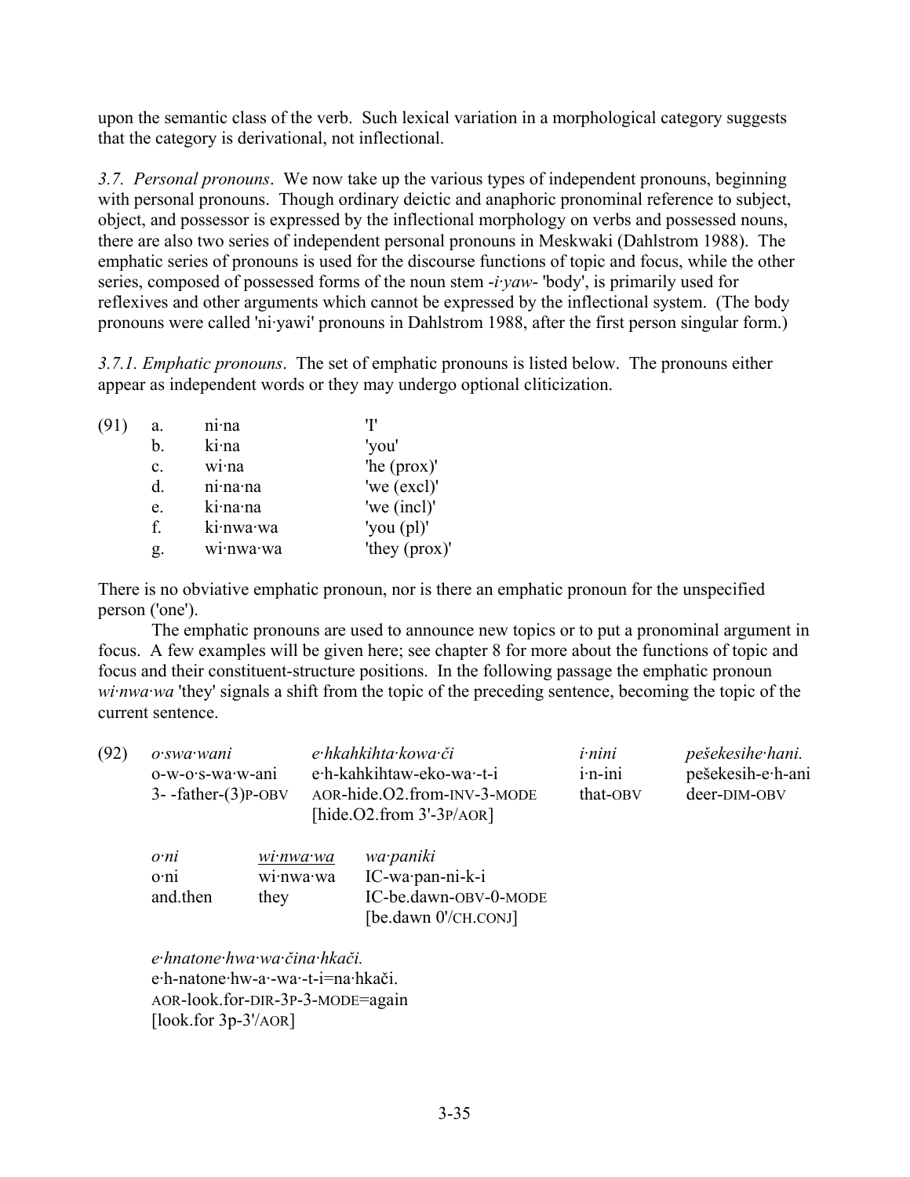upon the semantic class of the verb. Such lexical variation in a morphological category suggests that the category is derivational, not inflectional.

*3.7. Personal pronouns*. We now take up the various types of independent pronouns, beginning with personal pronouns. Though ordinary deictic and anaphoric pronominal reference to subject, object, and possessor is expressed by the inflectional morphology on verbs and possessed nouns, there are also two series of independent personal pronouns in Meskwaki (Dahlstrom 1988). The emphatic series of pronouns is used for the discourse functions of topic and focus, while the other series, composed of possessed forms of the noun stem *-i·yaw-* 'body', is primarily used for reflexives and other arguments which cannot be expressed by the inflectional system. (The body pronouns were called 'ni·yawi' pronouns in Dahlstrom 1988, after the first person singular form.)

*3.7.1. Emphatic pronouns*. The set of emphatic pronouns is listed below. The pronouns either appear as independent words or they may undergo optional cliticization.

| | | | |
|---|---|---|---|
| (91) | a. | ni·na | 'I' |
| | b. | ki·na | 'you' |
| | c. | wi·na | 'he (prox)' |
| | d. | ni·na·na | 'we (excl)' |
| | e. | ki·na·na | 'we (incl)' |
| | f. | ki·nwa·wa | 'you (pl)' |
| | g. | wi·nwa·wa | 'they (prox)' |

There is no obviative emphatic pronoun, nor is there an emphatic pronoun for the unspecified person ('one').

The emphatic pronouns are used to announce new topics or to put a pronominal argument in focus. A few examples will be given here; see chapter 8 for more about the functions of topic and focus and their constituent-structure positions. In the following passage the emphatic pronoun *wi·nwa·wa* 'they' signals a shift from the topic of the preceding sentence, becoming the topic of the current sentence.

(92)

| *o·swa·wani* | *e·hkahkihta·kowa·či* | *i·nini* | *pešekesihe·hani.* |
|---|---|---|---|
| o-w-o·s-wa·w-ani | e·h-kahkihtaw-eko-wa·-t-i | i·n-ini | pešekesih-e·h-ani |
| 3- -father-(3)P-OBV | AOR-hide.O2.from-INV-3-MODE | that-OBV | deer-DIM-OBV |
| | [hide.O2.from 3'-3P/AOR] | | |

| *o·ni* | *<u>wi·nwa·wa</u>* | *wa·paniki* |
|---|---|---|
| o·ni | wi·nwa·wa | IC-wa·pan-ni-k-i |
| and.then | they | IC-be.dawn-OBV-0-MODE |
| | | [be.dawn 0'/CH.CONJ] |

*e·hnatone·hwa·wa·čina·hkači.*
e·h-natone·hw-a·-wa·-t-i=na·hkači.
AOR-look.for-DIR-3P-3-MODE=again
[look.for 3p-3'/AOR]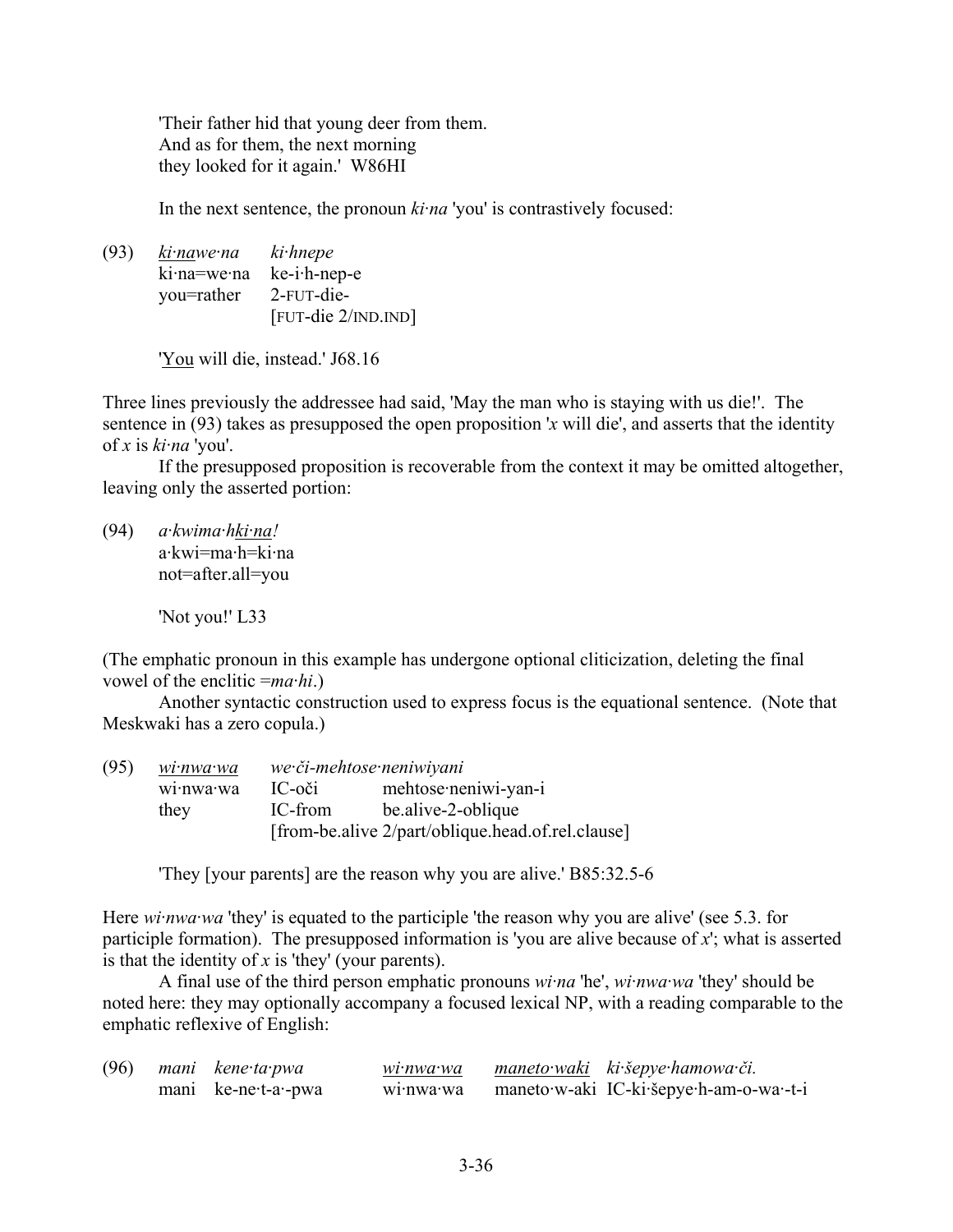'Their father hid that young deer from them.
And as for them, the next morning
they looked for it again.' W86HI

In the next sentence, the pronoun *ki·na* 'you' is contrastively focused:

(93) *<u>ki·na</u>we·na* *ki·hnepe*
ki·na=we·na ke-i·h-nep-e
you=rather 2-FUT-die-
[FUT-die 2/IND.IND]

'<u>You</u> will die, instead.' J68.16

Three lines previously the addressee had said, 'May the man who is staying with us die!'. The sentence in (93) takes as presupposed the open proposition '*x* will die', and asserts that the identity of *x* is *ki·na* 'you'.

If the presupposed proposition is recoverable from the context it may be omitted altogether, leaving only the asserted portion:

(94) *a·kwima·h<u>ki·na</u>!*
a·kwi=ma·h=ki·na
not=after.all=you

'Not you!' L33

(The emphatic pronoun in this example has undergone optional cliticization, deleting the final vowel of the enclitic =*ma·hi*.)

Another syntactic construction used to express focus is the equational sentence. (Note that Meskwaki has a zero copula.)

(95) *<u>wi·nwa·wa</u>* *we·či-mehtose·neniwiyani*
wi·nwa·wa IC-oči mehtose·neniwi-yan-i
they IC-from be.alive-2-oblique
[from-be.alive 2/part/oblique.head.of.rel.clause]

'They [your parents] are the reason why you are alive.' B85:32.5-6

Here *wi·nwa·wa* 'they' is equated to the participle 'the reason why you are alive' (see 5.3. for participle formation). The presupposed information is 'you are alive because of *x*'; what is asserted is that the identity of *x* is 'they' (your parents).

A final use of the third person emphatic pronouns *wi·na* 'he', *wi·nwa·wa* 'they' should be noted here: they may optionally accompany a focused lexical NP, with a reading comparable to the emphatic reflexive of English:

(96) *mani* *kene·ta·pwa* *<u>wi·nwa·wa</u>* *<u>maneto·waki</u>* *ki·šepye·hamowa·či.*
mani ke-ne·t-a·-pwa wi·nwa·wa maneto·w-aki IC-ki·šepye·h-am-o-wa·-t-i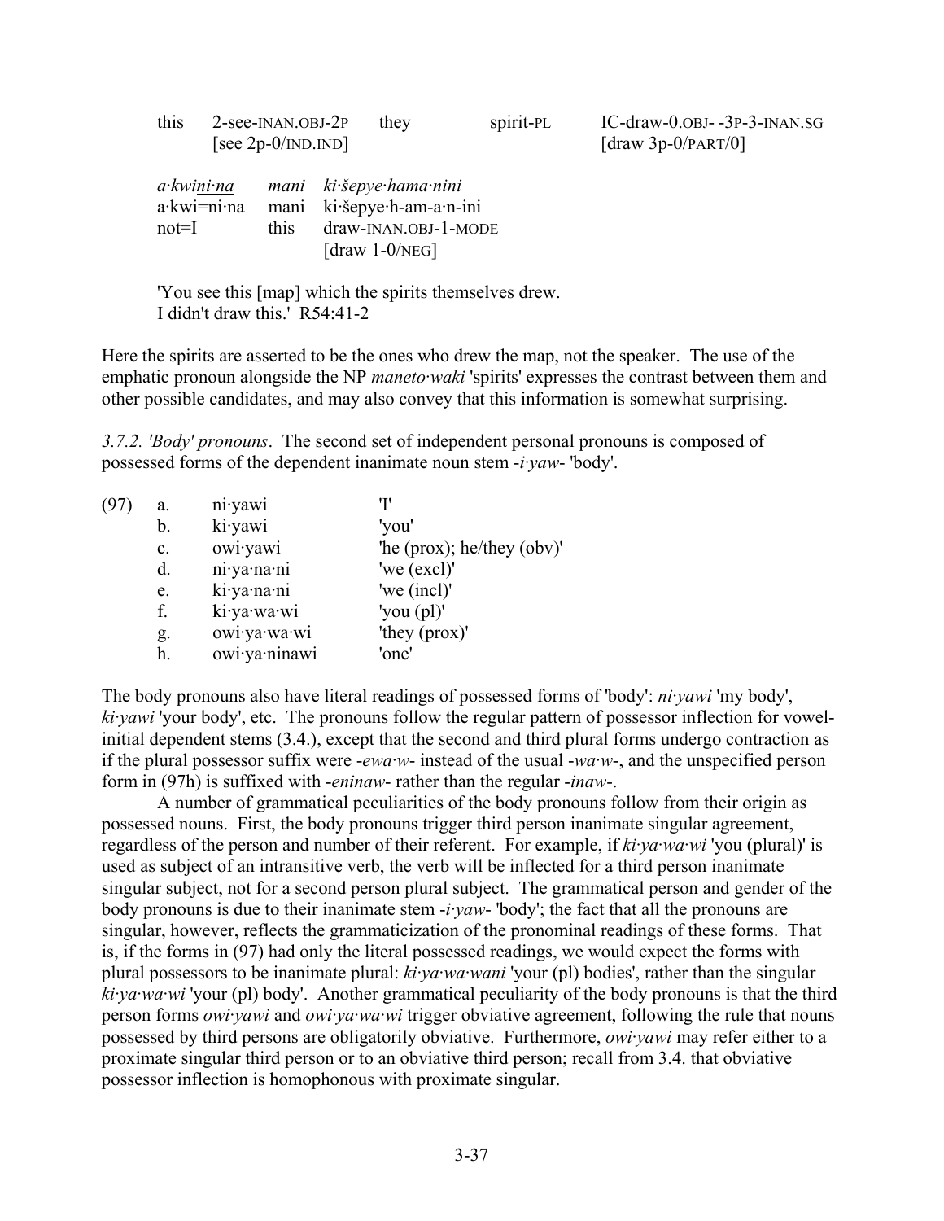| this | 2-see-INAN.OBJ-2P | they | spirit-PL | IC-draw-0.OBJ- -3P-3-INAN.SG |
|---|---|---|---|---|
| | [see 2p-0/IND.IND] | | | [draw 3p-0/PART/0] |

| *a·kwini·na* | *mani* | *ki·šepye·hama·nini* |
|---|---|---|
| a·kwi=ni·na | mani | ki·šepye·h-am-a·n-ini |
| not=I | this | draw-INAN.OBJ-1-MODE |
| | | [draw 1-0/NEG] |

'You see this [map] which the spirits themselves drew. I didn't draw this.' R54:41-2

Here the spirits are asserted to be the ones who drew the map, not the speaker. The use of the emphatic pronoun alongside the NP *maneto·waki* 'spirits' expresses the contrast between them and other possible candidates, and may also convey that this information is somewhat surprising.

*3.7.2. 'Body' pronouns*. The second set of independent personal pronouns is composed of possessed forms of the dependent inanimate noun stem *-i·yaw-* 'body'.

| (97) | | | |
|---|---|---|---|
| | a. | ni·yawi | 'I' |
| | b. | ki·yawi | 'you' |
| | c. | owi·yawi | 'he (prox); he/they (obv)' |
| | d. | ni·ya·na·ni | 'we (excl)' |
| | e. | ki·ya·na·ni | 'we (incl)' |
| | f. | ki·ya·wa·wi | 'you (pl)' |
| | g. | owi·ya·wa·wi | 'they (prox)' |
| | h. | owi·ya·ninawi | 'one' |

The body pronouns also have literal readings of possessed forms of 'body': *ni·yawi* 'my body', *ki·yawi* 'your body', etc. The pronouns follow the regular pattern of possessor inflection for vowel-initial dependent stems (3.4.), except that the second and third plural forms undergo contraction as if the plural possessor suffix were *-ewa·w-* instead of the usual *-wa·w-*, and the unspecified person form in (97h) is suffixed with *-eninaw-* rather than the regular *-inaw-*.

A number of grammatical peculiarities of the body pronouns follow from their origin as possessed nouns. First, the body pronouns trigger third person inanimate singular agreement, regardless of the person and number of their referent. For example, if *ki·ya·wa·wi* 'you (plural)' is used as subject of an intransitive verb, the verb will be inflected for a third person inanimate singular subject, not for a second person plural subject. The grammatical person and gender of the body pronouns is due to their inanimate stem *-i·yaw-* 'body'; the fact that all the pronouns are singular, however, reflects the grammaticization of the pronominal readings of these forms. That is, if the forms in (97) had only the literal possessed readings, we would expect the forms with plural possessors to be inanimate plural: *ki·ya·wa·wani* 'your (pl) bodies', rather than the singular *ki·ya·wa·wi* 'your (pl) body'. Another grammatical peculiarity of the body pronouns is that the third person forms *owi·yawi* and *owi·ya·wa·wi* trigger obviative agreement, following the rule that nouns possessed by third persons are obligatorily obviative. Furthermore, *owi·yawi* may refer either to a proximate singular third person or to an obviative third person; recall from 3.4. that obviative possessor inflection is homophonous with proximate singular.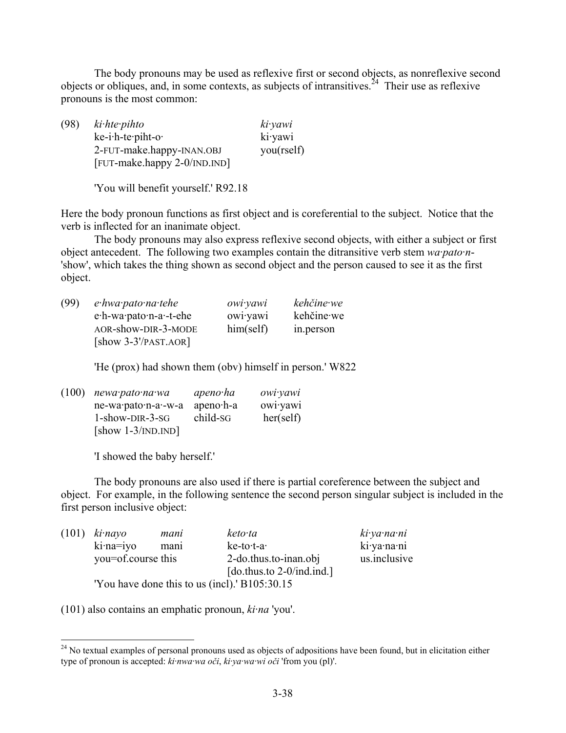The body pronouns may be used as reflexive first or second objects, as nonreflexive second objects or obliques, and, in some contexts, as subjects of intransitives.[24] Their use as reflexive pronouns is the most common:

| (98) | *ki·hte·pihto* | *ki·yawi* |
|---|---|---|
| | ke-i·h-te·piht-o· | ki·yawi |
| | 2-FUT-make.happy-INAN.OBJ | you(rself) |
| | [FUT-make.happy 2-0/IND.IND] | |

'You will benefit yourself.' R92.18

Here the body pronoun functions as first object and is coreferential to the subject. Notice that the verb is inflected for an inanimate object.

The body pronouns may also express reflexive second objects, with either a subject or first object antecedent. The following two examples contain the ditransitive verb stem *wa·pato·n-* 'show', which takes the thing shown as second object and the person caused to see it as the first object.

| (99) | *e·hwa·pato·na·tehe* | *owi·yawi* | *kehčine·we* |
|---|---|---|---|
| | e·h-wa·pato·n-a·-t-ehe | owi·yawi | kehčine·we |
| | AOR-show-DIR-3-MODE | him(self) | in.person |
| | [show 3-3'/PAST.AOR] | | |

'He (prox) had shown them (obv) himself in person.' W822

| (100) | *newa·pato·na·wa* | *apeno·ha* | *owi·yawi* |
|---|---|---|---|
| | ne-wa·pato·n-a·-w-a | apeno·h-a | owi·yawi |
| | 1-show-DIR-3-SG | child-SG | her(self) |
| | [show 1-3/IND.IND] | | |

'I showed the baby herself.'

The body pronouns are also used if there is partial coreference between the subject and object. For example, in the following sentence the second person singular subject is included in the first person inclusive object:

| (101) | *ki·nayo* | *mani* | *keto·ta* | *ki·ya·na·ni* |
|---|---|---|---|---|
| | ki·na=iyo | mani | ke-to·t-a· | ki·ya·na·ni |
| | you=of.course | this | 2-do.thus.to-inan.obj | us.inclusive |
| | | | [do.thus.to 2-0/ind.ind.] | |

'You have done this to us (incl).' B105:30.15

(101) also contains an emphatic pronoun, *ki·na* 'you'.

---

[24] No textual examples of personal pronouns used as objects of adpositions have been found, but in elicitation either type of pronoun is accepted: *ki·nwa·wa oči*, *ki·ya·wa·wi oči* 'from you (pl)'.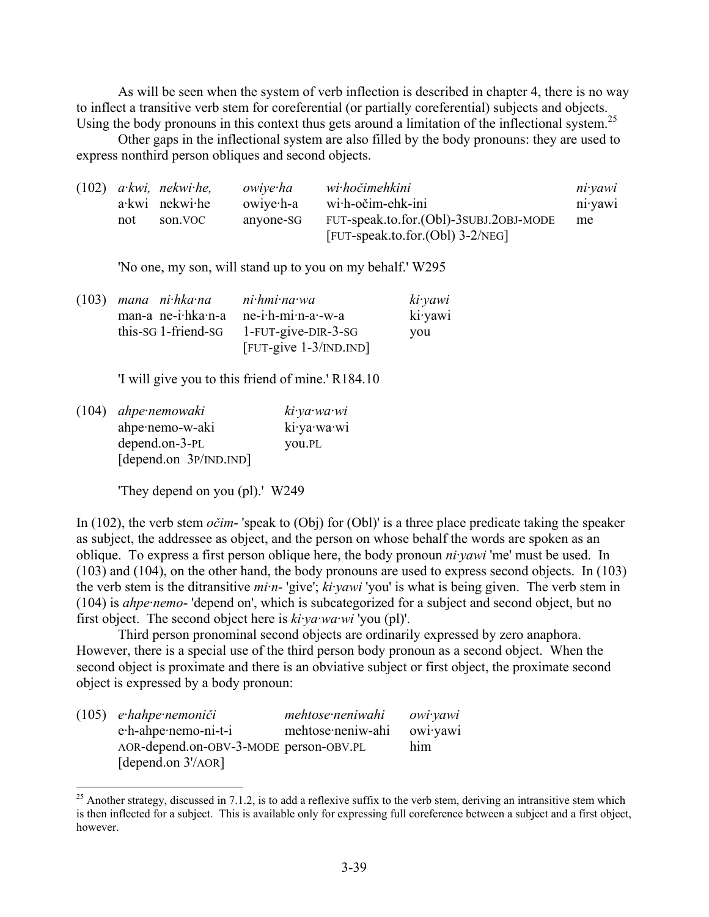As will be seen when the system of verb inflection is described in chapter 4, there is no way to inflect a transitive verb stem for coreferential (or partially coreferential) subjects and objects. Using the body pronouns in this context thus gets around a limitation of the inflectional system.[25]

Other gaps in the inflectional system are also filled by the body pronouns: they are used to express nonthird person obliques and second objects.

| (102) | *a·kwi,* | *nekwi·he,* | *owiye·ha* | *wi·hočimehkini* | *ni·yawi* |
|---|---|---|---|---|---|
| | a·kwi | nekwi·he | owiye·h-a | wi·h-očim-ehk-ini | ni·yawi |
| | not | son.VOC | anyone-SG | FUT-speak.to.for.(Obl)-3SUBJ.2OBJ-MODE | me |
| | | | | [FUT-speak.to.for.(Obl) 3-2/NEG] | |

'No one, my son, will stand up to you on my behalf.' W295

| (103) | *mana* | *ni·hka·na* | *ni·hmi·na·wa* | *ki·yawi* |
|---|---|---|---|---|
| | man-a | ne-i·hka·n-a | ne-i·h-mi·n-a·-w-a | ki·yawi |
| | this-SG | 1-friend-SG | 1-FUT-give-DIR-3-SG | you |
| | | | [FUT-give 1-3/IND.IND] | |

'I will give you to this friend of mine.' R184.10

| (104) | *ahpe·nemowaki* | *ki·ya·wa·wi* |
|---|---|---|
| | ahpe·nemo-w-aki | ki·ya·wa·wi |
| | depend.on-3-PL | you.PL |
| | [depend.on 3P/IND.IND] | |

'They depend on you (pl).' W249

In (102), the verb stem *očim-* 'speak to (Obj) for (Obl)' is a three place predicate taking the speaker as subject, the addressee as object, and the person on whose behalf the words are spoken as an oblique. To express a first person oblique here, the body pronoun *ni·yawi* 'me' must be used. In (103) and (104), on the other hand, the body pronouns are used to express second objects. In (103) the verb stem is the ditransitive *mi·n-* 'give'; *ki·yawi* 'you' is what is being given. The verb stem in (104) is *ahpe·nemo-* 'depend on', which is subcategorized for a subject and second object, but no first object. The second object here is *ki·ya·wa·wi* 'you (pl)'.

Third person pronominal second objects are ordinarily expressed by zero anaphora. However, there is a special use of the third person body pronoun as a second object. When the second object is proximate and there is an obviative subject or first object, the proximate second object is expressed by a body pronoun:

| (105) | *e·hahpe·nemoniči* | *mehtose·neniwahi* | *owi·yawi* |
|---|---|---|---|
| | e·h-ahpe·nemo-ni-t-i | mehtose·neniw-ahi | owi·yawi |
| | AOR-depend.on-OBV-3-MODE | person-OBV.PL | him |
| | [depend.on 3'/AOR] | | |

[25] Another strategy, discussed in 7.1.2, is to add a reflexive suffix to the verb stem, deriving an intransitive stem which is then inflected for a subject. This is available only for expressing full coreference between a subject and a first object, however.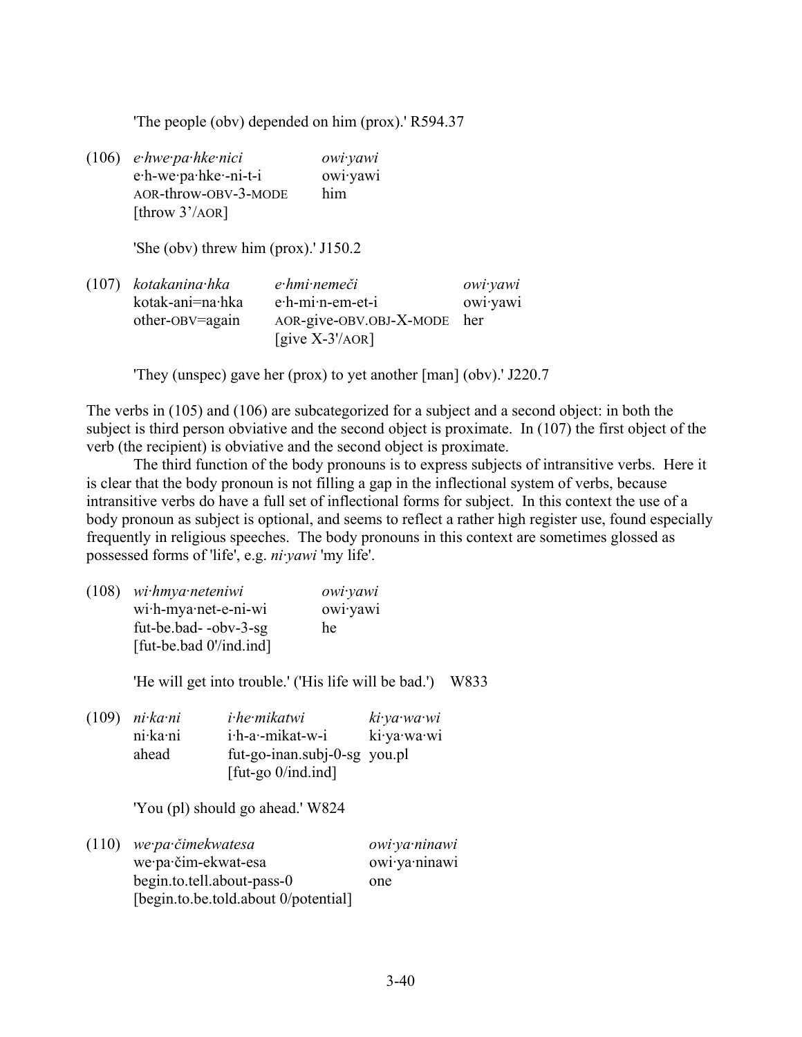'The people (obv) depended on him (prox).' R594.37

(106) *e·hwe·pa·hke·nici* *owi·yawi*
e·h-we·pa·hke·-ni-t-i owi·yawi
AOR-throw-OBV-3-MODE him
[throw 3'/AOR]

'She (obv) threw him (prox).' J150.2

(107) *kotakanina·hka* *e·hmi·nemeči* *owi·yawi*
kotak-ani=na·hka e·h-mi·n-em-et-i owi·yawi
other-OBV=again AOR-give-OBV.OBJ-X-MODE her
[give X-3'/AOR]

'They (unspec) gave her (prox) to yet another [man] (obv).' J220.7

The verbs in (105) and (106) are subcategorized for a subject and a second object: in both the subject is third person obviative and the second object is proximate. In (107) the first object of the verb (the recipient) is obviative and the second object is proximate.

The third function of the body pronouns is to express subjects of intransitive verbs. Here it is clear that the body pronoun is not filling a gap in the inflectional system of verbs, because intransitive verbs do have a full set of inflectional forms for subject. In this context the use of a body pronoun as subject is optional, and seems to reflect a rather high register use, found especially frequently in religious speeches. The body pronouns in this context are sometimes glossed as possessed forms of 'life', e.g. *ni·yawi* 'my life'.

(108) *wi·hmya·neteniwi* *owi·yawi*
wi·h-mya·net-e-ni-wi owi·yawi
fut-be.bad- -obv-3-sg he
[fut-be.bad 0'/ind.ind]

'He will get into trouble.' ('His life will be bad.') W833

(109) *ni·ka·ni* *i·he·mikatwi* *ki·ya·wa·wi*
ni·ka·ni i·h-a·-mikat-w-i ki·ya·wa·wi
ahead fut-go-inan.subj-0-sg you.pl
[fut-go 0/ind.ind]

'You (pl) should go ahead.' W824

(110) *we·pa·čimekwatesa* *owi·ya·ninawi*
we·pa·čim-ekwat-esa owi·ya·ninawi
begin.to.tell.about-pass-0 one
[begin.to.be.told.about 0/potential]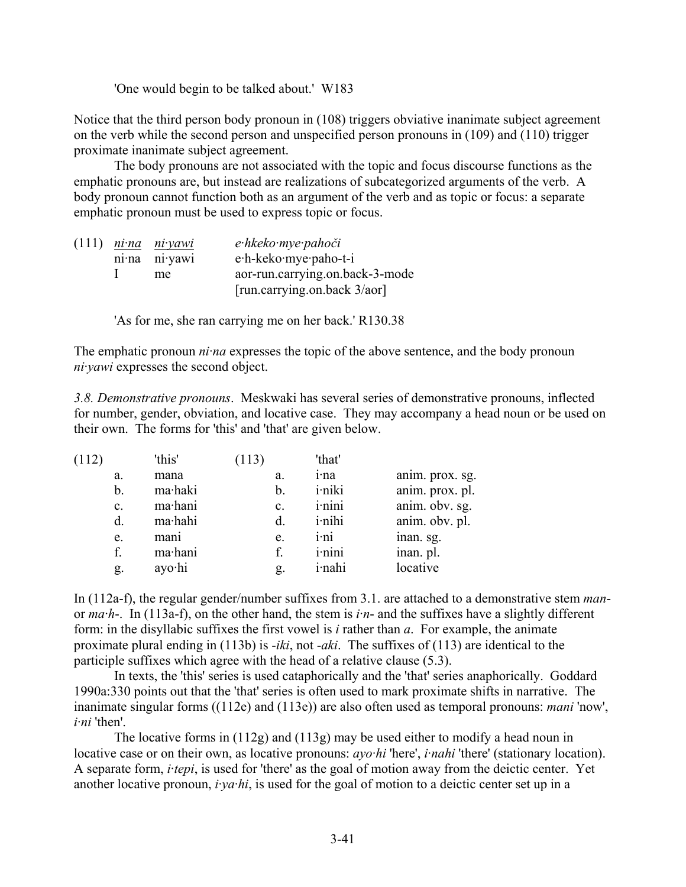'One would begin to be talked about.' W183

Notice that the third person body pronoun in (108) triggers obviative inanimate subject agreement on the verb while the second person and unspecified person pronouns in (109) and (110) trigger proximate inanimate subject agreement.

The body pronouns are not associated with the topic and focus discourse functions as the emphatic pronouns are, but instead are realizations of subcategorized arguments of the verb. A body pronoun cannot function both as an argument of the verb and as topic or focus: a separate emphatic pronoun must be used to express topic or focus.

| (111) | <u>*ni·na*</u> | <u>*ni·yawi*</u> | *e·hkeko·mye·pahoči* |
|---|---|---|---|
| | ni·na | ni·yawi | e·h-keko·mye·paho-t-i |
| | I | me | aor-run.carrying.on.back-3-mode |
| | | | [run.carrying.on.back 3/aor] |

'As for me, she ran carrying me on her back.' R130.38

The emphatic pronoun *ni·na* expresses the topic of the above sentence, and the body pronoun *ni·yawi* expresses the second object.

*3.8. Demonstrative pronouns*. Meskwaki has several series of demonstrative pronouns, inflected for number, gender, obviation, and locative case. They may accompany a head noun or be used on their own. The forms for 'this' and 'that' are given below.

| (112) | | 'this' | (113) | | 'that' | |
|---|---|---|---|---|---|---|
| | a. | mana | | a. | i·na | anim. prox. sg. |
| | b. | ma·haki | | b. | i·niki | anim. prox. pl. |
| | c. | ma·hani | | c. | i·nini | anim. obv. sg. |
| | d. | ma·hahi | | d. | i·nihi | anim. obv. pl. |
| | e. | mani | | e. | i·ni | inan. sg. |
| | f. | ma·hani | | f. | i·nini | inan. pl. |
| | g. | ayo·hi | | g. | i·nahi | locative |

In (112a-f), the regular gender/number suffixes from 3.1. are attached to a demonstrative stem *man-* or *ma·h-*. In (113a-f), on the other hand, the stem is *i·n-* and the suffixes have a slightly different form: in the disyllabic suffixes the first vowel is *i* rather than *a*. For example, the animate proximate plural ending in (113b) is *-iki*, not *-aki*. The suffixes of (113) are identical to the participle suffixes which agree with the head of a relative clause (5.3).

In texts, the 'this' series is used cataphorically and the 'that' series anaphorically. Goddard 1990a:330 points out that the 'that' series is often used to mark proximate shifts in narrative. The inanimate singular forms ((112e) and (113e)) are also often used as temporal pronouns: *mani* 'now', *i·ni* 'then'.

The locative forms in (112g) and (113g) may be used either to modify a head noun in locative case or on their own, as locative pronouns: *ayo·hi* 'here', *i·nahi* 'there' (stationary location). A separate form, *i·tepi*, is used for 'there' as the goal of motion away from the deictic center. Yet another locative pronoun, *i·ya·hi*, is used for the goal of motion to a deictic center set up in a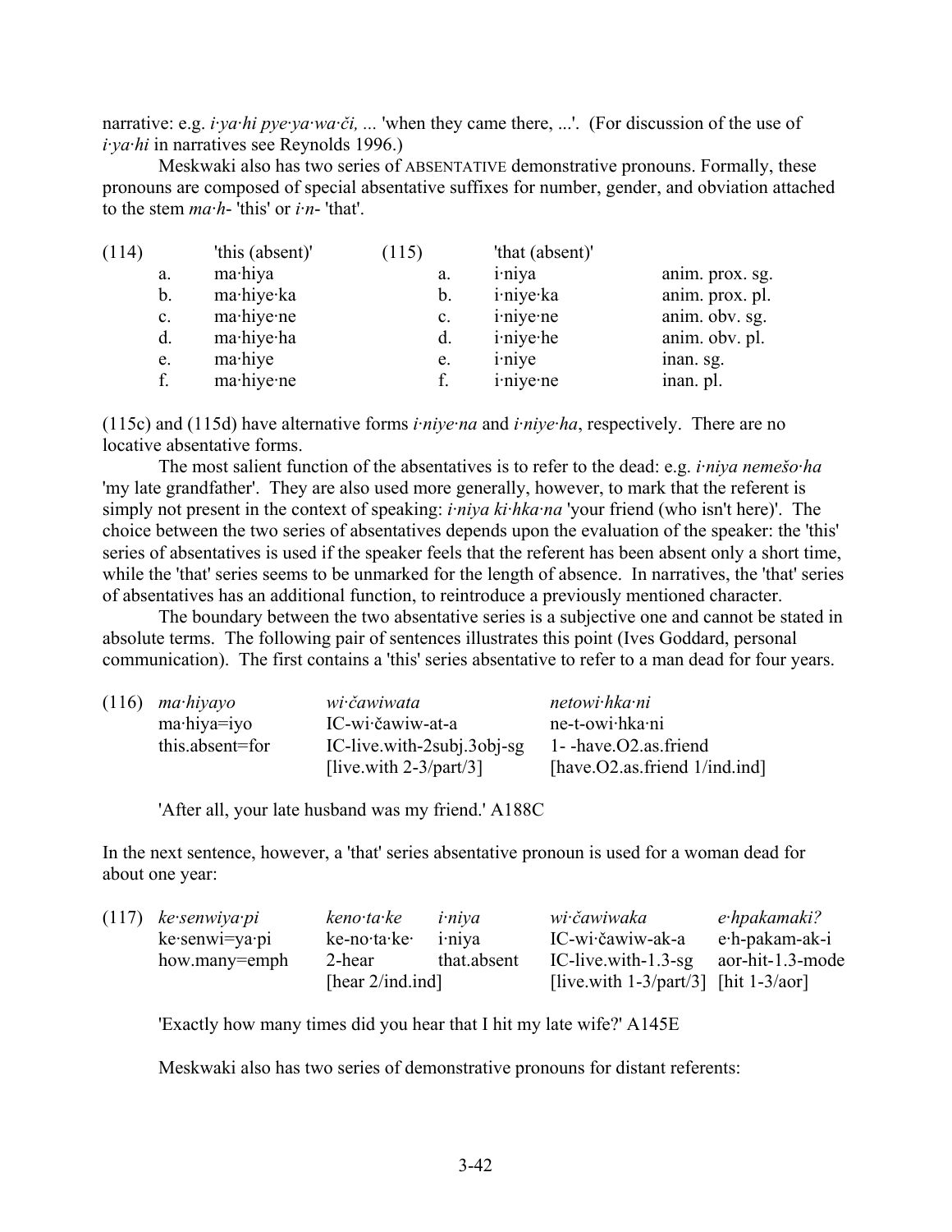narrative: e.g. *i·ya·hi pye·ya·wa·či, ...* 'when they came there, ...'. (For discussion of the use of *i·ya·hi* in narratives see Reynolds 1996.)

Meskwaki also has two series of ABSENTATIVE demonstrative pronouns. Formally, these pronouns are composed of special absentative suffixes for number, gender, and obviation attached to the stem *ma·h-* 'this' or *i·n-* 'that'.

| (114) | | 'this (absent)' | (115) | | 'that (absent)' | |
|---|---|---|---|---|---|---|
| | a. | ma·hiya | | a. | i·niya | anim. prox. sg. |
| | b. | ma·hiye·ka | | b. | i·niye·ka | anim. prox. pl. |
| | c. | ma·hiye·ne | | c. | i·niye·ne | anim. obv. sg. |
| | d. | ma·hiye·ha | | d. | i·niye·he | anim. obv. pl. |
| | e. | ma·hiye | | e. | i·niye | inan. sg. |
| | f. | ma·hiye·ne | | f. | i·niye·ne | inan. pl. |

(115c) and (115d) have alternative forms *i·niye·na* and *i·niye·ha*, respectively. There are no locative absentative forms.

The most salient function of the absentatives is to refer to the dead: e.g. *i·niya nemešo·ha* 'my late grandfather'. They are also used more generally, however, to mark that the referent is simply not present in the context of speaking: *i·niya ki·hka·na* 'your friend (who isn't here)'. The choice between the two series of absentatives depends upon the evaluation of the speaker: the 'this' series of absentatives is used if the speaker feels that the referent has been absent only a short time, while the 'that' series seems to be unmarked for the length of absence. In narratives, the 'that' series of absentatives has an additional function, to reintroduce a previously mentioned character.

The boundary between the two absentative series is a subjective one and cannot be stated in absolute terms. The following pair of sentences illustrates this point (Ives Goddard, personal communication). The first contains a 'this' series absentative to refer to a man dead for four years.

| (116) | *ma·hiyayo* | *wi·čawiwata* | *netowi·hka·ni* |
|---|---|---|---|
| | ma·hiya=iyo | IC-wi·čawiw-at-a | ne-t-owi·hka·ni |
| | this.absent=for | IC-live.with-2subj.3obj-sg | 1- -have.O2.as.friend |
| | | [live.with 2-3/part/3] | [have.O2.as.friend 1/ind.ind] |

'After all, your late husband was my friend.' A188C

In the next sentence, however, a 'that' series absentative pronoun is used for a woman dead for about one year:

| (117) | *ke·senwiya·pi* | *keno·ta·ke* | *i·niya* | *wi·čawiwaka* | *e·hpakamaki?* |
|---|---|---|---|---|---|
| | ke·senwi=ya·pi | ke-no·ta·ke· | i·niya | IC-wi·čawiw-ak-a | e·h-pakam-ak-i |
| | how.many=emph | 2-hear | that.absent | IC-live.with-1.3-sg | aor-hit-1.3-mode |
| | | [hear 2/ind.ind] | | [live.with 1-3/part/3] | [hit 1-3/aor] |

'Exactly how many times did you hear that I hit my late wife?' A145E

Meskwaki also has two series of demonstrative pronouns for distant referents: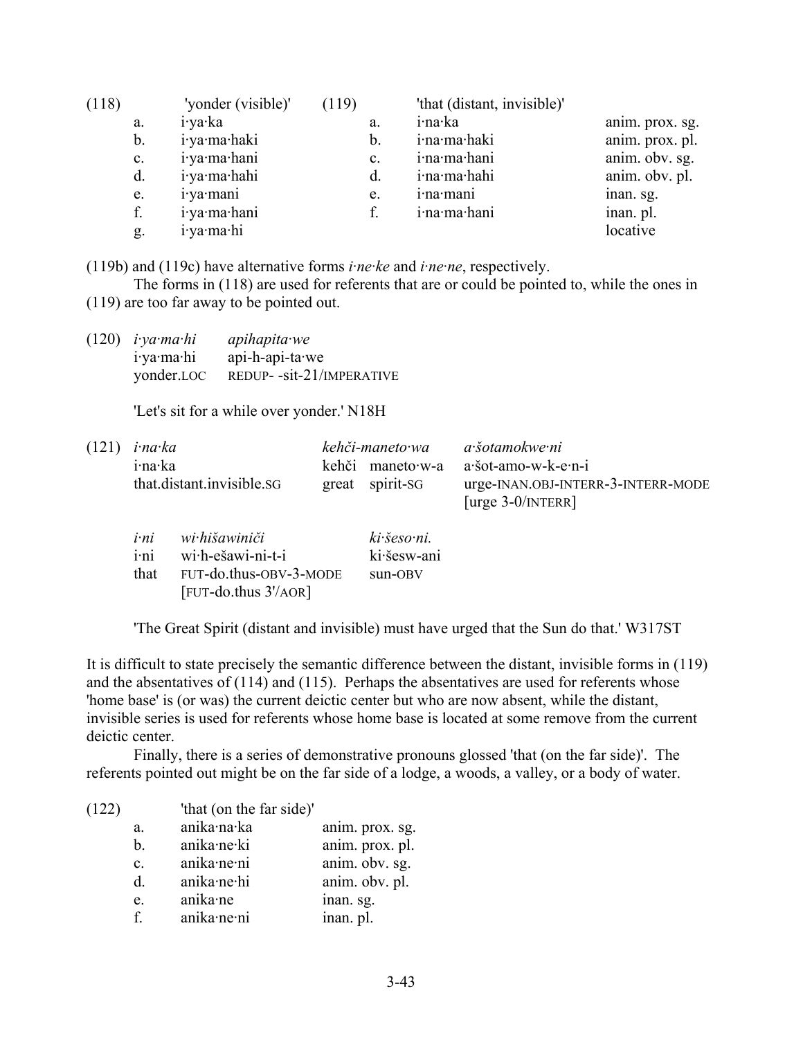| (118) | | 'yonder (visible)' | (119) | | 'that (distant, invisible)' | |
|---|---|---|---|---|---|---|
| | a. | i·ya·ka | | a. | i·na·ka | anim. prox. sg. |
| | b. | i·ya·ma·haki | | b. | i·na·ma·haki | anim. prox. pl. |
| | c. | i·ya·ma·hani | | c. | i·na·ma·hani | anim. obv. sg. |
| | d. | i·ya·ma·hahi | | d. | i·na·ma·hahi | anim. obv. pl. |
| | e. | i·ya·mani | | e. | i·na·mani | inan. sg. |
| | f. | i·ya·ma·hani | | f. | i·na·ma·hani | inan. pl. |
| | g. | i·ya·ma·hi | | | | locative |

(119b) and (119c) have alternative forms *i·ne·ke* and *i·ne·ne*, respectively.

The forms in (118) are used for referents that are or could be pointed to, while the ones in (119) are too far away to be pointed out.

(120) *i·ya·ma·hi* *apihapita·we*
i·ya·ma·hi api-h-api-ta·we
yonder.LOC REDUP- -sit-21/IMPERATIVE

'Let's sit for a while over yonder.' N18H

(121) *i·na·ka* *kehči-maneto·wa* *a·šotamokwe·ni*
i·na·ka kehči maneto·w-a a·šot-amo-w-k-e·n-i
that.distant.invisible.SG great spirit-SG urge-INAN.OBJ-INTERR-3-INTERR-MODE [urge 3-0/INTERR]

*i·ni* *wi·hišawiniči* *ki·šeso·ni.*
i·ni wi·h-ešawi-ni-t-i ki·šesw-ani
that FUT-do.thus-OBV-3-MODE sun-OBV
[FUT-do.thus 3'/AOR]

'The Great Spirit (distant and invisible) must have urged that the Sun do that.' W317ST

It is difficult to state precisely the semantic difference between the distant, invisible forms in (119) and the absentatives of (114) and (115). Perhaps the absentatives are used for referents whose 'home base' is (or was) the current deictic center but who are now absent, while the distant, invisible series is used for referents whose home base is located at some remove from the current deictic center.

Finally, there is a series of demonstrative pronouns glossed 'that (on the far side)'. The referents pointed out might be on the far side of a lodge, a woods, a valley, or a body of water.

| (122) | | 'that (on the far side)' | |
|---|---|---|---|
| | a. | anika·na·ka | anim. prox. sg. |
| | b. | anika·ne·ki | anim. prox. pl. |
| | c. | anika·ne·ni | anim. obv. sg. |
| | d. | anika·ne·hi | anim. obv. pl. |
| | e. | anika·ne | inan. sg. |
| | f. | anika·ne·ni | inan. pl. |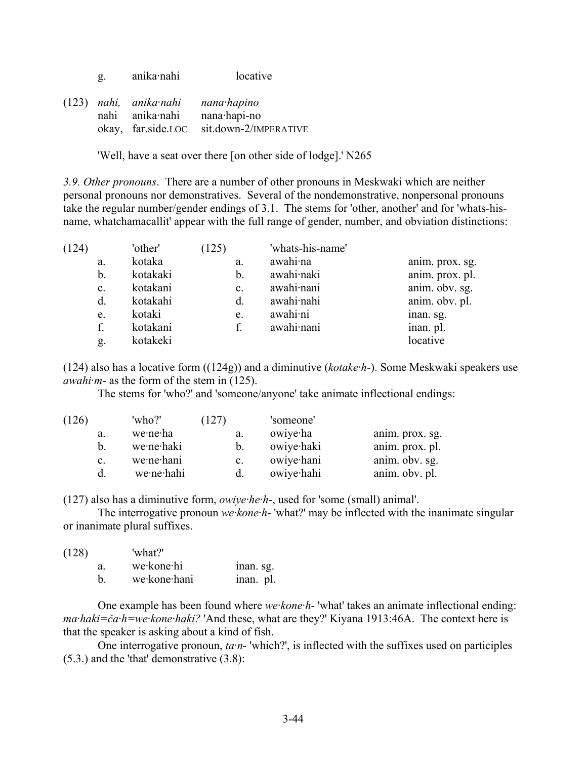g. anika·nahi locative

(123) *nahi, anika·nahi nana·hapino*
nahi anika·nahi nana·hapi-no
okay, far.side.LOC sit.down-2/IMPERATIVE

'Well, have a seat over there [on other side of lodge].' N265

*3.9. Other pronouns*. There are a number of other pronouns in Meskwaki which are neither personal pronouns nor demonstratives. Several of the nondemonstrative, nonpersonal pronouns take the regular number/gender endings of 3.1. The stems for 'other, another' and for 'whats-his-name, whatchamacallit' appear with the full range of gender, number, and obviation distinctions:

| (124) | | 'other' | (125) | | 'whats-his-name' | |
|---|---|---|---|---|---|---|
| | a. | kotaka | | a. | awahi·na | anim. prox. sg. |
| | b. | kotakaki | | b. | awahi·naki | anim. prox. pl. |
| | c. | kotakani | | c. | awahi·nani | anim. obv. sg. |
| | d. | kotakahi | | d. | awahi·nahi | anim. obv. pl. |
| | e. | kotaki | | e. | awahi·ni | inan. sg. |
| | f. | kotakani | | f. | awahi·nani | inan. pl. |
| | g. | kotakeki | | | | locative |

(124) also has a locative form ((124g)) and a diminutive (*kotake·h-*). Some Meskwaki speakers use *awahi·m-* as the form of the stem in (125).

The stems for 'who?' and 'someone/anyone' take animate inflectional endings:

| (126) | | 'who?' | (127) | | 'someone' | |
|---|---|---|---|---|---|---|
| | a. | we·ne·ha | | a. | owiye·ha | anim. prox. sg. |
| | b. | we·ne·haki | | b. | owiye·haki | anim. prox. pl. |
| | c. | we·ne·hani | | c. | owiye·hani | anim. obv. sg. |
| | d. | we·ne·hahi | | d. | owiye·hahi | anim. obv. pl. |

(127) also has a diminutive form, *owiye·he·h-*, used for 'some (small) animal'.

The interrogative pronoun *we·kone·h-* 'what?' may be inflected with the inanimate singular or inanimate plural suffixes.

| (128) | | 'what?' | |
|---|---|---|---|
| | a. | we·kone·hi | inan. sg. |
| | b. | we·kone·hani | inan. pl. |

One example has been found where *we·kone·h-* 'what' takes an animate inflectional ending: *ma·haki=ča·h=we·kone·haki?* 'And these, what are they?' Kiyana 1913:46A. The context here is that the speaker is asking about a kind of fish.

One interrogative pronoun, *ta·n-* 'which?', is inflected with the suffixes used on participles (5.3.) and the 'that' demonstrative (3.8):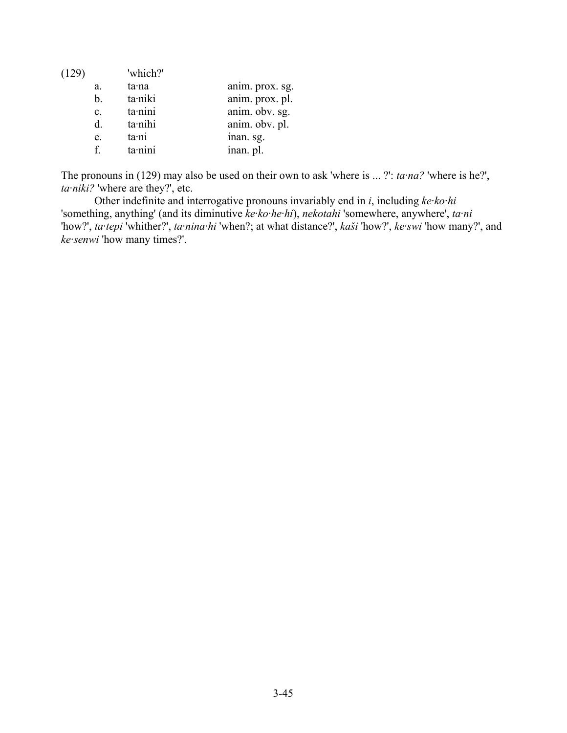(129) 'which?'

| | | |
|---|---|---|
| a. | ta·na | anim. prox. sg. |
| b. | ta·niki | anim. prox. pl. |
| c. | ta·nini | anim. obv. sg. |
| d. | ta·nihi | anim. obv. pl. |
| e. | ta·ni | inan. sg. |
| f. | ta·nini | inan. pl. |

The pronouns in (129) may also be used on their own to ask 'where is ... ?': *ta·na?* 'where is he?', *ta·niki?* 'where are they?', etc.

Other indefinite and interrogative pronouns invariably end in *i*, including *ke·ko·hi* 'something, anything' (and its diminutive *ke·ko·he·hi*), *nekotahi* 'somewhere, anywhere', *ta·ni* 'how?', *ta·tepi* 'whither?', *ta·nina·hi* 'when?; at what distance?', *kaši* 'how?', *ke·swi* 'how many?', and *ke·senwi* 'how many times?'.